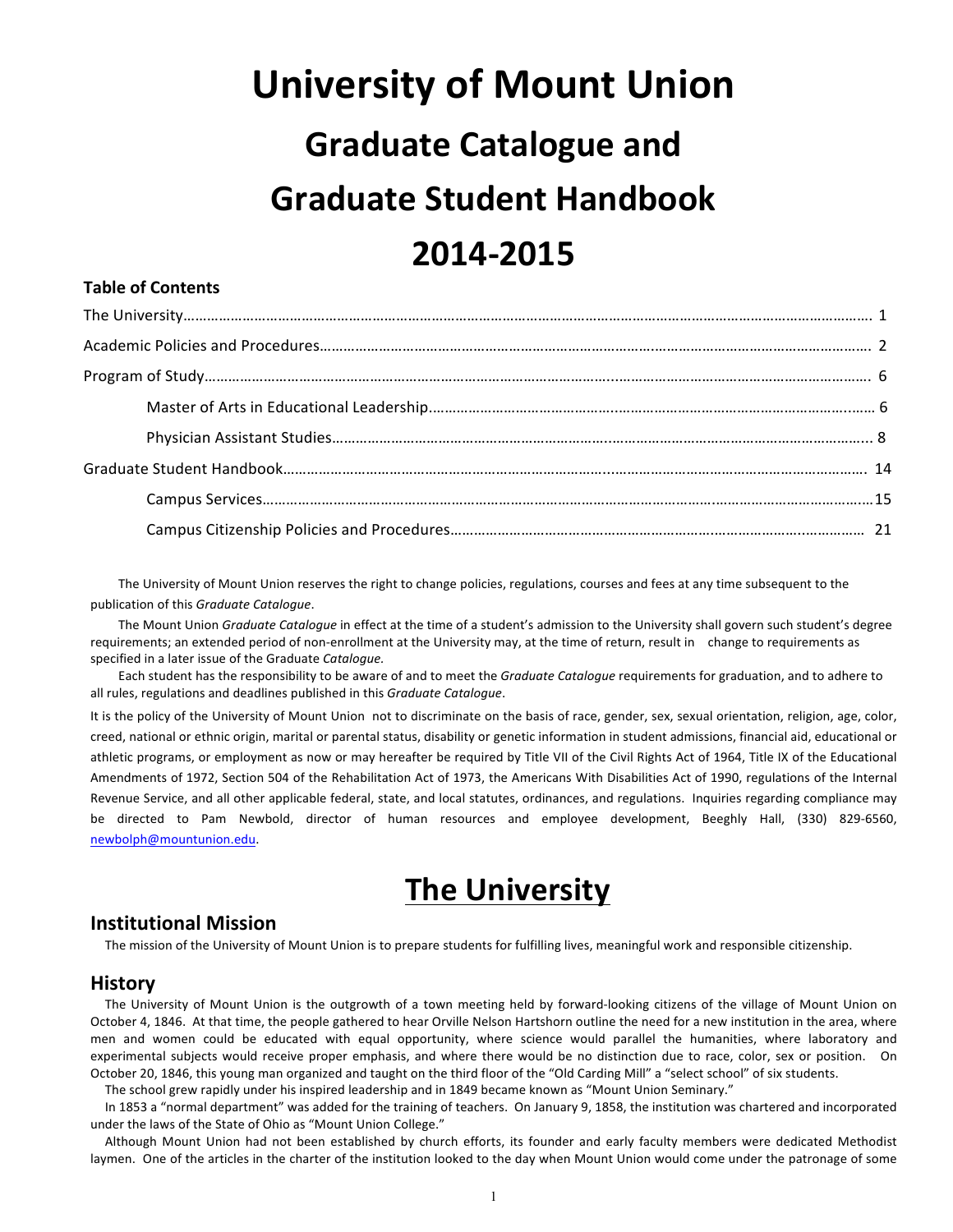# University of Mount Union

# Graduate Catalogue and Graduate Student Handbook 2014-2015

## Table of Contents

The University……………………………………………………………………………………………………………………………………………… 1

Academic Policies and Procedures……………………………………………………………………………………………………………… 2

Program of Study………………………………………………………………………………………………………………………………………… 6

  Master of Arts in Educational Leadership…………………………………………………………………………………………… 6

  Physician Assistant Studies……………………………………………………………………………………………………………………... 8

Graduate Student Handbook……………………………………………………………………………………………………………………… 14

  Campus Services…………………………………………………………………………………………………………………………………….15

  Campus Citizenship Policies and Procedures…………………………………………………………………………………………… 21

The University of Mount Union reserves the right to change policies, regulations, courses and fees at any time subsequent to the publication of this *Graduate Catalogue*.

The Mount Union *Graduate Catalogue* in effect at the time of a student's admission to the University shall govern such student's degree requirements; an extended period of non-enrollment at the University may, at the time of return, result in change to requirements as specified in a later issue of the Graduate *Catalogue.*

Each student has the responsibility to be aware of and to meet the *Graduate Catalogue* requirements for graduation, and to adhere to all rules, regulations and deadlines published in this *Graduate Catalogue*.

It is the policy of the University of Mount Union not to discriminate on the basis of race, gender, sex, sexual orientation, religion, age, color, creed, national or ethnic origin, marital or parental status, disability or genetic information in student admissions, financial aid, educational or athletic programs, or employment as now or may hereafter be required by Title VII of the Civil Rights Act of 1964, Title IX of the Educational Amendments of 1972, Section 504 of the Rehabilitation Act of 1973, the Americans With Disabilities Act of 1990, regulations of the Internal Revenue Service, and all other applicable federal, state, and local statutes, ordinances, and regulations. Inquiries regarding compliance may be directed to Pam Newbold, director of human resources and employee development, Beeghly Hall, (330) 829-6560, newbolph@mountunion.edu.

# The University

## Institutional Mission

The mission of the University of Mount Union is to prepare students for fulfilling lives, meaningful work and responsible citizenship.

## History

The University of Mount Union is the outgrowth of a town meeting held by forward-looking citizens of the village of Mount Union on October 4, 1846. At that time, the people gathered to hear Orville Nelson Hartshorn outline the need for a new institution in the area, where men and women could be educated with equal opportunity, where science would parallel the humanities, where laboratory and experimental subjects would receive proper emphasis, and where there would be no distinction due to race, color, sex or position. On October 20, 1846, this young man organized and taught on the third floor of the "Old Carding Mill" a "select school" of six students.

The school grew rapidly under his inspired leadership and in 1849 became known as "Mount Union Seminary."

In 1853 a "normal department" was added for the training of teachers. On January 9, 1858, the institution was chartered and incorporated under the laws of the State of Ohio as "Mount Union College."

Although Mount Union had not been established by church efforts, its founder and early faculty members were dedicated Methodist laymen. One of the articles in the charter of the institution looked to the day when Mount Union would come under the patronage of some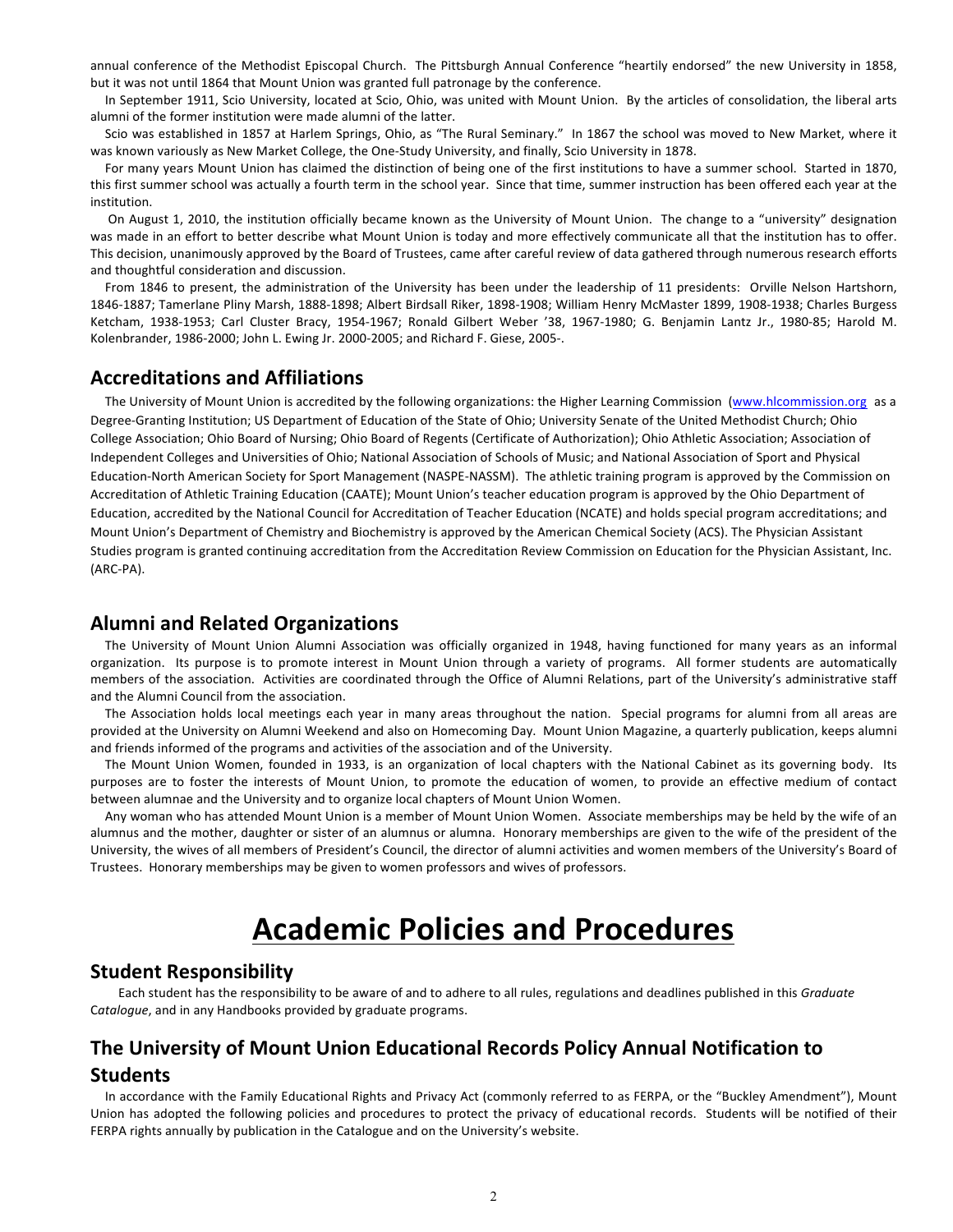annual conference of the Methodist Episcopal Church. The Pittsburgh Annual Conference "heartily endorsed" the new University in 1858, but it was not until 1864 that Mount Union was granted full patronage by the conference.

In September 1911, Scio University, located at Scio, Ohio, was united with Mount Union. By the articles of consolidation, the liberal arts alumni of the former institution were made alumni of the latter.

Scio was established in 1857 at Harlem Springs, Ohio, as "The Rural Seminary." In 1867 the school was moved to New Market, where it was known variously as New Market College, the One-Study University, and finally, Scio University in 1878.

For many years Mount Union has claimed the distinction of being one of the first institutions to have a summer school. Started in 1870, this first summer school was actually a fourth term in the school year. Since that time, summer instruction has been offered each year at the institution.

On August 1, 2010, the institution officially became known as the University of Mount Union. The change to a "university" designation was made in an effort to better describe what Mount Union is today and more effectively communicate all that the institution has to offer. This decision, unanimously approved by the Board of Trustees, came after careful review of data gathered through numerous research efforts and thoughtful consideration and discussion.

From 1846 to present, the administration of the University has been under the leadership of 11 presidents: Orville Nelson Hartshorn, 1846-1887; Tamerlane Pliny Marsh, 1888-1898; Albert Birdsall Riker, 1898-1908; William Henry McMaster 1899, 1908-1938; Charles Burgess Ketcham, 1938-1953; Carl Cluster Bracy, 1954-1967; Ronald Gilbert Weber '38, 1967-1980; G. Benjamin Lantz Jr., 1980-85; Harold M. Kolenbrander, 1986-2000; John L. Ewing Jr. 2000-2005; and Richard F. Giese, 2005-.

## Accreditations and Affiliations

The University of Mount Union is accredited by the following organizations: the Higher Learning Commission (www.hlcommission.org as a Degree-Granting Institution; US Department of Education of the State of Ohio; University Senate of the United Methodist Church; Ohio College Association; Ohio Board of Nursing; Ohio Board of Regents (Certificate of Authorization); Ohio Athletic Association; Association of Independent Colleges and Universities of Ohio; National Association of Schools of Music; and National Association of Sport and Physical Education-North American Society for Sport Management (NASPE-NASSM). The athletic training program is approved by the Commission on Accreditation of Athletic Training Education (CAATE); Mount Union's teacher education program is approved by the Ohio Department of Education, accredited by the National Council for Accreditation of Teacher Education (NCATE) and holds special program accreditations; and Mount Union's Department of Chemistry and Biochemistry is approved by the American Chemical Society (ACS). The Physician Assistant Studies program is granted continuing accreditation from the Accreditation Review Commission on Education for the Physician Assistant, Inc. (ARC-PA).

## Alumni and Related Organizations

The University of Mount Union Alumni Association was officially organized in 1948, having functioned for many years as an informal organization. Its purpose is to promote interest in Mount Union through a variety of programs. All former students are automatically members of the association. Activities are coordinated through the Office of Alumni Relations, part of the University's administrative staff and the Alumni Council from the association.

The Association holds local meetings each year in many areas throughout the nation. Special programs for alumni from all areas are provided at the University on Alumni Weekend and also on Homecoming Day. Mount Union Magazine, a quarterly publication, keeps alumni and friends informed of the programs and activities of the association and of the University.

The Mount Union Women, founded in 1933, is an organization of local chapters with the National Cabinet as its governing body. Its purposes are to foster the interests of Mount Union, to promote the education of women, to provide an effective medium of contact between alumnae and the University and to organize local chapters of Mount Union Women.

Any woman who has attended Mount Union is a member of Mount Union Women. Associate memberships may be held by the wife of an alumnus and the mother, daughter or sister of an alumnus or alumna. Honorary memberships are given to the wife of the president of the University, the wives of all members of President's Council, the director of alumni activities and women members of the University's Board of Trustees. Honorary memberships may be given to women professors and wives of professors.

# Academic Policies and Procedures

## Student Responsibility

Each student has the responsibility to be aware of and to adhere to all rules, regulations and deadlines published in this *Graduate Catalogue*, and in any Handbooks provided by graduate programs.

## The University of Mount Union Educational Records Policy Annual Notification to Students

In accordance with the Family Educational Rights and Privacy Act (commonly referred to as FERPA, or the "Buckley Amendment"), Mount Union has adopted the following policies and procedures to protect the privacy of educational records. Students will be notified of their FERPA rights annually by publication in the Catalogue and on the University's website.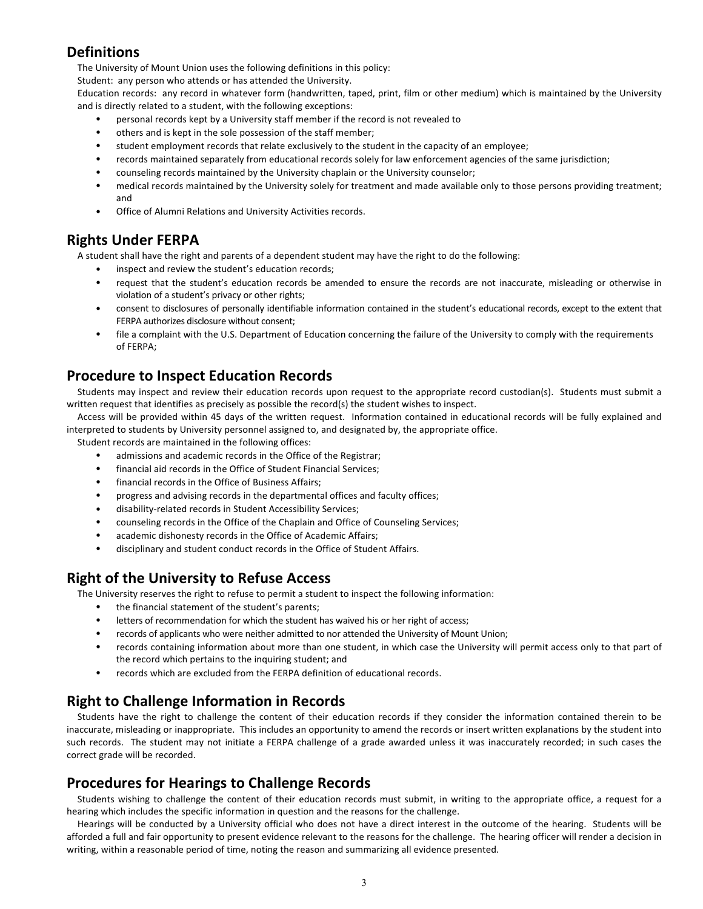## Definitions

The University of Mount Union uses the following definitions in this policy:

Student: any person who attends or has attended the University.

Education records: any record in whatever form (handwritten, taped, print, film or other medium) which is maintained by the University and is directly related to a student, with the following exceptions:

- personal records kept by a University staff member if the record is not revealed to
- others and is kept in the sole possession of the staff member;
- student employment records that relate exclusively to the student in the capacity of an employee;
- records maintained separately from educational records solely for law enforcement agencies of the same jurisdiction;
- counseling records maintained by the University chaplain or the University counselor;
- medical records maintained by the University solely for treatment and made available only to those persons providing treatment; and
- Office of Alumni Relations and University Activities records.

## Rights Under FERPA

A student shall have the right and parents of a dependent student may have the right to do the following:

- inspect and review the student's education records;
- request that the student's education records be amended to ensure the records are not inaccurate, misleading or otherwise in violation of a student's privacy or other rights;
- consent to disclosures of personally identifiable information contained in the student's educational records, except to the extent that FERPA authorizes disclosure without consent;
- file a complaint with the U.S. Department of Education concerning the failure of the University to comply with the requirements of FERPA;

## Procedure to Inspect Education Records

Students may inspect and review their education records upon request to the appropriate record custodian(s). Students must submit a written request that identifies as precisely as possible the record(s) the student wishes to inspect.

Access will be provided within 45 days of the written request. Information contained in educational records will be fully explained and interpreted to students by University personnel assigned to, and designated by, the appropriate office.

Student records are maintained in the following offices:

- admissions and academic records in the Office of the Registrar;
- financial aid records in the Office of Student Financial Services;
- financial records in the Office of Business Affairs;
- progress and advising records in the departmental offices and faculty offices;
- disability-related records in Student Accessibility Services;
- counseling records in the Office of the Chaplain and Office of Counseling Services;
- academic dishonesty records in the Office of Academic Affairs;
- disciplinary and student conduct records in the Office of Student Affairs.

## Right of the University to Refuse Access

The University reserves the right to refuse to permit a student to inspect the following information:

- the financial statement of the student's parents;
- letters of recommendation for which the student has waived his or her right of access;
- records of applicants who were neither admitted to nor attended the University of Mount Union;
- records containing information about more than one student, in which case the University will permit access only to that part of the record which pertains to the inquiring student; and
- records which are excluded from the FERPA definition of educational records.

## Right to Challenge Information in Records

Students have the right to challenge the content of their education records if they consider the information contained therein to be inaccurate, misleading or inappropriate. This includes an opportunity to amend the records or insert written explanations by the student into such records. The student may not initiate a FERPA challenge of a grade awarded unless it was inaccurately recorded; in such cases the correct grade will be recorded.

## Procedures for Hearings to Challenge Records

Students wishing to challenge the content of their education records must submit, in writing to the appropriate office, a request for a hearing which includes the specific information in question and the reasons for the challenge.

Hearings will be conducted by a University official who does not have a direct interest in the outcome of the hearing. Students will be afforded a full and fair opportunity to present evidence relevant to the reasons for the challenge. The hearing officer will render a decision in writing, within a reasonable period of time, noting the reason and summarizing all evidence presented.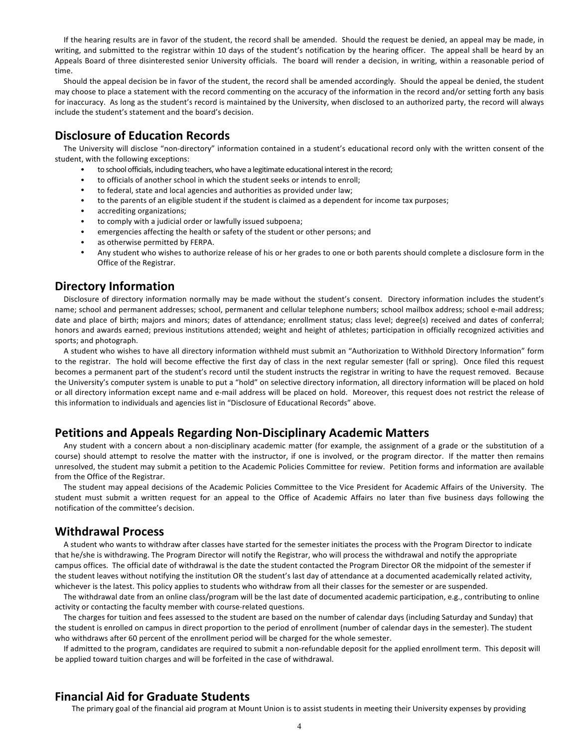If the hearing results are in favor of the student, the record shall be amended. Should the request be denied, an appeal may be made, in writing, and submitted to the registrar within 10 days of the student's notification by the hearing officer. The appeal shall be heard by an Appeals Board of three disinterested senior University officials. The board will render a decision, in writing, within a reasonable period of time.

Should the appeal decision be in favor of the student, the record shall be amended accordingly. Should the appeal be denied, the student may choose to place a statement with the record commenting on the accuracy of the information in the record and/or setting forth any basis for inaccuracy. As long as the student's record is maintained by the University, when disclosed to an authorized party, the record will always include the student's statement and the board's decision.

## Disclosure of Education Records

The University will disclose "non-directory" information contained in a student's educational record only with the written consent of the student, with the following exceptions:

- to school officials, including teachers, who have a legitimate educational interest in the record;
- to officials of another school in which the student seeks or intends to enroll;
- to federal, state and local agencies and authorities as provided under law;
- to the parents of an eligible student if the student is claimed as a dependent for income tax purposes;
- accrediting organizations;
- to comply with a judicial order or lawfully issued subpoena;
- emergencies affecting the health or safety of the student or other persons; and
- as otherwise permitted by FERPA.
- Any student who wishes to authorize release of his or her grades to one or both parents should complete a disclosure form in the Office of the Registrar.

## Directory Information

Disclosure of directory information normally may be made without the student's consent. Directory information includes the student's name; school and permanent addresses; school, permanent and cellular telephone numbers; school mailbox address; school e-mail address; date and place of birth; majors and minors; dates of attendance; enrollment status; class level; degree(s) received and dates of conferral; honors and awards earned; previous institutions attended; weight and height of athletes; participation in officially recognized activities and sports; and photograph.

A student who wishes to have all directory information withheld must submit an "Authorization to Withhold Directory Information" form to the registrar. The hold will become effective the first day of class in the next regular semester (fall or spring). Once filed this request becomes a permanent part of the student's record until the student instructs the registrar in writing to have the request removed. Because the University's computer system is unable to put a "hold" on selective directory information, all directory information will be placed on hold or all directory information except name and e-mail address will be placed on hold. Moreover, this request does not restrict the release of this information to individuals and agencies list in "Disclosure of Educational Records" above.

## Petitions and Appeals Regarding Non-Disciplinary Academic Matters

Any student with a concern about a non-disciplinary academic matter (for example, the assignment of a grade or the substitution of a course) should attempt to resolve the matter with the instructor, if one is involved, or the program director. If the matter then remains unresolved, the student may submit a petition to the Academic Policies Committee for review. Petition forms and information are available from the Office of the Registrar.

The student may appeal decisions of the Academic Policies Committee to the Vice President for Academic Affairs of the University. The student must submit a written request for an appeal to the Office of Academic Affairs no later than five business days following the notification of the committee's decision.

## Withdrawal Process

A student who wants to withdraw after classes have started for the semester initiates the process with the Program Director to indicate that he/she is withdrawing. The Program Director will notify the Registrar, who will process the withdrawal and notify the appropriate campus offices. The official date of withdrawal is the date the student contacted the Program Director OR the midpoint of the semester if the student leaves without notifying the institution OR the student's last day of attendance at a documented academically related activity, whichever is the latest. This policy applies to students who withdraw from all their classes for the semester or are suspended.

The withdrawal date from an online class/program will be the last date of documented academic participation, e.g., contributing to online activity or contacting the faculty member with course-related questions.

The charges for tuition and fees assessed to the student are based on the number of calendar days (including Saturday and Sunday) that the student is enrolled on campus in direct proportion to the period of enrollment (number of calendar days in the semester). The student who withdraws after 60 percent of the enrollment period will be charged for the whole semester.

If admitted to the program, candidates are required to submit a non-refundable deposit for the applied enrollment term. This deposit will be applied toward tuition charges and will be forfeited in the case of withdrawal.

## Financial Aid for Graduate Students

The primary goal of the financial aid program at Mount Union is to assist students in meeting their University expenses by providing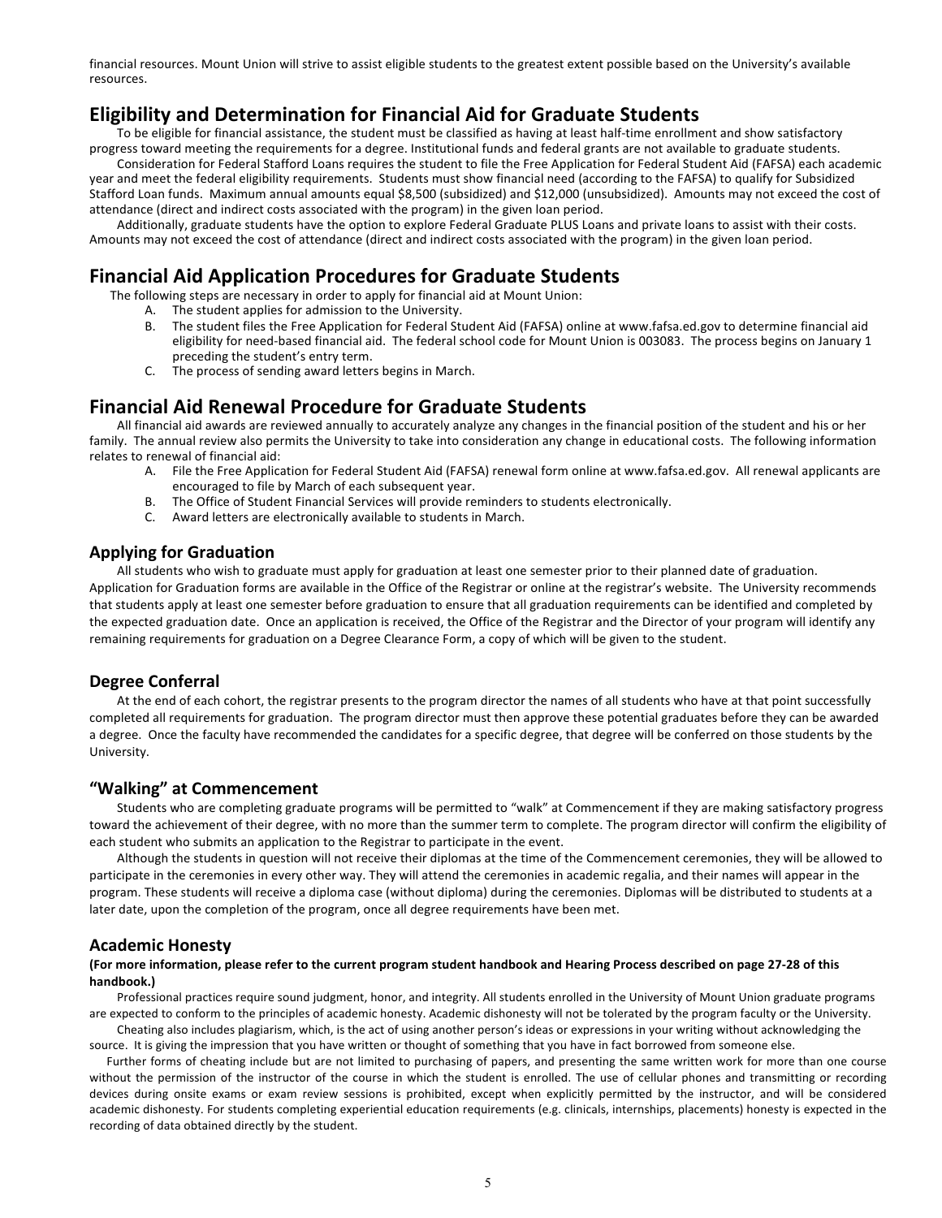financial resources. Mount Union will strive to assist eligible students to the greatest extent possible based on the University's available resources.

## Eligibility and Determination for Financial Aid for Graduate Students

To be eligible for financial assistance, the student must be classified as having at least half-time enrollment and show satisfactory progress toward meeting the requirements for a degree. Institutional funds and federal grants are not available to graduate students.

Consideration for Federal Stafford Loans requires the student to file the Free Application for Federal Student Aid (FAFSA) each academic year and meet the federal eligibility requirements. Students must show financial need (according to the FAFSA) to qualify for Subsidized Stafford Loan funds. Maximum annual amounts equal $8,500 (subsidized) and $12,000 (unsubsidized). Amounts may not exceed the cost of attendance (direct and indirect costs associated with the program) in the given loan period.

Additionally, graduate students have the option to explore Federal Graduate PLUS Loans and private loans to assist with their costs. Amounts may not exceed the cost of attendance (direct and indirect costs associated with the program) in the given loan period.

## Financial Aid Application Procedures for Graduate Students

The following steps are necessary in order to apply for financial aid at Mount Union:

A. The student applies for admission to the University.
B. The student files the Free Application for Federal Student Aid (FAFSA) online at www.fafsa.ed.gov to determine financial aid eligibility for need-based financial aid. The federal school code for Mount Union is 003083. The process begins on January 1 preceding the student's entry term.
C. The process of sending award letters begins in March.

## Financial Aid Renewal Procedure for Graduate Students

All financial aid awards are reviewed annually to accurately analyze any changes in the financial position of the student and his or her family. The annual review also permits the University to take into consideration any change in educational costs. The following information relates to renewal of financial aid:

A. File the Free Application for Federal Student Aid (FAFSA) renewal form online at www.fafsa.ed.gov. All renewal applicants are encouraged to file by March of each subsequent year.
B. The Office of Student Financial Services will provide reminders to students electronically.
C. Award letters are electronically available to students in March.

### Applying for Graduation

All students who wish to graduate must apply for graduation at least one semester prior to their planned date of graduation. Application for Graduation forms are available in the Office of the Registrar or online at the registrar's website. The University recommends that students apply at least one semester before graduation to ensure that all graduation requirements can be identified and completed by the expected graduation date. Once an application is received, the Office of the Registrar and the Director of your program will identify any remaining requirements for graduation on a Degree Clearance Form, a copy of which will be given to the student.

### Degree Conferral

At the end of each cohort, the registrar presents to the program director the names of all students who have at that point successfully completed all requirements for graduation. The program director must then approve these potential graduates before they can be awarded a degree. Once the faculty have recommended the candidates for a specific degree, that degree will be conferred on those students by the University.

### "Walking" at Commencement

Students who are completing graduate programs will be permitted to "walk" at Commencement if they are making satisfactory progress toward the achievement of their degree, with no more than the summer term to complete. The program director will confirm the eligibility of each student who submits an application to the Registrar to participate in the event.

Although the students in question will not receive their diplomas at the time of the Commencement ceremonies, they will be allowed to participate in the ceremonies in every other way. They will attend the ceremonies in academic regalia, and their names will appear in the program. These students will receive a diploma case (without diploma) during the ceremonies. Diplomas will be distributed to students at a later date, upon the completion of the program, once all degree requirements have been met.

### Academic Honesty

**(For more information, please refer to the current program student handbook and Hearing Process described on page 27-28 of this handbook.)**

Professional practices require sound judgment, honor, and integrity. All students enrolled in the University of Mount Union graduate programs are expected to conform to the principles of academic honesty. Academic dishonesty will not be tolerated by the program faculty or the University.

Cheating also includes plagiarism, which, is the act of using another person's ideas or expressions in your writing without acknowledging the source. It is giving the impression that you have written or thought of something that you have in fact borrowed from someone else.

Further forms of cheating include but are not limited to purchasing of papers, and presenting the same written work for more than one course without the permission of the instructor of the course in which the student is enrolled. The use of cellular phones and transmitting or recording devices during onsite exams or exam review sessions is prohibited, except when explicitly permitted by the instructor, and will be considered academic dishonesty. For students completing experiential education requirements (e.g. clinicals, internships, placements) honesty is expected in the recording of data obtained directly by the student.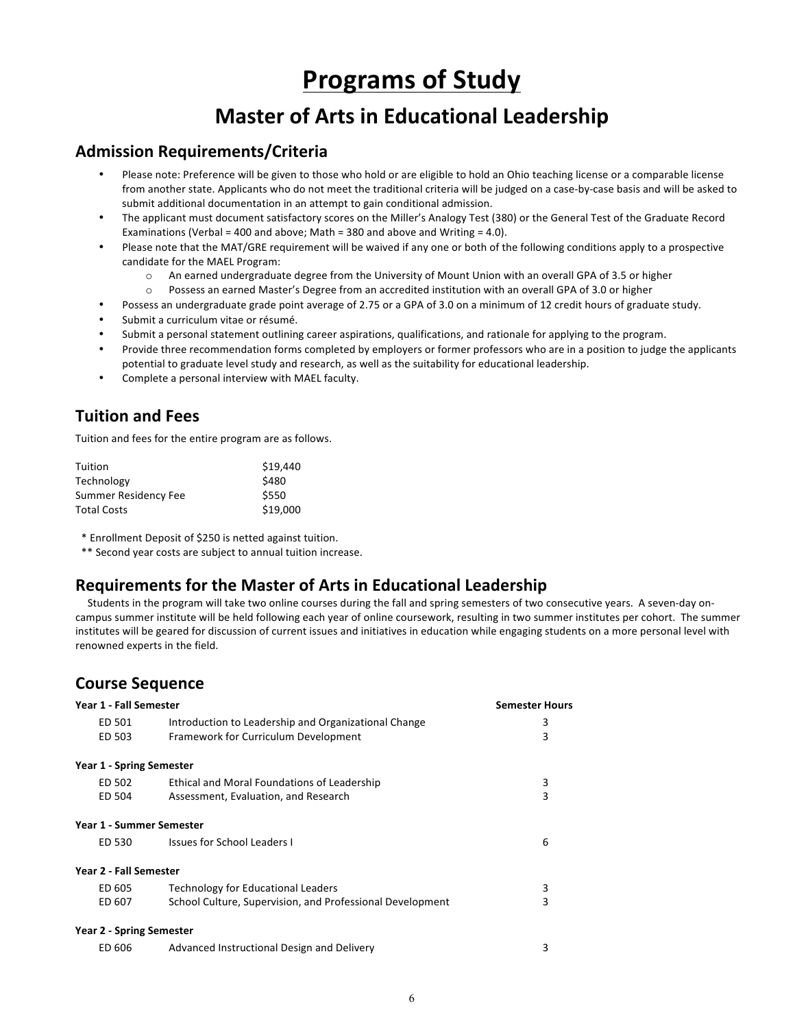# Programs of Study

## Master of Arts in Educational Leadership

### Admission Requirements/Criteria

- Please note: Preference will be given to those who hold or are eligible to hold an Ohio teaching license or a comparable license from another state. Applicants who do not meet the traditional criteria will be judged on a case-by-case basis and will be asked to submit additional documentation in an attempt to gain conditional admission.
- The applicant must document satisfactory scores on the Miller's Analogy Test (380) or the General Test of the Graduate Record Examinations (Verbal = 400 and above; Math = 380 and above and Writing = 4.0).
- Please note that the MAT/GRE requirement will be waived if any one or both of the following conditions apply to a prospective candidate for the MAEL Program:
    - An earned undergraduate degree from the University of Mount Union with an overall GPA of 3.5 or higher
    - Possess an earned Master's Degree from an accredited institution with an overall GPA of 3.0 or higher
- Possess an undergraduate grade point average of 2.75 or a GPA of 3.0 on a minimum of 12 credit hours of graduate study.
- Submit a curriculum vitae or résumé.
- Submit a personal statement outlining career aspirations, qualifications, and rationale for applying to the program.
- Provide three recommendation forms completed by employers or former professors who are in a position to judge the applicants potential to graduate level study and research, as well as the suitability for educational leadership.
- Complete a personal interview with MAEL faculty.

### Tuition and Fees

Tuition and fees for the entire program are as follows.

| | |
|---|---|
| Tuition | $19,440 |
| Technology | $480 |
| Summer Residency Fee | $550 |
| Total Costs | $19,000 |

\* Enrollment Deposit of $250 is netted against tuition.

\*\* Second year costs are subject to annual tuition increase.

### Requirements for the Master of Arts in Educational Leadership

Students in the program will take two online courses during the fall and spring semesters of two consecutive years. A seven-day on-campus summer institute will be held following each year of online coursework, resulting in two summer institutes per cohort. The summer institutes will be geared for discussion of current issues and initiatives in education while engaging students on a more personal level with renowned experts in the field.

### Course Sequence

| | | Semester Hours |
|---|---|---|
| **Year 1 - Fall Semester** | | |
| ED 501 | Introduction to Leadership and Organizational Change | 3 |
| ED 503 | Framework for Curriculum Development | 3 |
| **Year 1 - Spring Semester** | | |
| ED 502 | Ethical and Moral Foundations of Leadership | 3 |
| ED 504 | Assessment, Evaluation, and Research | 3 |
| **Year 1 - Summer Semester** | | |
| ED 530 | Issues for School Leaders I | 6 |
| **Year 2 - Fall Semester** | | |
| ED 605 | Technology for Educational Leaders | 3 |
| ED 607 | School Culture, Supervision, and Professional Development | 3 |
| **Year 2 - Spring Semester** | | |
| ED 606 | Advanced Instructional Design and Delivery | 3 |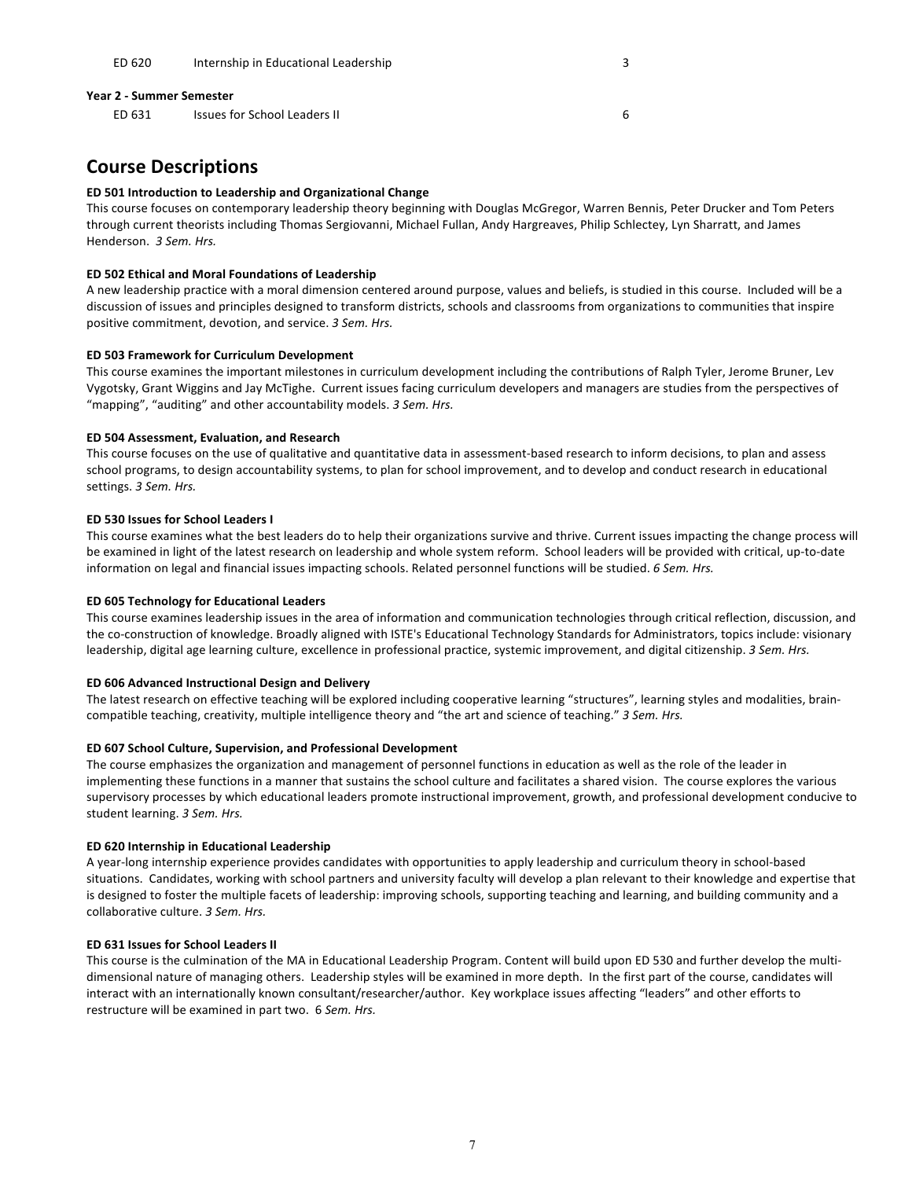| | | |
|---|---|---|
| ED 620 | Internship in Educational Leadership | 3 |

**Year 2 - Summer Semester**

| | | |
|---|---|---|
| ED 631 | Issues for School Leaders II | 6 |

## Course Descriptions

**ED 501 Introduction to Leadership and Organizational Change**

This course focuses on contemporary leadership theory beginning with Douglas McGregor, Warren Bennis, Peter Drucker and Tom Peters through current theorists including Thomas Sergiovanni, Michael Fullan, Andy Hargreaves, Philip Schlectey, Lyn Sharratt, and James Henderson. *3 Sem. Hrs.*

**ED 502 Ethical and Moral Foundations of Leadership**

A new leadership practice with a moral dimension centered around purpose, values and beliefs, is studied in this course. Included will be a discussion of issues and principles designed to transform districts, schools and classrooms from organizations to communities that inspire positive commitment, devotion, and service. *3 Sem. Hrs.*

**ED 503 Framework for Curriculum Development**

This course examines the important milestones in curriculum development including the contributions of Ralph Tyler, Jerome Bruner, Lev Vygotsky, Grant Wiggins and Jay McTighe. Current issues facing curriculum developers and managers are studies from the perspectives of "mapping", "auditing" and other accountability models. *3 Sem. Hrs.*

**ED 504 Assessment, Evaluation, and Research**

This course focuses on the use of qualitative and quantitative data in assessment-based research to inform decisions, to plan and assess school programs, to design accountability systems, to plan for school improvement, and to develop and conduct research in educational settings. *3 Sem. Hrs.*

**ED 530 Issues for School Leaders I**

This course examines what the best leaders do to help their organizations survive and thrive. Current issues impacting the change process will be examined in light of the latest research on leadership and whole system reform. School leaders will be provided with critical, up-to-date information on legal and financial issues impacting schools. Related personnel functions will be studied. *6 Sem. Hrs.*

**ED 605 Technology for Educational Leaders**

This course examines leadership issues in the area of information and communication technologies through critical reflection, discussion, and the co-construction of knowledge. Broadly aligned with ISTE's Educational Technology Standards for Administrators, topics include: visionary leadership, digital age learning culture, excellence in professional practice, systemic improvement, and digital citizenship. *3 Sem. Hrs.*

**ED 606 Advanced Instructional Design and Delivery**

The latest research on effective teaching will be explored including cooperative learning "structures", learning styles and modalities, brain-compatible teaching, creativity, multiple intelligence theory and "the art and science of teaching." *3 Sem. Hrs.*

**ED 607 School Culture, Supervision, and Professional Development**

The course emphasizes the organization and management of personnel functions in education as well as the role of the leader in implementing these functions in a manner that sustains the school culture and facilitates a shared vision. The course explores the various supervisory processes by which educational leaders promote instructional improvement, growth, and professional development conducive to student learning. *3 Sem. Hrs.*

**ED 620 Internship in Educational Leadership**

A year-long internship experience provides candidates with opportunities to apply leadership and curriculum theory in school-based situations. Candidates, working with school partners and university faculty will develop a plan relevant to their knowledge and expertise that is designed to foster the multiple facets of leadership: improving schools, supporting teaching and learning, and building community and a collaborative culture. *3 Sem. Hrs.*

**ED 631 Issues for School Leaders II**

This course is the culmination of the MA in Educational Leadership Program. Content will build upon ED 530 and further develop the multi-dimensional nature of managing others. Leadership styles will be examined in more depth. In the first part of the course, candidates will interact with an internationally known consultant/researcher/author. Key workplace issues affecting "leaders" and other efforts to restructure will be examined in part two. 6 *Sem. Hrs.*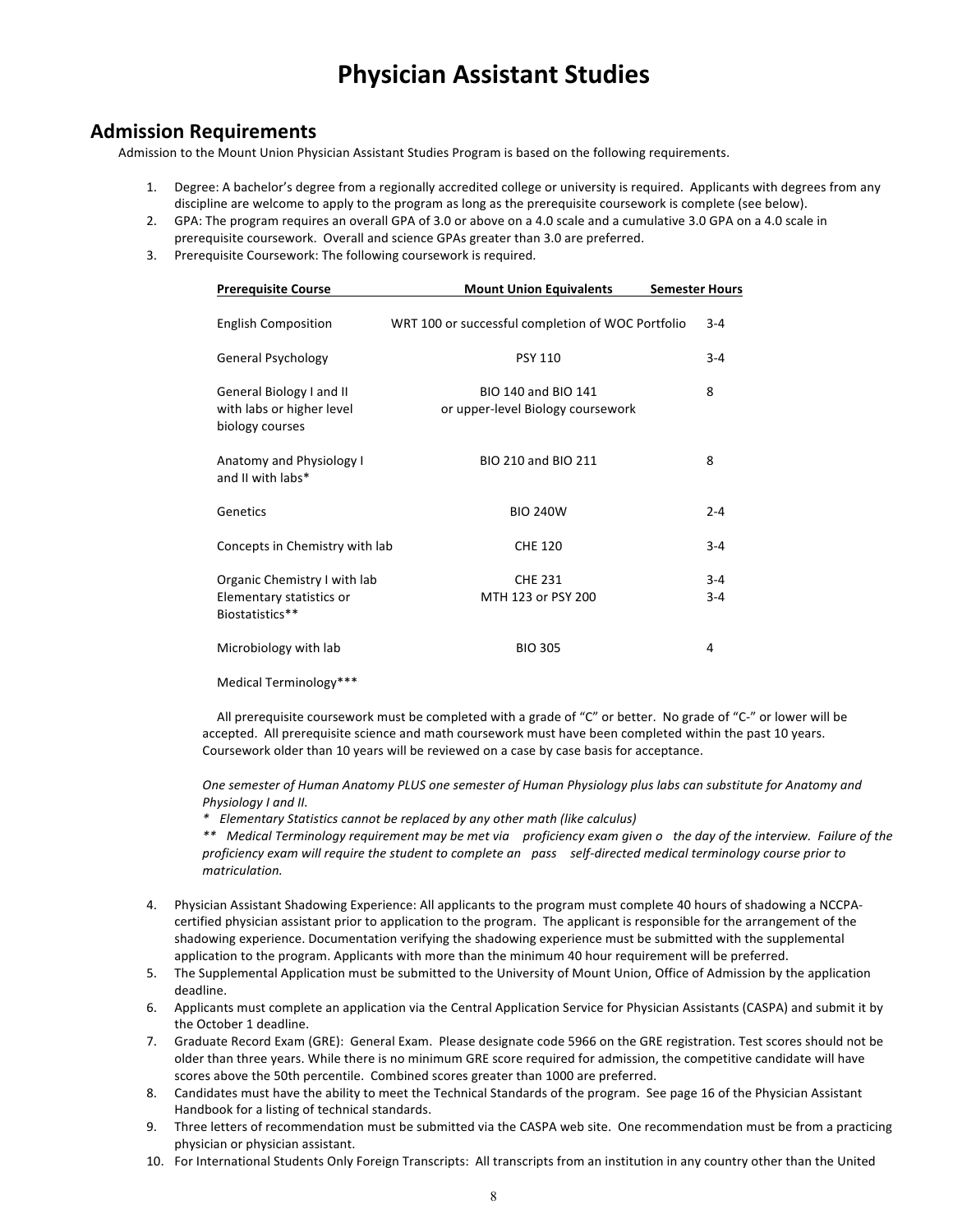# Physician Assistant Studies

## Admission Requirements

Admission to the Mount Union Physician Assistant Studies Program is based on the following requirements.

1. Degree: A bachelor's degree from a regionally accredited college or university is required. Applicants with degrees from any discipline are welcome to apply to the program as long as the prerequisite coursework is complete (see below).
2. GPA: The program requires an overall GPA of 3.0 or above on a 4.0 scale and a cumulative 3.0 GPA on a 4.0 scale in prerequisite coursework. Overall and science GPAs greater than 3.0 are preferred.
3. Prerequisite Coursework: The following coursework is required.

| Prerequisite Course | Mount Union Equivalents | Semester Hours |
|---|---|---|
| English Composition | WRT 100 or successful completion of WOC Portfolio | 3-4 |
| General Psychology | PSY 110 | 3-4 |
| General Biology I and II with labs or higher level biology courses | BIO 140 and BIO 141 or upper-level Biology coursework | 8 |
| Anatomy and Physiology I and II with labs* | BIO 210 and BIO 211 | 8 |
| Genetics | BIO 240W | 2-4 |
| Concepts in Chemistry with lab | CHE 120 | 3-4 |
| Organic Chemistry I with lab | CHE 231 | 3-4 |
| Elementary statistics or Biostatistics** | MTH 123 or PSY 200 | 3-4 |
| Microbiology with lab | BIO 305 | 4 |
| Medical Terminology*** | | |

All prerequisite coursework must be completed with a grade of "C" or better. No grade of "C-" or lower will be accepted. All prerequisite science and math coursework must have been completed within the past 10 years. Coursework older than 10 years will be reviewed on a case by case basis for acceptance.

*One semester of Human Anatomy PLUS one semester of Human Physiology plus labs can substitute for Anatomy and Physiology I and II.*

*\* Elementary Statistics cannot be replaced by any other math (like calculus)*

*\*\* Medical Terminology requirement may be met via proficiency exam given o the day of the interview. Failure of the proficiency exam will require the student to complete an pass self-directed medical terminology course prior to matriculation.*

4. Physician Assistant Shadowing Experience: All applicants to the program must complete 40 hours of shadowing a NCCPA-certified physician assistant prior to application to the program. The applicant is responsible for the arrangement of the shadowing experience. Documentation verifying the shadowing experience must be submitted with the supplemental application to the program. Applicants with more than the minimum 40 hour requirement will be preferred.
5. The Supplemental Application must be submitted to the University of Mount Union, Office of Admission by the application deadline.
6. Applicants must complete an application via the Central Application Service for Physician Assistants (CASPA) and submit it by the October 1 deadline.
7. Graduate Record Exam (GRE): General Exam. Please designate code 5966 on the GRE registration. Test scores should not be older than three years. While there is no minimum GRE score required for admission, the competitive candidate will have scores above the 50th percentile. Combined scores greater than 1000 are preferred.
8. Candidates must have the ability to meet the Technical Standards of the program. See page 16 of the Physician Assistant Handbook for a listing of technical standards.
9. Three letters of recommendation must be submitted via the CASPA web site. One recommendation must be from a practicing physician or physician assistant.
10. For International Students Only Foreign Transcripts: All transcripts from an institution in any country other than the United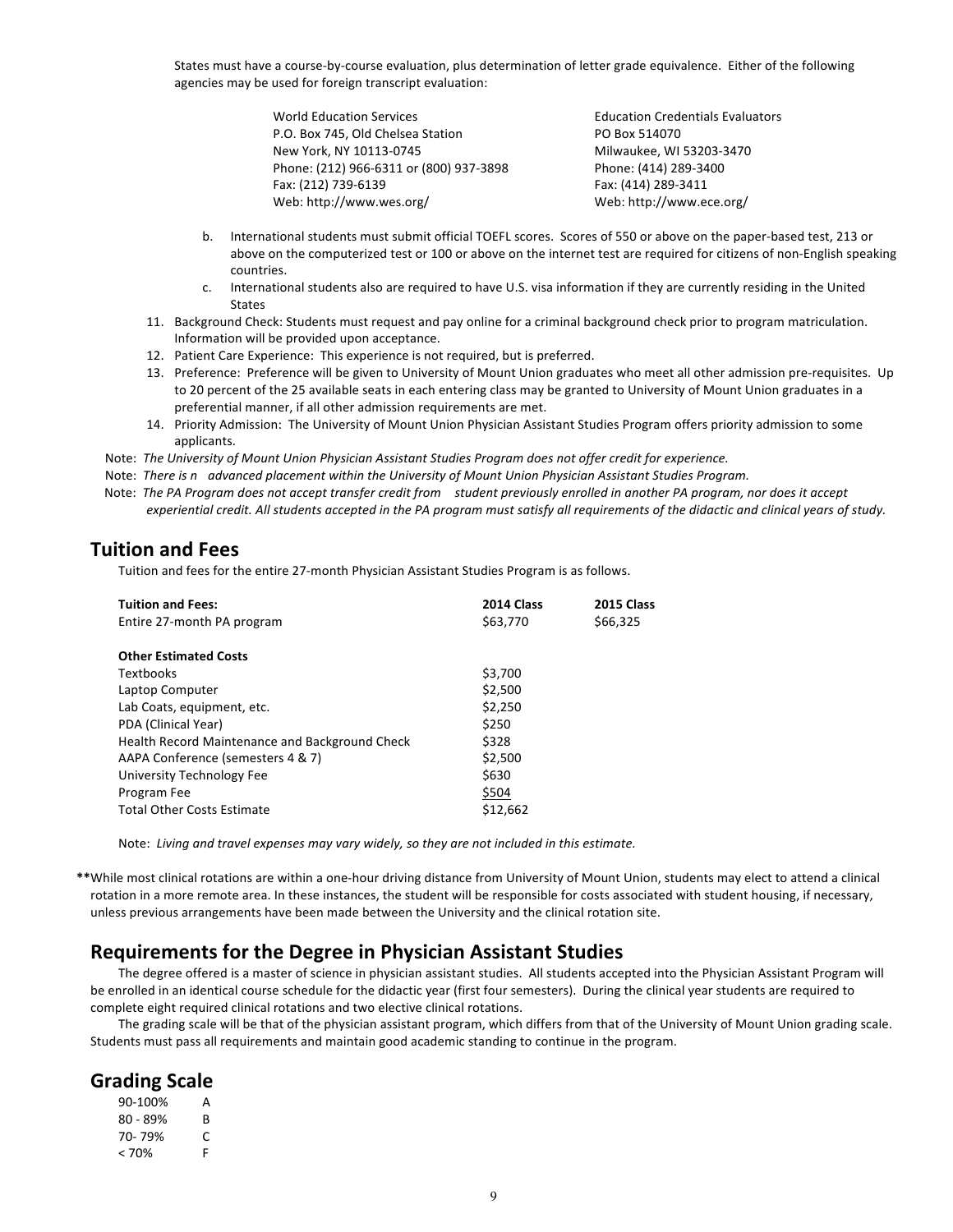States must have a course-by-course evaluation, plus determination of letter grade equivalence. Either of the following agencies may be used for foreign transcript evaluation:

World Education Services
P.O. Box 745, Old Chelsea Station
New York, NY 10113-0745
Phone: (212) 966-6311 or (800) 937-3898
Fax: (212) 739-6139
Web: http://www.wes.org/

Education Credentials Evaluators
PO Box 514070
Milwaukee, WI 53203-3470
Phone: (414) 289-3400
Fax: (414) 289-3411
Web: http://www.ece.org/

b. International students must submit official TOEFL scores. Scores of 550 or above on the paper-based test, 213 or above on the computerized test or 100 or above on the internet test are required for citizens of non-English speaking countries.

c. International students also are required to have U.S. visa information if they are currently residing in the United States

11. Background Check: Students must request and pay online for a criminal background check prior to program matriculation. Information will be provided upon acceptance.
12. Patient Care Experience: This experience is not required, but is preferred.
13. Preference: Preference will be given to University of Mount Union graduates who meet all other admission pre-requisites. Up to 20 percent of the 25 available seats in each entering class may be granted to University of Mount Union graduates in a preferential manner, if all other admission requirements are met.
14. Priority Admission: The University of Mount Union Physician Assistant Studies Program offers priority admission to some applicants.

Note: *The University of Mount Union Physician Assistant Studies Program does not offer credit for experience.*

Note: *There is n advanced placement within the University of Mount Union Physician Assistant Studies Program.*

Note: *The PA Program does not accept transfer credit from student previously enrolled in another PA program, nor does it accept experiential credit. All students accepted in the PA program must satisfy all requirements of the didactic and clinical years of study.*

## Tuition and Fees

Tuition and fees for the entire 27-month Physician Assistant Studies Program is as follows.

| **Tuition and Fees:** | **2014 Class** | **2015 Class** |
|---|---|---|
| Entire 27-month PA program | $63,770 | $66,325 |
| | | |
| **Other Estimated Costs** | | |
| Textbooks | $3,700 | |
| Laptop Computer | $2,500 | |
| Lab Coats, equipment, etc. | $2,250 | |
| PDA (Clinical Year) | $250 | |
| Health Record Maintenance and Background Check | $328 | |
| AAPA Conference (semesters 4 & 7) | $2,500 | |
| University Technology Fee | $630 | |
| Program Fee | $504 | |
| Total Other Costs Estimate | $12,662 | |

Note: *Living and travel expenses may vary widely, so they are not included in this estimate.*

**While most clinical rotations are within a one-hour driving distance from University of Mount Union, students may elect to attend a clinical rotation in a more remote area. In these instances, the student will be responsible for costs associated with student housing, if necessary, unless previous arrangements have been made between the University and the clinical rotation site.

## Requirements for the Degree in Physician Assistant Studies

The degree offered is a master of science in physician assistant studies. All students accepted into the Physician Assistant Program will be enrolled in an identical course schedule for the didactic year (first four semesters). During the clinical year students are required to complete eight required clinical rotations and two elective clinical rotations.

The grading scale will be that of the physician assistant program, which differs from that of the University of Mount Union grading scale. Students must pass all requirements and maintain good academic standing to continue in the program.

## Grading Scale

| | |
|---|---|
| 90-100% | A |
| 80 - 89% | B |
| 70- 79% | C |
| < 70% | F |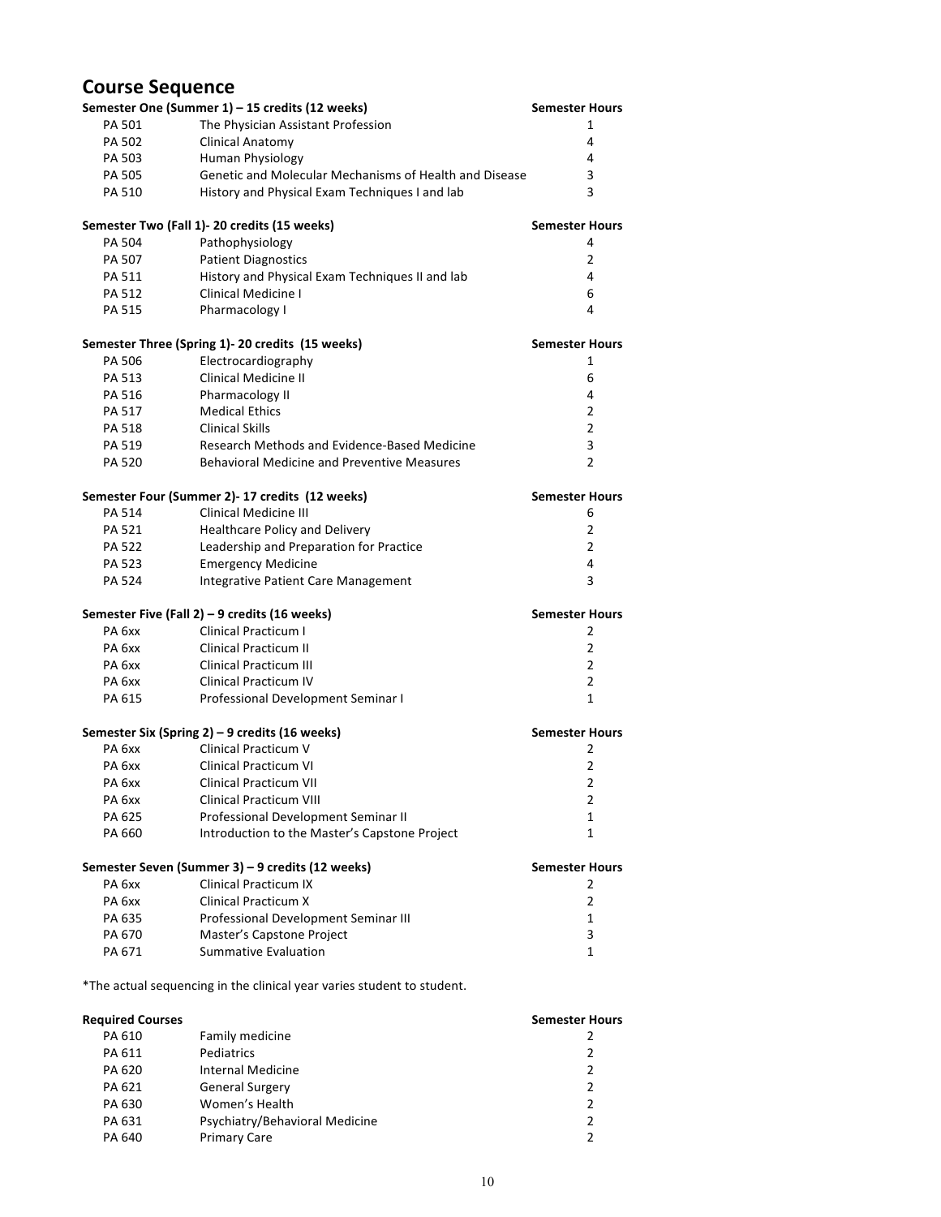## Course Sequence

| Semester One (Summer 1) – 15 credits (12 weeks) | | Semester Hours |
|---|---|---|
| PA 501 | The Physician Assistant Profession | 1 |
| PA 502 | Clinical Anatomy | 4 |
| PA 503 | Human Physiology | 4 |
| PA 505 | Genetic and Molecular Mechanisms of Health and Disease | 3 |
| PA 510 | History and Physical Exam Techniques I and lab | 3 |

| Semester Two (Fall 1)- 20 credits (15 weeks) | | Semester Hours |
|---|---|---|
| PA 504 | Pathophysiology | 4 |
| PA 507 | Patient Diagnostics | 2 |
| PA 511 | History and Physical Exam Techniques II and lab | 4 |
| PA 512 | Clinical Medicine I | 6 |
| PA 515 | Pharmacology I | 4 |

| Semester Three (Spring 1)- 20 credits (15 weeks) | | Semester Hours |
|---|---|---|
| PA 506 | Electrocardiography | 1 |
| PA 513 | Clinical Medicine II | 6 |
| PA 516 | Pharmacology II | 4 |
| PA 517 | Medical Ethics | 2 |
| PA 518 | Clinical Skills | 2 |
| PA 519 | Research Methods and Evidence-Based Medicine | 3 |
| PA 520 | Behavioral Medicine and Preventive Measures | 2 |

| Semester Four (Summer 2)- 17 credits (12 weeks) | | Semester Hours |
|---|---|---|
| PA 514 | Clinical Medicine III | 6 |
| PA 521 | Healthcare Policy and Delivery | 2 |
| PA 522 | Leadership and Preparation for Practice | 2 |
| PA 523 | Emergency Medicine | 4 |
| PA 524 | Integrative Patient Care Management | 3 |

| Semester Five (Fall 2) – 9 credits (16 weeks) | | Semester Hours |
|---|---|---|
| PA 6xx | Clinical Practicum I | 2 |
| PA 6xx | Clinical Practicum II | 2 |
| PA 6xx | Clinical Practicum III | 2 |
| PA 6xx | Clinical Practicum IV | 2 |
| PA 615 | Professional Development Seminar I | 1 |

| Semester Six (Spring 2) – 9 credits (16 weeks) | | Semester Hours |
|---|---|---|
| PA 6xx | Clinical Practicum V | 2 |
| PA 6xx | Clinical Practicum VI | 2 |
| PA 6xx | Clinical Practicum VII | 2 |
| PA 6xx | Clinical Practicum VIII | 2 |
| PA 625 | Professional Development Seminar II | 1 |
| PA 660 | Introduction to the Master's Capstone Project | 1 |

| Semester Seven (Summer 3) – 9 credits (12 weeks) | | Semester Hours |
|---|---|---|
| PA 6xx | Clinical Practicum IX | 2 |
| PA 6xx | Clinical Practicum X | 2 |
| PA 635 | Professional Development Seminar III | 1 |
| PA 670 | Master's Capstone Project | 3 |
| PA 671 | Summative Evaluation | 1 |

*The actual sequencing in the clinical year varies student to student.

| Required Courses | | Semester Hours |
|---|---|---|
| PA 610 | Family medicine | 2 |
| PA 611 | Pediatrics | 2 |
| PA 620 | Internal Medicine | 2 |
| PA 621 | General Surgery | 2 |
| PA 630 | Women's Health | 2 |
| PA 631 | Psychiatry/Behavioral Medicine | 2 |
| PA 640 | Primary Care | 2 |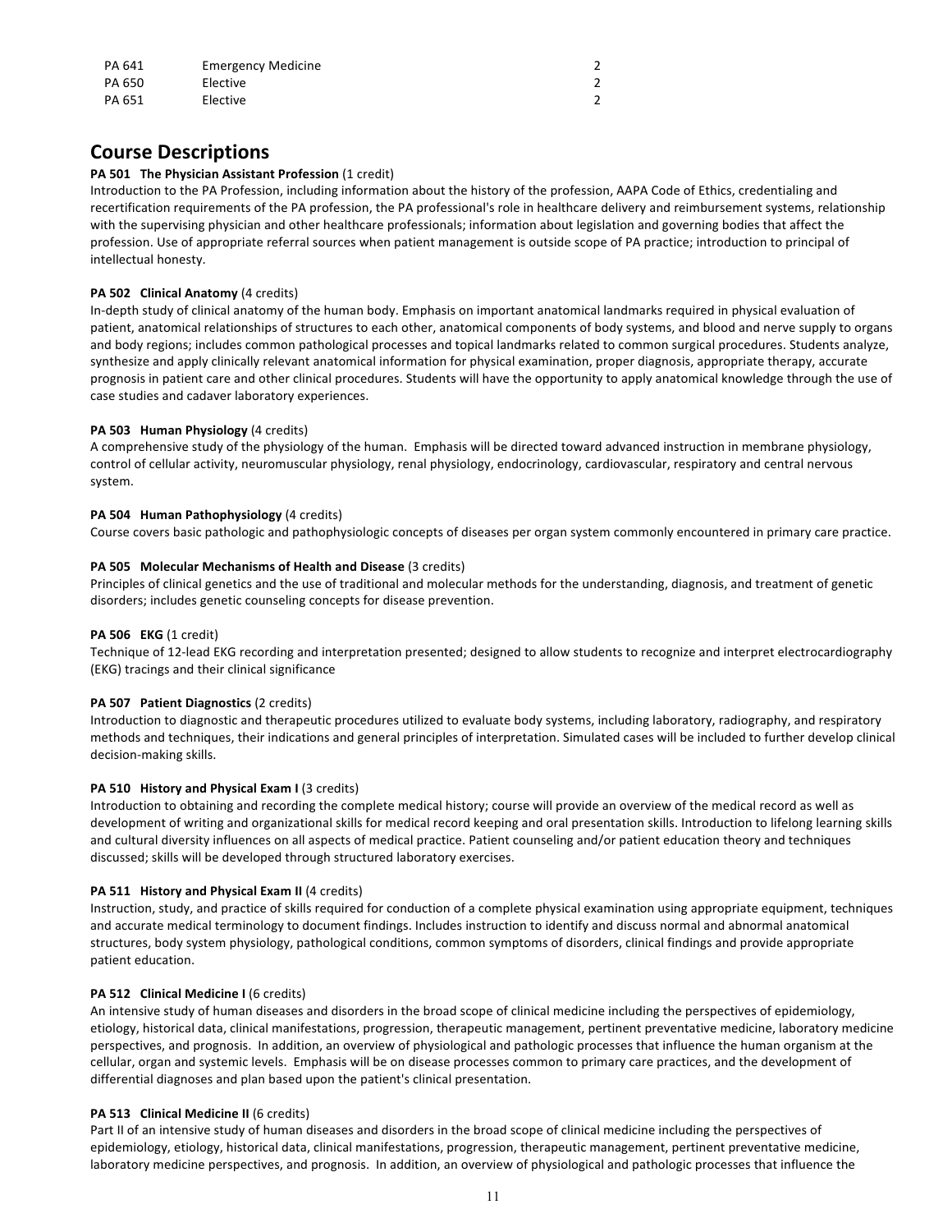| PA 641 | Emergency Medicine | 2 |
|---|---|---|
| PA 650 | Elective | 2 |
| PA 651 | Elective | 2 |

## Course Descriptions

**PA 501 The Physician Assistant Profession** (1 credit)
Introduction to the PA Profession, including information about the history of the profession, AAPA Code of Ethics, credentialing and recertification requirements of the PA profession, the PA professional's role in healthcare delivery and reimbursement systems, relationship with the supervising physician and other healthcare professionals; information about legislation and governing bodies that affect the profession. Use of appropriate referral sources when patient management is outside scope of PA practice; introduction to principal of intellectual honesty.

**PA 502 Clinical Anatomy** (4 credits)
In-depth study of clinical anatomy of the human body. Emphasis on important anatomical landmarks required in physical evaluation of patient, anatomical relationships of structures to each other, anatomical components of body systems, and blood and nerve supply to organs and body regions; includes common pathological processes and topical landmarks related to common surgical procedures. Students analyze, synthesize and apply clinically relevant anatomical information for physical examination, proper diagnosis, appropriate therapy, accurate prognosis in patient care and other clinical procedures. Students will have the opportunity to apply anatomical knowledge through the use of case studies and cadaver laboratory experiences.

**PA 503 Human Physiology** (4 credits)
A comprehensive study of the physiology of the human. Emphasis will be directed toward advanced instruction in membrane physiology, control of cellular activity, neuromuscular physiology, renal physiology, endocrinology, cardiovascular, respiratory and central nervous system.

**PA 504 Human Pathophysiology** (4 credits)
Course covers basic pathologic and pathophysiologic concepts of diseases per organ system commonly encountered in primary care practice.

**PA 505 Molecular Mechanisms of Health and Disease** (3 credits)
Principles of clinical genetics and the use of traditional and molecular methods for the understanding, diagnosis, and treatment of genetic disorders; includes genetic counseling concepts for disease prevention.

**PA 506 EKG** (1 credit)
Technique of 12-lead EKG recording and interpretation presented; designed to allow students to recognize and interpret electrocardiography (EKG) tracings and their clinical significance

**PA 507 Patient Diagnostics** (2 credits)
Introduction to diagnostic and therapeutic procedures utilized to evaluate body systems, including laboratory, radiography, and respiratory methods and techniques, their indications and general principles of interpretation. Simulated cases will be included to further develop clinical decision-making skills.

**PA 510 History and Physical Exam I** (3 credits)
Introduction to obtaining and recording the complete medical history; course will provide an overview of the medical record as well as development of writing and organizational skills for medical record keeping and oral presentation skills. Introduction to lifelong learning skills and cultural diversity influences on all aspects of medical practice. Patient counseling and/or patient education theory and techniques discussed; skills will be developed through structured laboratory exercises.

**PA 511 History and Physical Exam II** (4 credits)
Instruction, study, and practice of skills required for conduction of a complete physical examination using appropriate equipment, techniques and accurate medical terminology to document findings. Includes instruction to identify and discuss normal and abnormal anatomical structures, body system physiology, pathological conditions, common symptoms of disorders, clinical findings and provide appropriate patient education.

**PA 512 Clinical Medicine I** (6 credits)
An intensive study of human diseases and disorders in the broad scope of clinical medicine including the perspectives of epidemiology, etiology, historical data, clinical manifestations, progression, therapeutic management, pertinent preventative medicine, laboratory medicine perspectives, and prognosis. In addition, an overview of physiological and pathologic processes that influence the human organism at the cellular, organ and systemic levels. Emphasis will be on disease processes common to primary care practices, and the development of differential diagnoses and plan based upon the patient's clinical presentation.

**PA 513 Clinical Medicine II** (6 credits)
Part II of an intensive study of human diseases and disorders in the broad scope of clinical medicine including the perspectives of epidemiology, etiology, historical data, clinical manifestations, progression, therapeutic management, pertinent preventative medicine, laboratory medicine perspectives, and prognosis. In addition, an overview of physiological and pathologic processes that influence the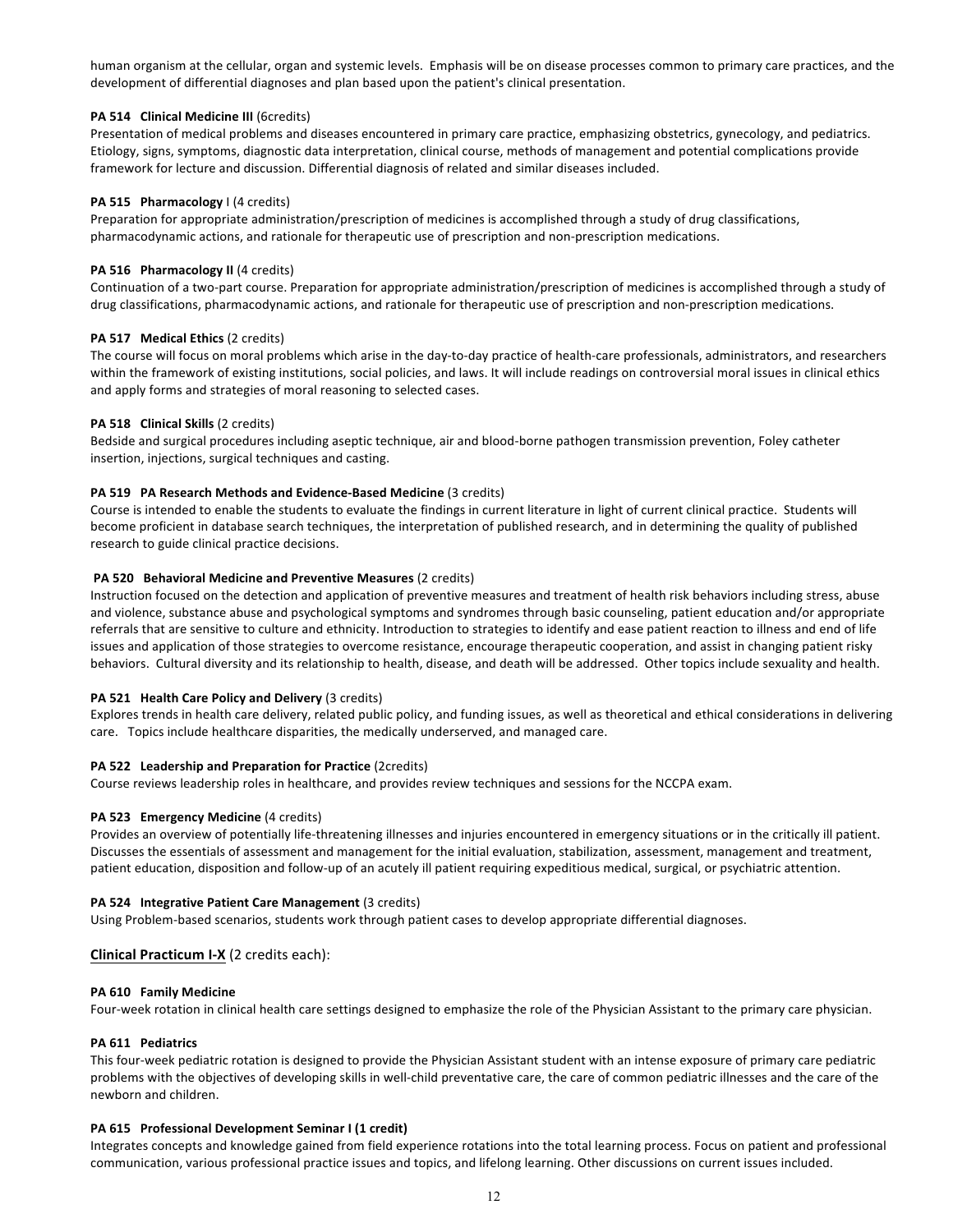human organism at the cellular, organ and systemic levels. Emphasis will be on disease processes common to primary care practices, and the development of differential diagnoses and plan based upon the patient's clinical presentation.

**PA 514 Clinical Medicine III** (6credits)
Presentation of medical problems and diseases encountered in primary care practice, emphasizing obstetrics, gynecology, and pediatrics. Etiology, signs, symptoms, diagnostic data interpretation, clinical course, methods of management and potential complications provide framework for lecture and discussion. Differential diagnosis of related and similar diseases included.

**PA 515 Pharmacology** I (4 credits)
Preparation for appropriate administration/prescription of medicines is accomplished through a study of drug classifications, pharmacodynamic actions, and rationale for therapeutic use of prescription and non-prescription medications.

**PA 516 Pharmacology II** (4 credits)
Continuation of a two-part course. Preparation for appropriate administration/prescription of medicines is accomplished through a study of drug classifications, pharmacodynamic actions, and rationale for therapeutic use of prescription and non-prescription medications.

**PA 517 Medical Ethics** (2 credits)
The course will focus on moral problems which arise in the day-to-day practice of health-care professionals, administrators, and researchers within the framework of existing institutions, social policies, and laws. It will include readings on controversial moral issues in clinical ethics and apply forms and strategies of moral reasoning to selected cases.

**PA 518 Clinical Skills** (2 credits)
Bedside and surgical procedures including aseptic technique, air and blood-borne pathogen transmission prevention, Foley catheter insertion, injections, surgical techniques and casting.

**PA 519 PA Research Methods and Evidence-Based Medicine** (3 credits)
Course is intended to enable the students to evaluate the findings in current literature in light of current clinical practice. Students will become proficient in database search techniques, the interpretation of published research, and in determining the quality of published research to guide clinical practice decisions.

**PA 520 Behavioral Medicine and Preventive Measures** (2 credits)
Instruction focused on the detection and application of preventive measures and treatment of health risk behaviors including stress, abuse and violence, substance abuse and psychological symptoms and syndromes through basic counseling, patient education and/or appropriate referrals that are sensitive to culture and ethnicity. Introduction to strategies to identify and ease patient reaction to illness and end of life issues and application of those strategies to overcome resistance, encourage therapeutic cooperation, and assist in changing patient risky behaviors. Cultural diversity and its relationship to health, disease, and death will be addressed. Other topics include sexuality and health.

**PA 521 Health Care Policy and Delivery** (3 credits)
Explores trends in health care delivery, related public policy, and funding issues, as well as theoretical and ethical considerations in delivering care. Topics include healthcare disparities, the medically underserved, and managed care.

**PA 522 Leadership and Preparation for Practice** (2credits)
Course reviews leadership roles in healthcare, and provides review techniques and sessions for the NCCPA exam.

**PA 523 Emergency Medicine** (4 credits)
Provides an overview of potentially life-threatening illnesses and injuries encountered in emergency situations or in the critically ill patient. Discusses the essentials of assessment and management for the initial evaluation, stabilization, assessment, management and treatment, patient education, disposition and follow-up of an acutely ill patient requiring expeditious medical, surgical, or psychiatric attention.

**PA 524 Integrative Patient Care Management** (3 credits)
Using Problem-based scenarios, students work through patient cases to develop appropriate differential diagnoses.

**<u>Clinical Practicum I-X</u>** (2 credits each):

**PA 610 Family Medicine**
Four-week rotation in clinical health care settings designed to emphasize the role of the Physician Assistant to the primary care physician.

**PA 611 Pediatrics**
This four-week pediatric rotation is designed to provide the Physician Assistant student with an intense exposure of primary care pediatric problems with the objectives of developing skills in well-child preventative care, the care of common pediatric illnesses and the care of the newborn and children.

**PA 615 Professional Development Seminar I (1 credit)**
Integrates concepts and knowledge gained from field experience rotations into the total learning process. Focus on patient and professional communication, various professional practice issues and topics, and lifelong learning. Other discussions on current issues included.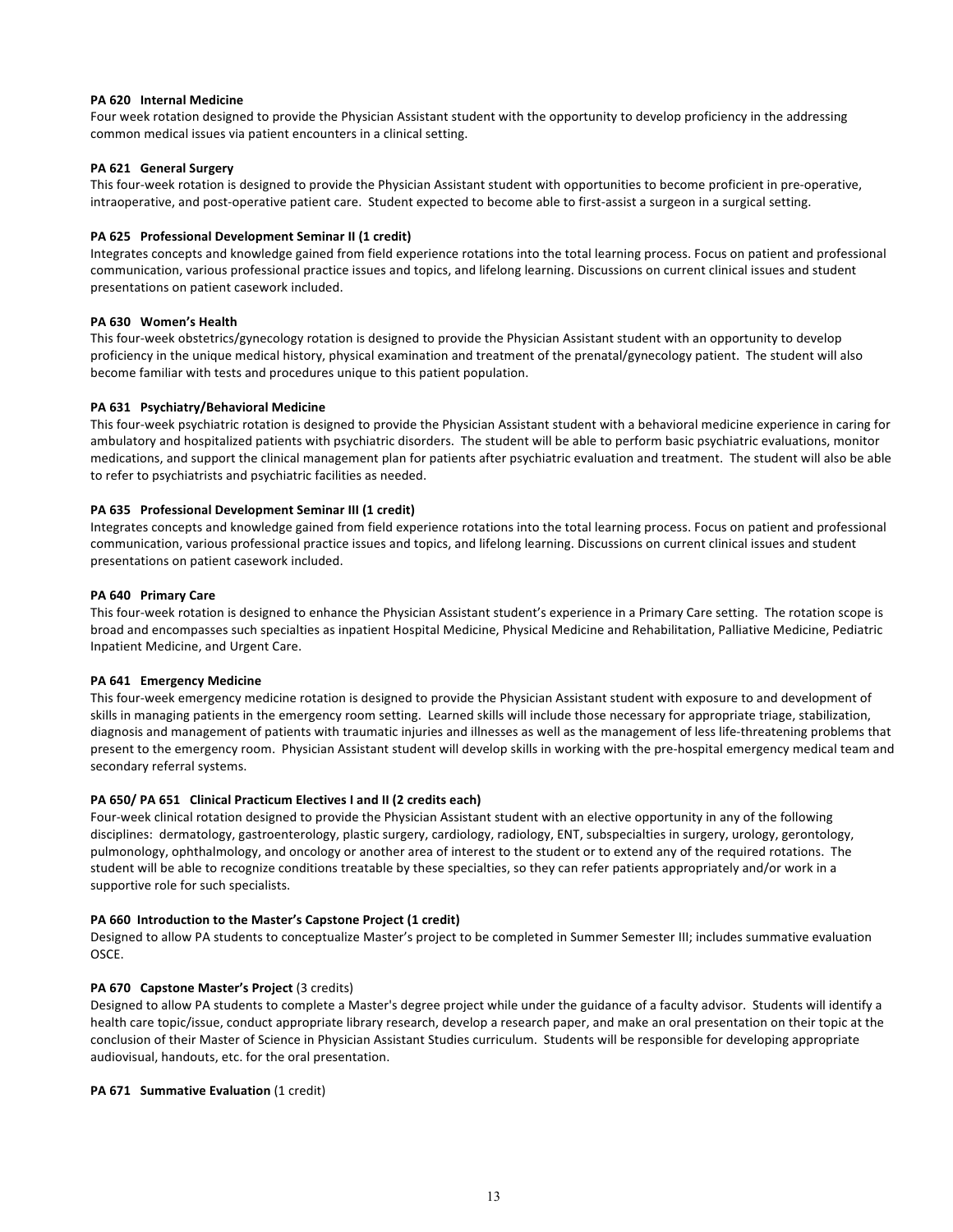**PA 620 Internal Medicine**
Four week rotation designed to provide the Physician Assistant student with the opportunity to develop proficiency in the addressing common medical issues via patient encounters in a clinical setting.

**PA 621 General Surgery**
This four-week rotation is designed to provide the Physician Assistant student with opportunities to become proficient in pre-operative, intraoperative, and post-operative patient care. Student expected to become able to first-assist a surgeon in a surgical setting.

**PA 625 Professional Development Seminar II (1 credit)**
Integrates concepts and knowledge gained from field experience rotations into the total learning process. Focus on patient and professional communication, various professional practice issues and topics, and lifelong learning. Discussions on current clinical issues and student presentations on patient casework included.

**PA 630 Women's Health**
This four-week obstetrics/gynecology rotation is designed to provide the Physician Assistant student with an opportunity to develop proficiency in the unique medical history, physical examination and treatment of the prenatal/gynecology patient. The student will also become familiar with tests and procedures unique to this patient population.

**PA 631 Psychiatry/Behavioral Medicine**
This four-week psychiatric rotation is designed to provide the Physician Assistant student with a behavioral medicine experience in caring for ambulatory and hospitalized patients with psychiatric disorders. The student will be able to perform basic psychiatric evaluations, monitor medications, and support the clinical management plan for patients after psychiatric evaluation and treatment. The student will also be able to refer to psychiatrists and psychiatric facilities as needed.

**PA 635 Professional Development Seminar III (1 credit)**
Integrates concepts and knowledge gained from field experience rotations into the total learning process. Focus on patient and professional communication, various professional practice issues and topics, and lifelong learning. Discussions on current clinical issues and student presentations on patient casework included.

**PA 640 Primary Care**
This four-week rotation is designed to enhance the Physician Assistant student's experience in a Primary Care setting. The rotation scope is broad and encompasses such specialties as inpatient Hospital Medicine, Physical Medicine and Rehabilitation, Palliative Medicine, Pediatric Inpatient Medicine, and Urgent Care.

**PA 641 Emergency Medicine**
This four-week emergency medicine rotation is designed to provide the Physician Assistant student with exposure to and development of skills in managing patients in the emergency room setting. Learned skills will include those necessary for appropriate triage, stabilization, diagnosis and management of patients with traumatic injuries and illnesses as well as the management of less life-threatening problems that present to the emergency room. Physician Assistant student will develop skills in working with the pre-hospital emergency medical team and secondary referral systems.

**PA 650/ PA 651 Clinical Practicum Electives I and II (2 credits each)**
Four-week clinical rotation designed to provide the Physician Assistant student with an elective opportunity in any of the following disciplines: dermatology, gastroenterology, plastic surgery, cardiology, radiology, ENT, subspecialties in surgery, urology, gerontology, pulmonology, ophthalmology, and oncology or another area of interest to the student or to extend any of the required rotations. The student will be able to recognize conditions treatable by these specialties, so they can refer patients appropriately and/or work in a supportive role for such specialists.

**PA 660 Introduction to the Master's Capstone Project (1 credit)**
Designed to allow PA students to conceptualize Master's project to be completed in Summer Semester III; includes summative evaluation OSCE.

**PA 670 Capstone Master's Project** (3 credits)
Designed to allow PA students to complete a Master's degree project while under the guidance of a faculty advisor. Students will identify a health care topic/issue, conduct appropriate library research, develop a research paper, and make an oral presentation on their topic at the conclusion of their Master of Science in Physician Assistant Studies curriculum. Students will be responsible for developing appropriate audiovisual, handouts, etc. for the oral presentation.

**PA 671 Summative Evaluation** (1 credit)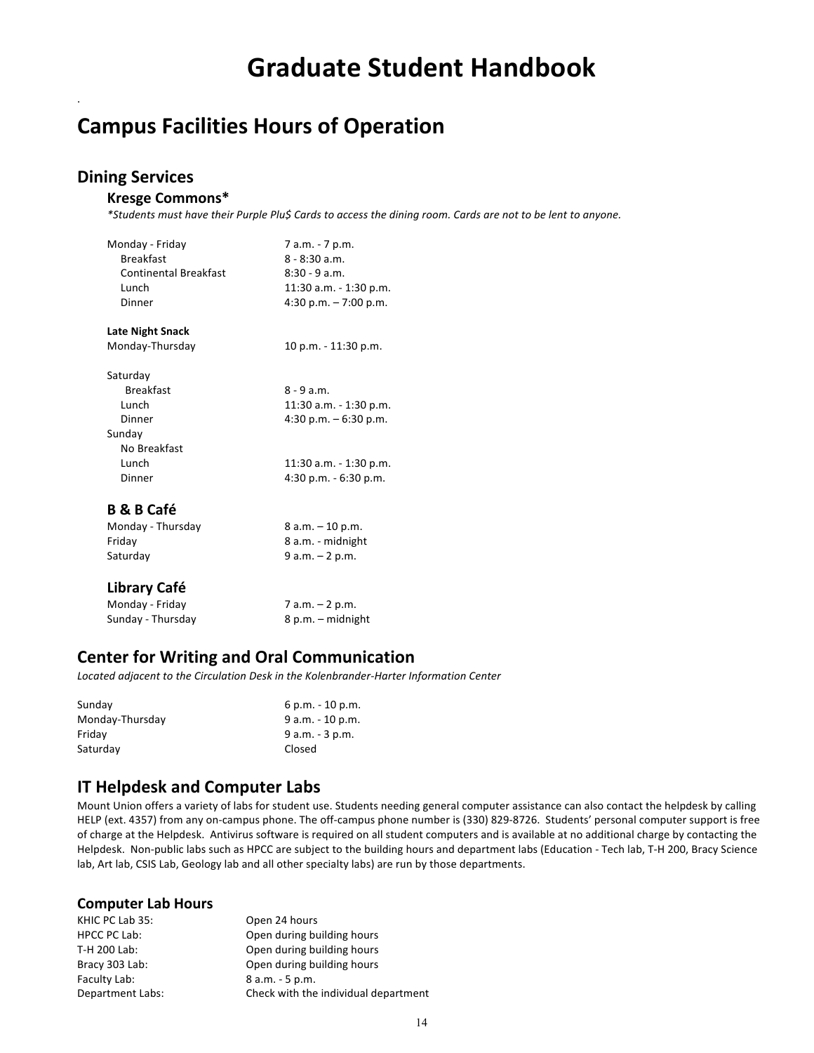# Graduate Student Handbook

## Campus Facilities Hours of Operation

### Dining Services

#### Kresge Commons*

*\*Students must have their Purple Plu$ Cards to access the dining room. Cards are not to be lent to anyone.*

| | |
|---|---|
| Monday - Friday | 7 a.m. - 7 p.m. |
| Breakfast | 8 - 8:30 a.m. |
| Continental Breakfast | 8:30 - 9 a.m. |
| Lunch | 11:30 a.m. - 1:30 p.m. |
| Dinner | 4:30 p.m. – 7:00 p.m. |

**Late Night Snack**

| | |
|---|---|
| Monday-Thursday | 10 p.m. - 11:30 p.m. |

| | |
|---|---|
| Saturday | |
| Breakfast | 8 - 9 a.m. |
| Lunch | 11:30 a.m. - 1:30 p.m. |
| Dinner | 4:30 p.m. – 6:30 p.m. |
| Sunday | |
| No Breakfast | |
| Lunch | 11:30 a.m. - 1:30 p.m. |
| Dinner | 4:30 p.m. - 6:30 p.m. |

#### B & B Café

| | |
|---|---|
| Monday - Thursday | 8 a.m. – 10 p.m. |
| Friday | 8 a.m. - midnight |
| Saturday | 9 a.m. – 2 p.m. |

#### Library Café

| | |
|---|---|
| Monday - Friday | 7 a.m. – 2 p.m. |
| Sunday - Thursday | 8 p.m. – midnight |

### Center for Writing and Oral Communication

*Located adjacent to the Circulation Desk in the Kolenbrander-Harter Information Center*

| | |
|---|---|
| Sunday | 6 p.m. - 10 p.m. |
| Monday-Thursday | 9 a.m. - 10 p.m. |
| Friday | 9 a.m. - 3 p.m. |
| Saturday | Closed |

### IT Helpdesk and Computer Labs

Mount Union offers a variety of labs for student use. Students needing general computer assistance can also contact the helpdesk by calling HELP (ext. 4357) from any on-campus phone. The off-campus phone number is (330) 829-8726. Students' personal computer support is free of charge at the Helpdesk. Antivirus software is required on all student computers and is available at no additional charge by contacting the Helpdesk. Non-public labs such as HPCC are subject to the building hours and department labs (Education - Tech lab, T-H 200, Bracy Science lab, Art lab, CSIS Lab, Geology lab and all other specialty labs) are run by those departments.

#### Computer Lab Hours

| | |
|---|---|
| KHIC PC Lab 35: | Open 24 hours |
| HPCC PC Lab: | Open during building hours |
| T-H 200 Lab: | Open during building hours |
| Bracy 303 Lab: | Open during building hours |
| Faculty Lab: | 8 a.m. - 5 p.m. |
| Department Labs: | Check with the individual department |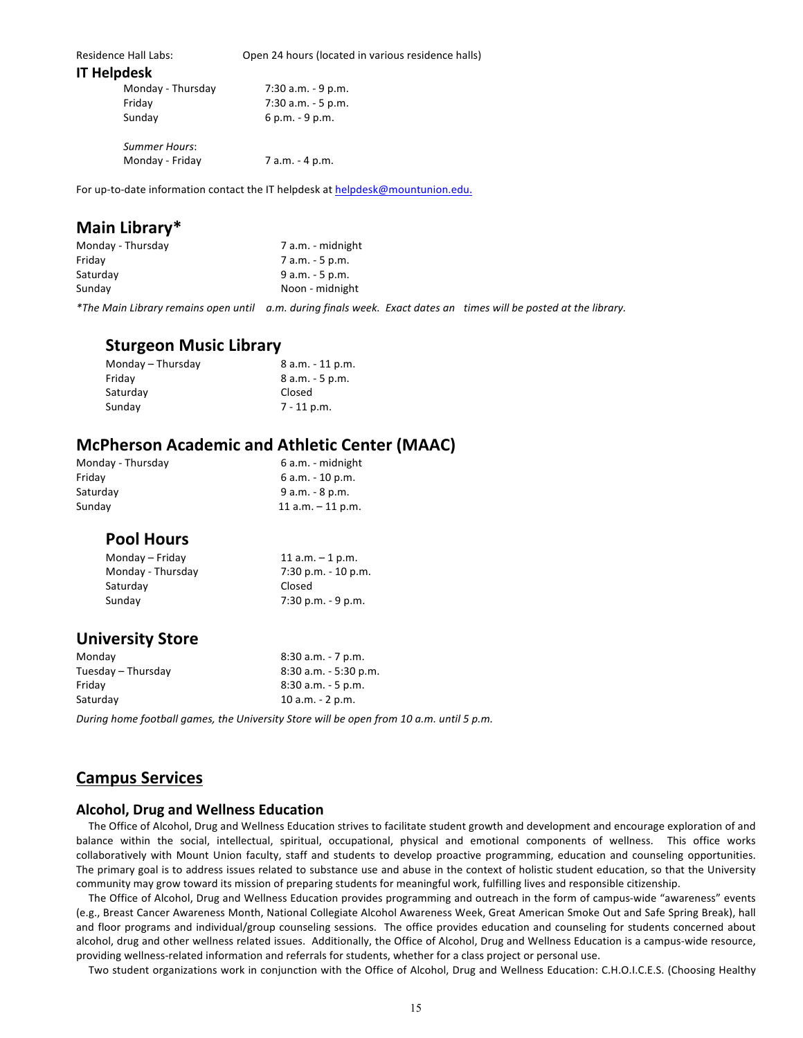Residence Hall Labs: Open 24 hours (located in various residence halls)

### IT Helpdesk

| | |
|---|---|
| Monday - Thursday | 7:30 a.m. - 9 p.m. |
| Friday | 7:30 a.m. - 5 p.m. |
| Sunday | 6 p.m. - 9 p.m. |

*Summer Hours*:

| | |
|---|---|
| Monday - Friday | 7 a.m. - 4 p.m. |

For up-to-date information contact the IT helpdesk at helpdesk@mountunion.edu.

## Main Library*

| | |
|---|---|
| Monday - Thursday | 7 a.m. - midnight |
| Friday | 7 a.m. - 5 p.m. |
| Saturday | 9 a.m. - 5 p.m. |
| Sunday | Noon - midnight |

*\*The Main Library remains open until a.m. during finals week. Exact dates an times will be posted at the library.*

### Sturgeon Music Library

| | |
|---|---|
| Monday – Thursday | 8 a.m. - 11 p.m. |
| Friday | 8 a.m. - 5 p.m. |
| Saturday | Closed |
| Sunday | 7 - 11 p.m. |

## McPherson Academic and Athletic Center (MAAC)

| | |
|---|---|
| Monday - Thursday | 6 a.m. - midnight |
| Friday | 6 a.m. - 10 p.m. |
| Saturday | 9 a.m. - 8 p.m. |
| Sunday | 11 a.m. – 11 p.m. |

### Pool Hours

| | |
|---|---|
| Monday – Friday | 11 a.m. – 1 p.m. |
| Monday - Thursday | 7:30 p.m. - 10 p.m. |
| Saturday | Closed |
| Sunday | 7:30 p.m. - 9 p.m. |

## University Store

| | |
|---|---|
| Monday | 8:30 a.m. - 7 p.m. |
| Tuesday – Thursday | 8:30 a.m. - 5:30 p.m. |
| Friday | 8:30 a.m. - 5 p.m. |
| Saturday | 10 a.m. - 2 p.m. |

*During home football games, the University Store will be open from 10 a.m. until 5 p.m.*

# Campus Services

### Alcohol, Drug and Wellness Education

The Office of Alcohol, Drug and Wellness Education strives to facilitate student growth and development and encourage exploration of and balance within the social, intellectual, spiritual, occupational, physical and emotional components of wellness. This office works collaboratively with Mount Union faculty, staff and students to develop proactive programming, education and counseling opportunities. The primary goal is to address issues related to substance use and abuse in the context of holistic student education, so that the University community may grow toward its mission of preparing students for meaningful work, fulfilling lives and responsible citizenship.

The Office of Alcohol, Drug and Wellness Education provides programming and outreach in the form of campus-wide "awareness" events (e.g., Breast Cancer Awareness Month, National Collegiate Alcohol Awareness Week, Great American Smoke Out and Safe Spring Break), hall and floor programs and individual/group counseling sessions. The office provides education and counseling for students concerned about alcohol, drug and other wellness related issues. Additionally, the Office of Alcohol, Drug and Wellness Education is a campus-wide resource, providing wellness-related information and referrals for students, whether for a class project or personal use.

Two student organizations work in conjunction with the Office of Alcohol, Drug and Wellness Education: C.H.O.I.C.E.S. (Choosing Healthy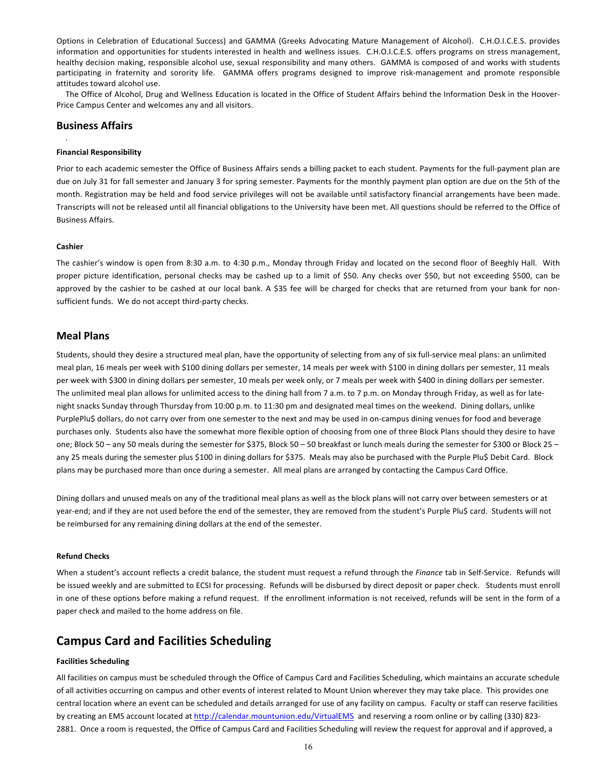Options in Celebration of Educational Success) and GAMMA (Greeks Advocating Mature Management of Alcohol). C.H.O.I.C.E.S. provides information and opportunities for students interested in health and wellness issues. C.H.O.I.C.E.S. offers programs on stress management, healthy decision making, responsible alcohol use, sexual responsibility and many others. GAMMA is composed of and works with students participating in fraternity and sorority life. GAMMA offers programs designed to improve risk-management and promote responsible attitudes toward alcohol use.

The Office of Alcohol, Drug and Wellness Education is located in the Office of Student Affairs behind the Information Desk in the Hoover-Price Campus Center and welcomes any and all visitors.

## Business Affairs

#### Financial Responsibility

Prior to each academic semester the Office of Business Affairs sends a billing packet to each student. Payments for the full-payment plan are due on July 31 for fall semester and January 3 for spring semester. Payments for the monthly payment plan option are due on the 5th of the month. Registration may be held and food service privileges will not be available until satisfactory financial arrangements have been made. Transcripts will not be released until all financial obligations to the University have been met. All questions should be referred to the Office of Business Affairs.

#### Cashier

The cashier's window is open from 8:30 a.m. to 4:30 p.m., Monday through Friday and located on the second floor of Beeghly Hall. With proper picture identification, personal checks may be cashed up to a limit of $50. Any checks over $50, but not exceeding $500, can be approved by the cashier to be cashed at our local bank. A $35 fee will be charged for checks that are returned from your bank for non-sufficient funds. We do not accept third-party checks.

## Meal Plans

Students, should they desire a structured meal plan, have the opportunity of selecting from any of six full-service meal plans: an unlimited meal plan, 16 meals per week with $100 dining dollars per semester, 14 meals per week with $100 in dining dollars per semester, 11 meals per week with $300 in dining dollars per semester, 10 meals per week only, or 7 meals per week with $400 in dining dollars per semester. The unlimited meal plan allows for unlimited access to the dining hall from 7 a.m. to 7 p.m. on Monday through Friday, as well as for late-night snacks Sunday through Thursday from 10:00 p.m. to 11:30 pm and designated meal times on the weekend. Dining dollars, unlike PurplePlu$ dollars, do not carry over from one semester to the next and may be used in on-campus dining venues for food and beverage purchases only. Students also have the somewhat more flexible option of choosing from one of three Block Plans should they desire to have one; Block 50 – any 50 meals during the semester for $375, Block 50 – 50 breakfast or lunch meals during the semester for $300 or Block 25 – any 25 meals during the semester plus $100 in dining dollars for $375. Meals may also be purchased with the Purple Plu$ Debit Card. Block plans may be purchased more than once during a semester. All meal plans are arranged by contacting the Campus Card Office.

Dining dollars and unused meals on any of the traditional meal plans as well as the block plans will not carry over between semesters or at year-end; and if they are not used before the end of the semester, they are removed from the student's Purple Plu$ card. Students will not be reimbursed for any remaining dining dollars at the end of the semester.

#### Refund Checks

When a student's account reflects a credit balance, the student must request a refund through the *Finance* tab in Self-Service. Refunds will be issued weekly and are submitted to ECSI for processing. Refunds will be disbursed by direct deposit or paper check. Students must enroll in one of these options before making a refund request. If the enrollment information is not received, refunds will be sent in the form of a paper check and mailed to the home address on file.

# Campus Card and Facilities Scheduling

#### Facilities Scheduling

All facilities on campus must be scheduled through the Office of Campus Card and Facilities Scheduling, which maintains an accurate schedule of all activities occurring on campus and other events of interest related to Mount Union wherever they may take place. This provides one central location where an event can be scheduled and details arranged for use of any facility on campus. Faculty or staff can reserve facilities by creating an EMS account located at http://calendar.mountunion.edu/VirtualEMS and reserving a room online or by calling (330) 823-2881. Once a room is requested, the Office of Campus Card and Facilities Scheduling will review the request for approval and if approved, a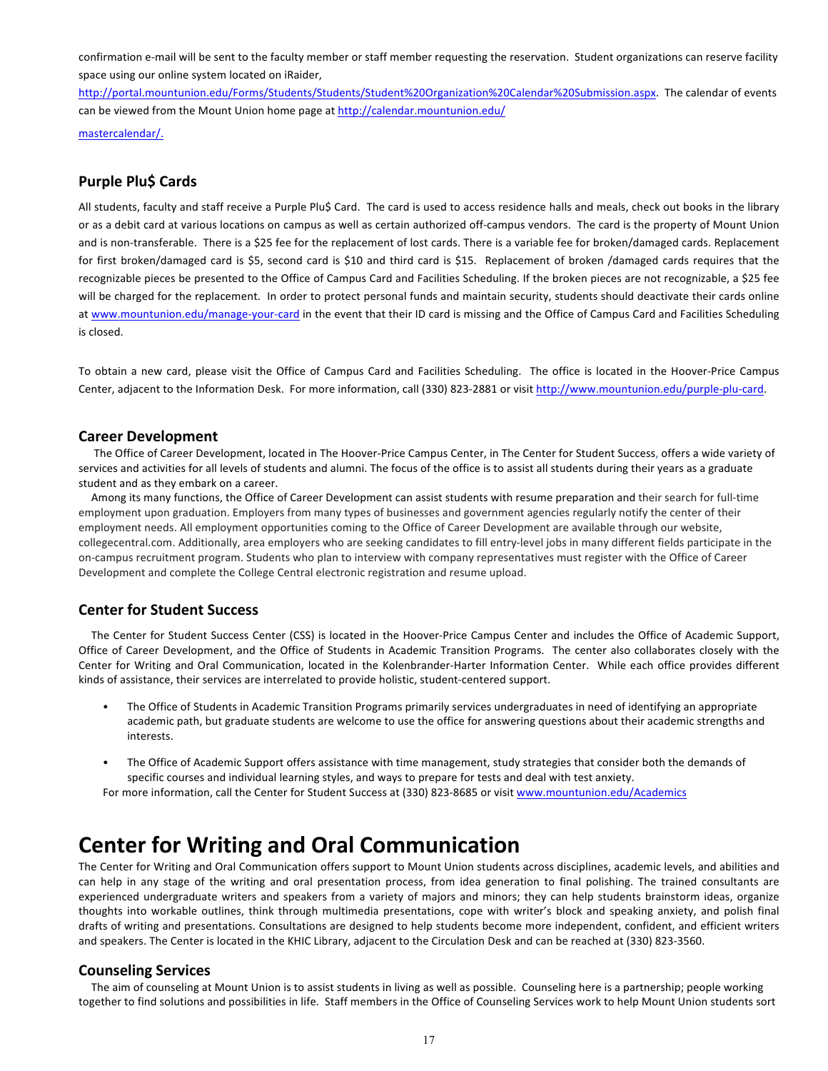confirmation e-mail will be sent to the faculty member or staff member requesting the reservation. Student organizations can reserve facility space using our online system located on iRaider, http://portal.mountunion.edu/Forms/Students/Students/Student%20Organization%20Calendar%20Submission.aspx. The calendar of events can be viewed from the Mount Union home page at http://calendar.mountunion.edu/mastercalendar/.

### Purple Plu$ Cards

All students, faculty and staff receive a Purple Plu$ Card. The card is used to access residence halls and meals, check out books in the library or as a debit card at various locations on campus as well as certain authorized off-campus vendors. The card is the property of Mount Union and is non-transferable. There is a $25 fee for the replacement of lost cards. There is a variable fee for broken/damaged cards. Replacement for first broken/damaged card is $5, second card is $10 and third card is $15. Replacement of broken /damaged cards requires that the recognizable pieces be presented to the Office of Campus Card and Facilities Scheduling. If the broken pieces are not recognizable, a $25 fee will be charged for the replacement. In order to protect personal funds and maintain security, students should deactivate their cards online at www.mountunion.edu/manage-your-card in the event that their ID card is missing and the Office of Campus Card and Facilities Scheduling is closed.

To obtain a new card, please visit the Office of Campus Card and Facilities Scheduling. The office is located in the Hoover-Price Campus Center, adjacent to the Information Desk. For more information, call (330) 823-2881 or visit http://www.mountunion.edu/purple-plu-card.

### Career Development

The Office of Career Development, located in The Hoover-Price Campus Center, in The Center for Student Success, offers a wide variety of services and activities for all levels of students and alumni. The focus of the office is to assist all students during their years as a graduate student and as they embark on a career.

Among its many functions, the Office of Career Development can assist students with resume preparation and their search for full-time employment upon graduation. Employers from many types of businesses and government agencies regularly notify the center of their employment needs. All employment opportunities coming to the Office of Career Development are available through our website, collegecentral.com. Additionally, area employers who are seeking candidates to fill entry-level jobs in many different fields participate in the on-campus recruitment program. Students who plan to interview with company representatives must register with the Office of Career Development and complete the College Central electronic registration and resume upload.

### Center for Student Success

The Center for Student Success Center (CSS) is located in the Hoover-Price Campus Center and includes the Office of Academic Support, Office of Career Development, and the Office of Students in Academic Transition Programs. The center also collaborates closely with the Center for Writing and Oral Communication, located in the Kolenbrander-Harter Information Center. While each office provides different kinds of assistance, their services are interrelated to provide holistic, student-centered support.

- The Office of Students in Academic Transition Programs primarily services undergraduates in need of identifying an appropriate academic path, but graduate students are welcome to use the office for answering questions about their academic strengths and interests.
- The Office of Academic Support offers assistance with time management, study strategies that consider both the demands of specific courses and individual learning styles, and ways to prepare for tests and deal with test anxiety.

For more information, call the Center for Student Success at (330) 823-8685 or visit www.mountunion.edu/Academics

# Center for Writing and Oral Communication

The Center for Writing and Oral Communication offers support to Mount Union students across disciplines, academic levels, and abilities and can help in any stage of the writing and oral presentation process, from idea generation to final polishing. The trained consultants are experienced undergraduate writers and speakers from a variety of majors and minors; they can help students brainstorm ideas, organize thoughts into workable outlines, think through multimedia presentations, cope with writer's block and speaking anxiety, and polish final drafts of writing and presentations. Consultations are designed to help students become more independent, confident, and efficient writers and speakers. The Center is located in the KHIC Library, adjacent to the Circulation Desk and can be reached at (330) 823-3560.

### Counseling Services

The aim of counseling at Mount Union is to assist students in living as well as possible. Counseling here is a partnership; people working together to find solutions and possibilities in life. Staff members in the Office of Counseling Services work to help Mount Union students sort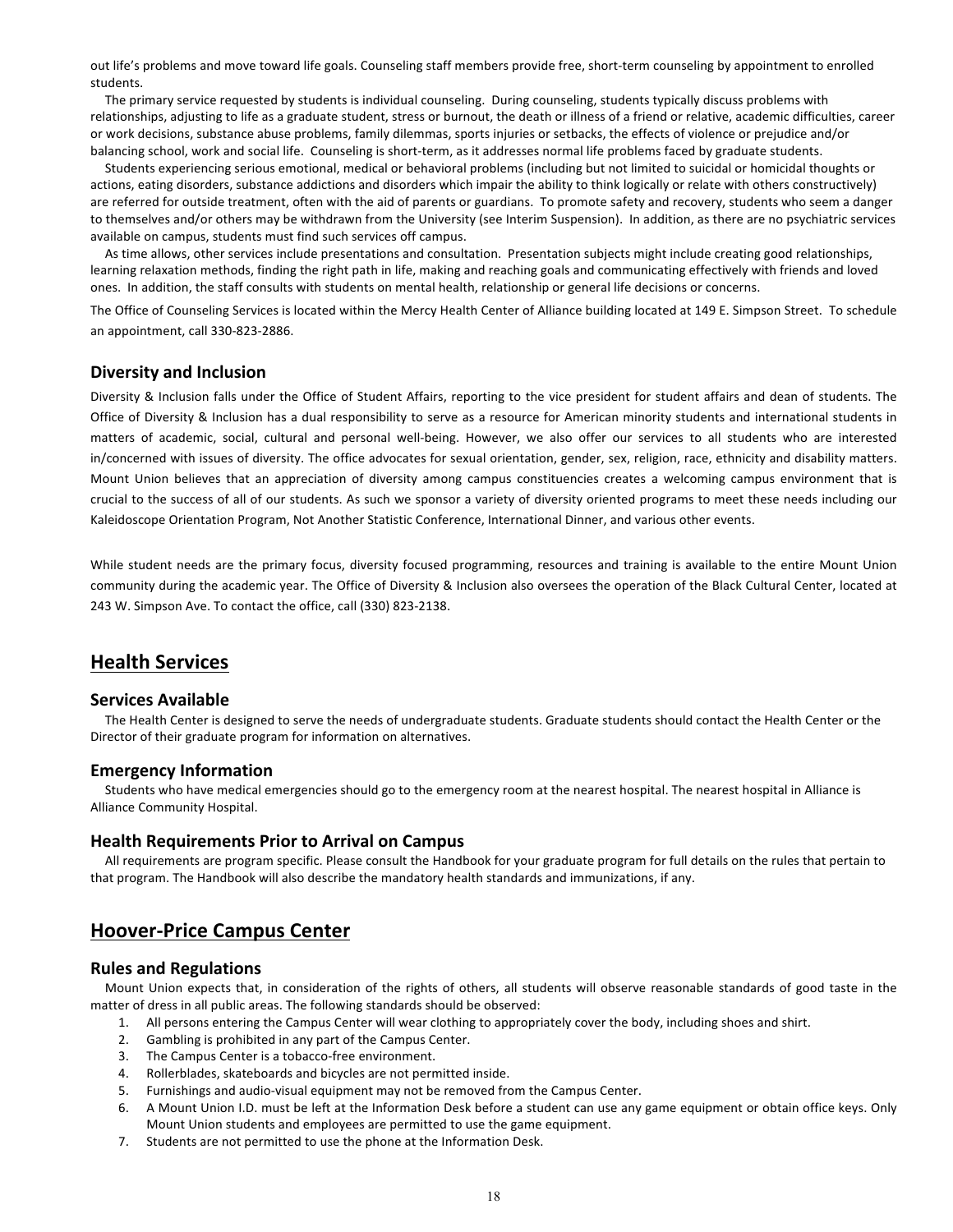out life's problems and move toward life goals. Counseling staff members provide free, short-term counseling by appointment to enrolled students.

The primary service requested by students is individual counseling. During counseling, students typically discuss problems with relationships, adjusting to life as a graduate student, stress or burnout, the death or illness of a friend or relative, academic difficulties, career or work decisions, substance abuse problems, family dilemmas, sports injuries or setbacks, the effects of violence or prejudice and/or balancing school, work and social life. Counseling is short-term, as it addresses normal life problems faced by graduate students.

Students experiencing serious emotional, medical or behavioral problems (including but not limited to suicidal or homicidal thoughts or actions, eating disorders, substance addictions and disorders which impair the ability to think logically or relate with others constructively) are referred for outside treatment, often with the aid of parents or guardians. To promote safety and recovery, students who seem a danger to themselves and/or others may be withdrawn from the University (see Interim Suspension). In addition, as there are no psychiatric services available on campus, students must find such services off campus.

As time allows, other services include presentations and consultation. Presentation subjects might include creating good relationships, learning relaxation methods, finding the right path in life, making and reaching goals and communicating effectively with friends and loved ones. In addition, the staff consults with students on mental health, relationship or general life decisions or concerns.

The Office of Counseling Services is located within the Mercy Health Center of Alliance building located at 149 E. Simpson Street. To schedule an appointment, call 330-823-2886.

### Diversity and Inclusion

Diversity & Inclusion falls under the Office of Student Affairs, reporting to the vice president for student affairs and dean of students. The Office of Diversity & Inclusion has a dual responsibility to serve as a resource for American minority students and international students in matters of academic, social, cultural and personal well-being. However, we also offer our services to all students who are interested in/concerned with issues of diversity. The office advocates for sexual orientation, gender, sex, religion, race, ethnicity and disability matters. Mount Union believes that an appreciation of diversity among campus constituencies creates a welcoming campus environment that is crucial to the success of all of our students. As such we sponsor a variety of diversity oriented programs to meet these needs including our Kaleidoscope Orientation Program, Not Another Statistic Conference, International Dinner, and various other events.

While student needs are the primary focus, diversity focused programming, resources and training is available to the entire Mount Union community during the academic year. The Office of Diversity & Inclusion also oversees the operation of the Black Cultural Center, located at 243 W. Simpson Ave. To contact the office, call (330) 823-2138.

## Health Services

### Services Available

The Health Center is designed to serve the needs of undergraduate students. Graduate students should contact the Health Center or the Director of their graduate program for information on alternatives.

### Emergency Information

Students who have medical emergencies should go to the emergency room at the nearest hospital. The nearest hospital in Alliance is Alliance Community Hospital.

### Health Requirements Prior to Arrival on Campus

All requirements are program specific. Please consult the Handbook for your graduate program for full details on the rules that pertain to that program. The Handbook will also describe the mandatory health standards and immunizations, if any.

## Hoover-Price Campus Center

### Rules and Regulations

Mount Union expects that, in consideration of the rights of others, all students will observe reasonable standards of good taste in the matter of dress in all public areas. The following standards should be observed:

1. All persons entering the Campus Center will wear clothing to appropriately cover the body, including shoes and shirt.
2. Gambling is prohibited in any part of the Campus Center.
3. The Campus Center is a tobacco-free environment.
4. Rollerblades, skateboards and bicycles are not permitted inside.
5. Furnishings and audio-visual equipment may not be removed from the Campus Center.
6. A Mount Union I.D. must be left at the Information Desk before a student can use any game equipment or obtain office keys. Only Mount Union students and employees are permitted to use the game equipment.
7. Students are not permitted to use the phone at the Information Desk.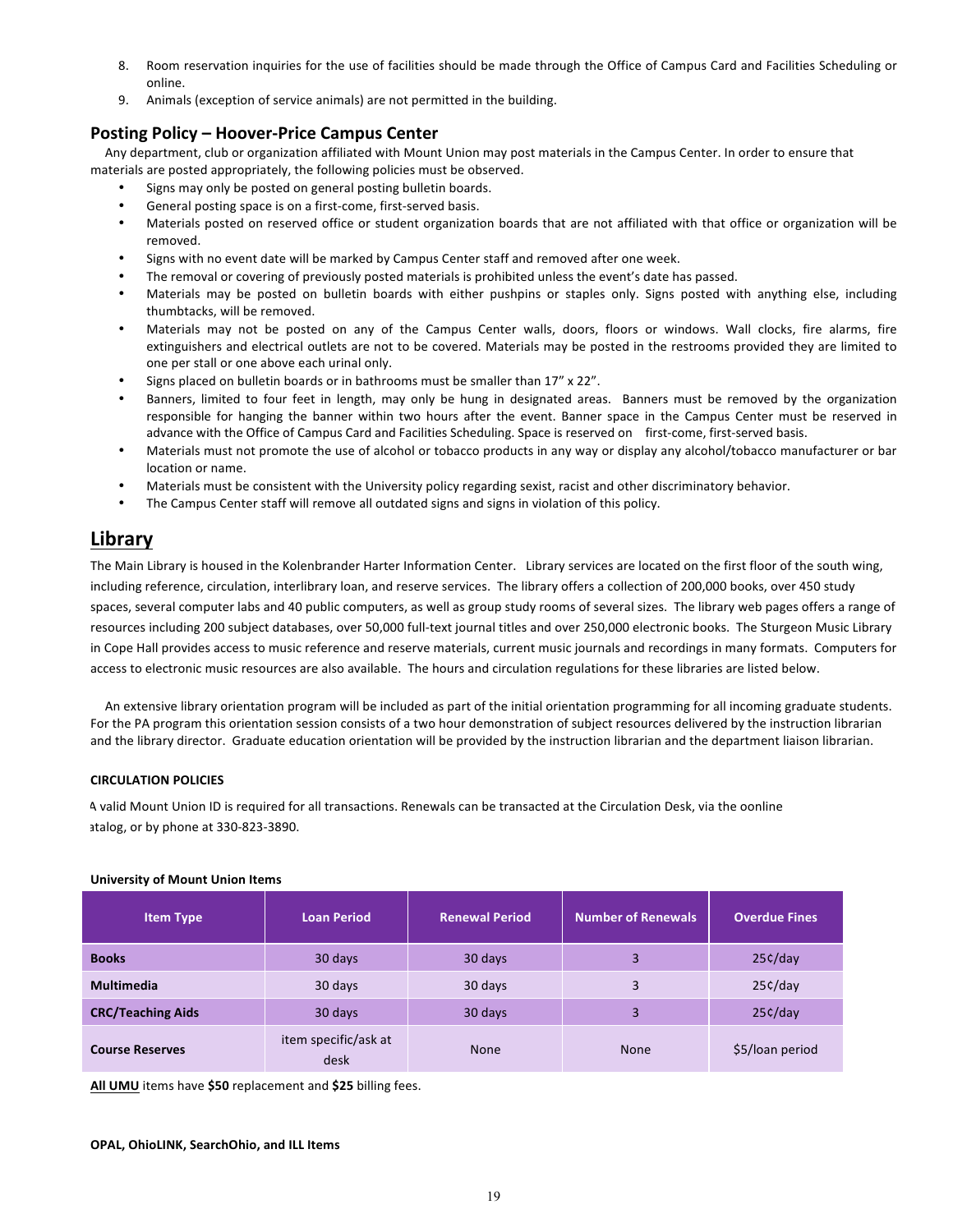8. Room reservation inquiries for the use of facilities should be made through the Office of Campus Card and Facilities Scheduling or online.
9. Animals (exception of service animals) are not permitted in the building.

### Posting Policy – Hoover-Price Campus Center

Any department, club or organization affiliated with Mount Union may post materials in the Campus Center. In order to ensure that materials are posted appropriately, the following policies must be observed.

- Signs may only be posted on general posting bulletin boards.
- General posting space is on a first-come, first-served basis.
- Materials posted on reserved office or student organization boards that are not affiliated with that office or organization will be removed.
- Signs with no event date will be marked by Campus Center staff and removed after one week.
- The removal or covering of previously posted materials is prohibited unless the event's date has passed.
- Materials may be posted on bulletin boards with either pushpins or staples only. Signs posted with anything else, including thumbtacks, will be removed.
- Materials may not be posted on any of the Campus Center walls, doors, floors or windows. Wall clocks, fire alarms, fire extinguishers and electrical outlets are not to be covered. Materials may be posted in the restrooms provided they are limited to one per stall or one above each urinal only.
- Signs placed on bulletin boards or in bathrooms must be smaller than 17" x 22".
- Banners, limited to four feet in length, may only be hung in designated areas. Banners must be removed by the organization responsible for hanging the banner within two hours after the event. Banner space in the Campus Center must be reserved in advance with the Office of Campus Card and Facilities Scheduling. Space is reserved on first-come, first-served basis.
- Materials must not promote the use of alcohol or tobacco products in any way or display any alcohol/tobacco manufacturer or bar location or name.
- Materials must be consistent with the University policy regarding sexist, racist and other discriminatory behavior.
- The Campus Center staff will remove all outdated signs and signs in violation of this policy.

## Library

The Main Library is housed in the Kolenbrander Harter Information Center. Library services are located on the first floor of the south wing, including reference, circulation, interlibrary loan, and reserve services. The library offers a collection of 200,000 books, over 450 study spaces, several computer labs and 40 public computers, as well as group study rooms of several sizes. The library web pages offers a range of resources including 200 subject databases, over 50,000 full-text journal titles and over 250,000 electronic books. The Sturgeon Music Library in Cope Hall provides access to music reference and reserve materials, current music journals and recordings in many formats. Computers for access to electronic music resources are also available. The hours and circulation regulations for these libraries are listed below.

An extensive library orientation program will be included as part of the initial orientation programming for all incoming graduate students. For the PA program this orientation session consists of a two hour demonstration of subject resources delivered by the instruction librarian and the library director. Graduate education orientation will be provided by the instruction librarian and the department liaison librarian.

**CIRCULATION POLICIES**

A valid Mount Union ID is required for all transactions. Renewals can be transacted at the Circulation Desk, via the oonline catalog, or by phone at 330-823-3890.

**University of Mount Union Items**

| Item Type | Loan Period | Renewal Period | Number of Renewals | Overdue Fines |
|---|---|---|---|---|
| **Books** | 30 days | 30 days | 3 | 25¢/day |
| **Multimedia** | 30 days | 30 days | 3 | 25¢/day |
| **CRC/Teaching Aids** | 30 days | 30 days | 3 | 25¢/day |
| **Course Reserves** | item specific/ask at desk | None | None | $5/loan period |

**All UMU** items have **$50** replacement and **$25** billing fees.

**OPAL, OhioLINK, SearchOhio, and ILL Items**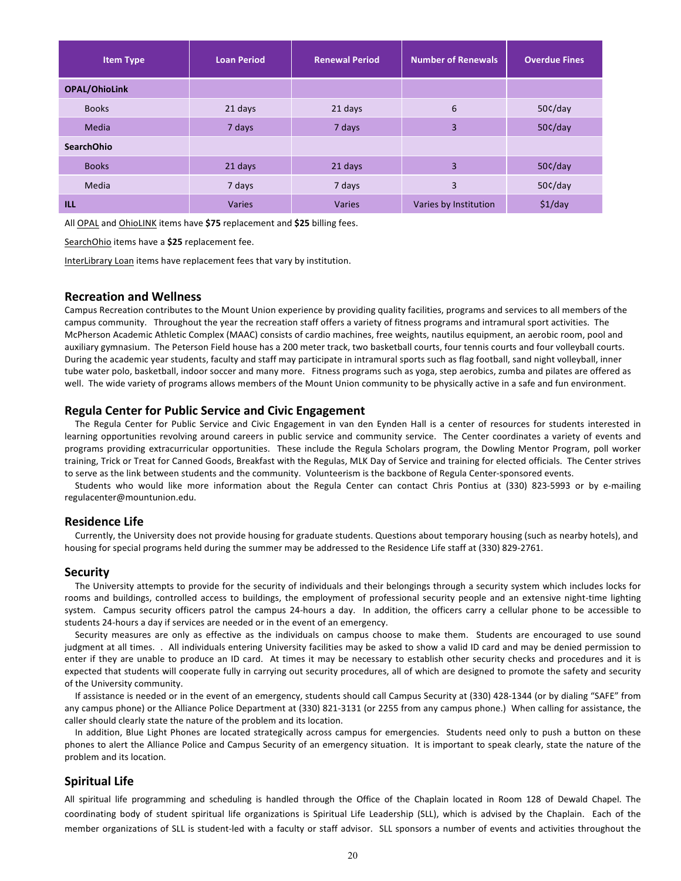| Item Type | Loan Period | Renewal Period | Number of Renewals | Overdue Fines |
|---|---|---|---|---|
| **OPAL/OhioLink** | | | | |
| Books | 21 days | 21 days | 6 | 50¢/day |
| Media | 7 days | 7 days | 3 | 50¢/day |
| **SearchOhio** | | | | |
| Books | 21 days | 21 days | 3 | 50¢/day |
| Media | 7 days | 7 days | 3 | 50¢/day |
| **ILL** | Varies | Varies | Varies by Institution | $1/day |

All OPAL and OhioLINK items have **$75** replacement and **$25** billing fees.

SearchOhio items have a **$25** replacement fee.

InterLibrary Loan items have replacement fees that vary by institution.

## Recreation and Wellness

Campus Recreation contributes to the Mount Union experience by providing quality facilities, programs and services to all members of the campus community. Throughout the year the recreation staff offers a variety of fitness programs and intramural sport activities. The McPherson Academic Athletic Complex (MAAC) consists of cardio machines, free weights, nautilus equipment, an aerobic room, pool and auxiliary gymnasium. The Peterson Field house has a 200 meter track, two basketball courts, four tennis courts and four volleyball courts. During the academic year students, faculty and staff may participate in intramural sports such as flag football, sand night volleyball, inner tube water polo, basketball, indoor soccer and many more. Fitness programs such as yoga, step aerobics, zumba and pilates are offered as well. The wide variety of programs allows members of the Mount Union community to be physically active in a safe and fun environment.

## Regula Center for Public Service and Civic Engagement

The Regula Center for Public Service and Civic Engagement in van den Eynden Hall is a center of resources for students interested in learning opportunities revolving around careers in public service and community service. The Center coordinates a variety of events and programs providing extracurricular opportunities. These include the Regula Scholars program, the Dowling Mentor Program, poll worker training, Trick or Treat for Canned Goods, Breakfast with the Regulas, MLK Day of Service and training for elected officials. The Center strives to serve as the link between students and the community. Volunteerism is the backbone of Regula Center-sponsored events.

Students who would like more information about the Regula Center can contact Chris Pontius at (330) 823-5993 or by e-mailing regulacenter@mountunion.edu.

## Residence Life

Currently, the University does not provide housing for graduate students. Questions about temporary housing (such as nearby hotels), and housing for special programs held during the summer may be addressed to the Residence Life staff at (330) 829-2761.

## Security

The University attempts to provide for the security of individuals and their belongings through a security system which includes locks for rooms and buildings, controlled access to buildings, the employment of professional security people and an extensive night-time lighting system. Campus security officers patrol the campus 24-hours a day. In addition, the officers carry a cellular phone to be accessible to students 24-hours a day if services are needed or in the event of an emergency.

Security measures are only as effective as the individuals on campus choose to make them. Students are encouraged to use sound judgment at all times. . All individuals entering University facilities may be asked to show a valid ID card and may be denied permission to enter if they are unable to produce an ID card. At times it may be necessary to establish other security checks and procedures and it is expected that students will cooperate fully in carrying out security procedures, all of which are designed to promote the safety and security of the University community.

If assistance is needed or in the event of an emergency, students should call Campus Security at (330) 428-1344 (or by dialing "SAFE" from any campus phone) or the Alliance Police Department at (330) 821-3131 (or 2255 from any campus phone.) When calling for assistance, the caller should clearly state the nature of the problem and its location.

In addition, Blue Light Phones are located strategically across campus for emergencies. Students need only to push a button on these phones to alert the Alliance Police and Campus Security of an emergency situation. It is important to speak clearly, state the nature of the problem and its location.

## Spiritual Life

All spiritual life programming and scheduling is handled through the Office of the Chaplain located in Room 128 of Dewald Chapel. The coordinating body of student spiritual life organizations is Spiritual Life Leadership (SLL), which is advised by the Chaplain. Each of the member organizations of SLL is student-led with a faculty or staff advisor. SLL sponsors a number of events and activities throughout the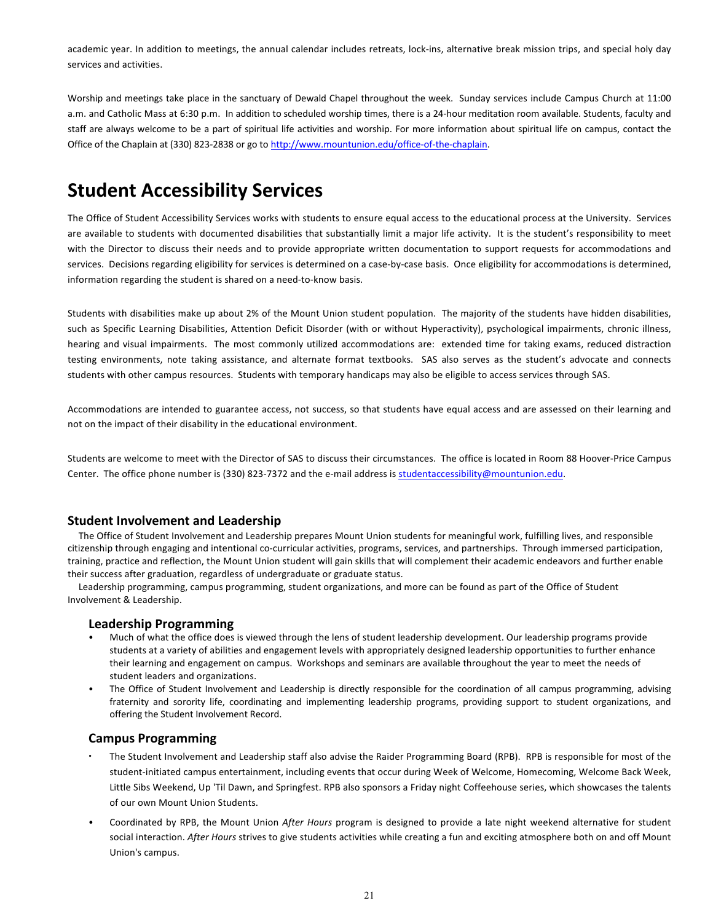academic year. In addition to meetings, the annual calendar includes retreats, lock-ins, alternative break mission trips, and special holy day services and activities.

Worship and meetings take place in the sanctuary of Dewald Chapel throughout the week. Sunday services include Campus Church at 11:00 a.m. and Catholic Mass at 6:30 p.m. In addition to scheduled worship times, there is a 24-hour meditation room available. Students, faculty and staff are always welcome to be a part of spiritual life activities and worship. For more information about spiritual life on campus, contact the Office of the Chaplain at (330) 823-2838 or go to http://www.mountunion.edu/office-of-the-chaplain.

# Student Accessibility Services

The Office of Student Accessibility Services works with students to ensure equal access to the educational process at the University. Services are available to students with documented disabilities that substantially limit a major life activity. It is the student's responsibility to meet with the Director to discuss their needs and to provide appropriate written documentation to support requests for accommodations and services. Decisions regarding eligibility for services is determined on a case-by-case basis. Once eligibility for accommodations is determined, information regarding the student is shared on a need-to-know basis.

Students with disabilities make up about 2% of the Mount Union student population. The majority of the students have hidden disabilities, such as Specific Learning Disabilities, Attention Deficit Disorder (with or without Hyperactivity), psychological impairments, chronic illness, hearing and visual impairments. The most commonly utilized accommodations are: extended time for taking exams, reduced distraction testing environments, note taking assistance, and alternate format textbooks. SAS also serves as the student's advocate and connects students with other campus resources. Students with temporary handicaps may also be eligible to access services through SAS.

Accommodations are intended to guarantee access, not success, so that students have equal access and are assessed on their learning and not on the impact of their disability in the educational environment.

Students are welcome to meet with the Director of SAS to discuss their circumstances. The office is located in Room 88 Hoover-Price Campus Center. The office phone number is (330) 823-7372 and the e-mail address is studentaccessibility@mountunion.edu.

## Student Involvement and Leadership

The Office of Student Involvement and Leadership prepares Mount Union students for meaningful work, fulfilling lives, and responsible citizenship through engaging and intentional co-curricular activities, programs, services, and partnerships. Through immersed participation, training, practice and reflection, the Mount Union student will gain skills that will complement their academic endeavors and further enable their success after graduation, regardless of undergraduate or graduate status.

Leadership programming, campus programming, student organizations, and more can be found as part of the Office of Student Involvement & Leadership.

### Leadership Programming

- Much of what the office does is viewed through the lens of student leadership development. Our leadership programs provide students at a variety of abilities and engagement levels with appropriately designed leadership opportunities to further enhance their learning and engagement on campus. Workshops and seminars are available throughout the year to meet the needs of student leaders and organizations.
- The Office of Student Involvement and Leadership is directly responsible for the coordination of all campus programming, advising fraternity and sorority life, coordinating and implementing leadership programs, providing support to student organizations, and offering the Student Involvement Record.

### Campus Programming

- The Student Involvement and Leadership staff also advise the Raider Programming Board (RPB). RPB is responsible for most of the student-initiated campus entertainment, including events that occur during Week of Welcome, Homecoming, Welcome Back Week, Little Sibs Weekend, Up 'Til Dawn, and Springfest. RPB also sponsors a Friday night Coffeehouse series, which showcases the talents of our own Mount Union Students.
- Coordinated by RPB, the Mount Union *After Hours* program is designed to provide a late night weekend alternative for student social interaction. *After Hours* strives to give students activities while creating a fun and exciting atmosphere both on and off Mount Union's campus.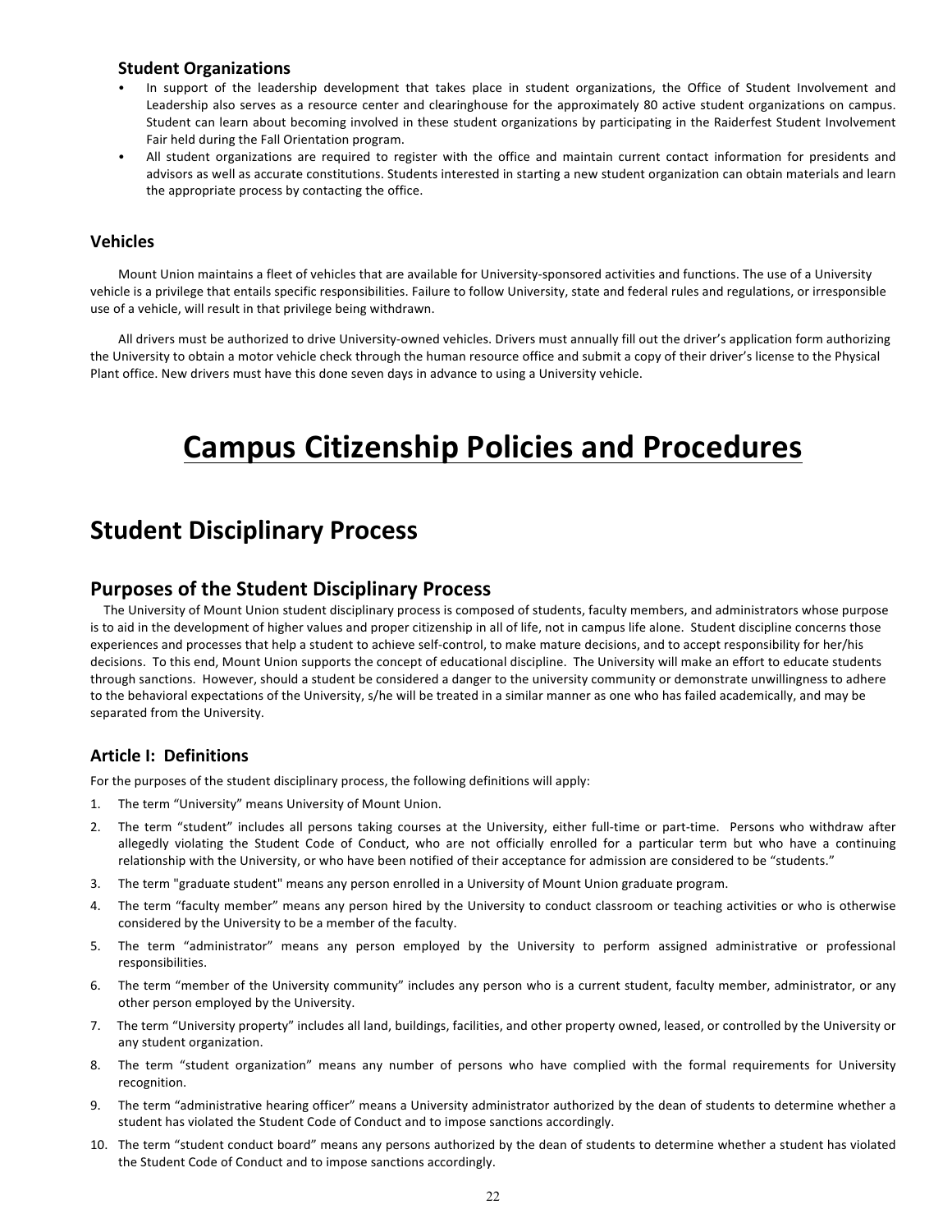### Student Organizations

- In support of the leadership development that takes place in student organizations, the Office of Student Involvement and Leadership also serves as a resource center and clearinghouse for the approximately 80 active student organizations on campus. Student can learn about becoming involved in these student organizations by participating in the Raiderfest Student Involvement Fair held during the Fall Orientation program.
- All student organizations are required to register with the office and maintain current contact information for presidents and advisors as well as accurate constitutions. Students interested in starting a new student organization can obtain materials and learn the appropriate process by contacting the office.

### Vehicles

Mount Union maintains a fleet of vehicles that are available for University-sponsored activities and functions. The use of a University vehicle is a privilege that entails specific responsibilities. Failure to follow University, state and federal rules and regulations, or irresponsible use of a vehicle, will result in that privilege being withdrawn.

All drivers must be authorized to drive University-owned vehicles. Drivers must annually fill out the driver's application form authorizing the University to obtain a motor vehicle check through the human resource office and submit a copy of their driver's license to the Physical Plant office. New drivers must have this done seven days in advance to using a University vehicle.

# Campus Citizenship Policies and Procedures

## Student Disciplinary Process

### Purposes of the Student Disciplinary Process

The University of Mount Union student disciplinary process is composed of students, faculty members, and administrators whose purpose is to aid in the development of higher values and proper citizenship in all of life, not in campus life alone. Student discipline concerns those experiences and processes that help a student to achieve self-control, to make mature decisions, and to accept responsibility for her/his decisions. To this end, Mount Union supports the concept of educational discipline. The University will make an effort to educate students through sanctions. However, should a student be considered a danger to the university community or demonstrate unwillingness to adhere to the behavioral expectations of the University, s/he will be treated in a similar manner as one who has failed academically, and may be separated from the University.

### Article I: Definitions

For the purposes of the student disciplinary process, the following definitions will apply:

1. The term "University" means University of Mount Union.
2. The term "student" includes all persons taking courses at the University, either full-time or part-time. Persons who withdraw after allegedly violating the Student Code of Conduct, who are not officially enrolled for a particular term but who have a continuing relationship with the University, or who have been notified of their acceptance for admission are considered to be "students."
3. The term "graduate student" means any person enrolled in a University of Mount Union graduate program.
4. The term "faculty member" means any person hired by the University to conduct classroom or teaching activities or who is otherwise considered by the University to be a member of the faculty.
5. The term "administrator" means any person employed by the University to perform assigned administrative or professional responsibilities.
6. The term "member of the University community" includes any person who is a current student, faculty member, administrator, or any other person employed by the University.
7. The term "University property" includes all land, buildings, facilities, and other property owned, leased, or controlled by the University or any student organization.
8. The term "student organization" means any number of persons who have complied with the formal requirements for University recognition.
9. The term "administrative hearing officer" means a University administrator authorized by the dean of students to determine whether a student has violated the Student Code of Conduct and to impose sanctions accordingly.
10. The term "student conduct board" means any persons authorized by the dean of students to determine whether a student has violated the Student Code of Conduct and to impose sanctions accordingly.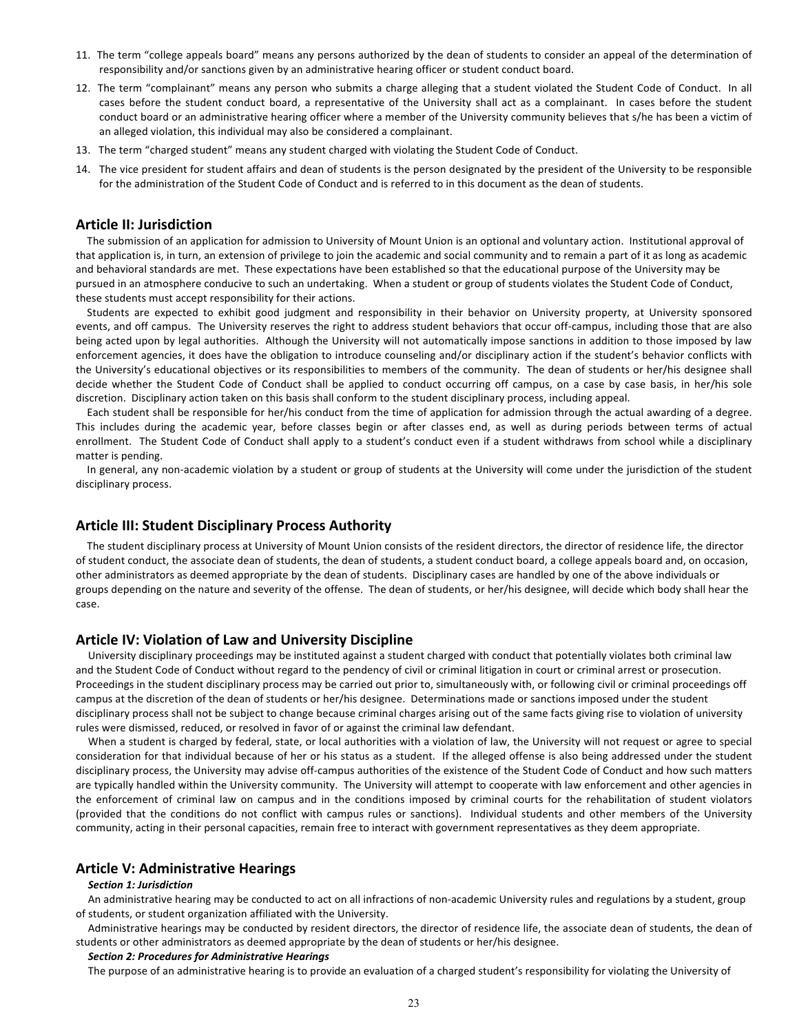11. The term "college appeals board" means any persons authorized by the dean of students to consider an appeal of the determination of responsibility and/or sanctions given by an administrative hearing officer or student conduct board.
12. The term "complainant" means any person who submits a charge alleging that a student violated the Student Code of Conduct. In all cases before the student conduct board, a representative of the University shall act as a complainant. In cases before the student conduct board or an administrative hearing officer where a member of the University community believes that s/he has been a victim of an alleged violation, this individual may also be considered a complainant.
13. The term "charged student" means any student charged with violating the Student Code of Conduct.
14. The vice president for student affairs and dean of students is the person designated by the president of the University to be responsible for the administration of the Student Code of Conduct and is referred to in this document as the dean of students.

## Article II: Jurisdiction

The submission of an application for admission to University of Mount Union is an optional and voluntary action. Institutional approval of that application is, in turn, an extension of privilege to join the academic and social community and to remain a part of it as long as academic and behavioral standards are met. These expectations have been established so that the educational purpose of the University may be pursued in an atmosphere conducive to such an undertaking. When a student or group of students violates the Student Code of Conduct, these students must accept responsibility for their actions.

Students are expected to exhibit good judgment and responsibility in their behavior on University property, at University sponsored events, and off campus. The University reserves the right to address student behaviors that occur off-campus, including those that are also being acted upon by legal authorities. Although the University will not automatically impose sanctions in addition to those imposed by law enforcement agencies, it does have the obligation to introduce counseling and/or disciplinary action if the student's behavior conflicts with the University's educational objectives or its responsibilities to members of the community. The dean of students or her/his designee shall decide whether the Student Code of Conduct shall be applied to conduct occurring off campus, on a case by case basis, in her/his sole discretion. Disciplinary action taken on this basis shall conform to the student disciplinary process, including appeal.

Each student shall be responsible for her/his conduct from the time of application for admission through the actual awarding of a degree. This includes during the academic year, before classes begin or after classes end, as well as during periods between terms of actual enrollment. The Student Code of Conduct shall apply to a student's conduct even if a student withdraws from school while a disciplinary matter is pending.

In general, any non-academic violation by a student or group of students at the University will come under the jurisdiction of the student disciplinary process.

## Article III: Student Disciplinary Process Authority

The student disciplinary process at University of Mount Union consists of the resident directors, the director of residence life, the director of student conduct, the associate dean of students, the dean of students, a student conduct board, a college appeals board and, on occasion, other administrators as deemed appropriate by the dean of students. Disciplinary cases are handled by one of the above individuals or groups depending on the nature and severity of the offense. The dean of students, or her/his designee, will decide which body shall hear the case.

## Article IV: Violation of Law and University Discipline

University disciplinary proceedings may be instituted against a student charged with conduct that potentially violates both criminal law and the Student Code of Conduct without regard to the pendency of civil or criminal litigation in court or criminal arrest or prosecution. Proceedings in the student disciplinary process may be carried out prior to, simultaneously with, or following civil or criminal proceedings off campus at the discretion of the dean of students or her/his designee. Determinations made or sanctions imposed under the student disciplinary process shall not be subject to change because criminal charges arising out of the same facts giving rise to violation of university rules were dismissed, reduced, or resolved in favor of or against the criminal law defendant.

When a student is charged by federal, state, or local authorities with a violation of law, the University will not request or agree to special consideration for that individual because of her or his status as a student. If the alleged offense is also being addressed under the student disciplinary process, the University may advise off-campus authorities of the existence of the Student Code of Conduct and how such matters are typically handled within the University community. The University will attempt to cooperate with law enforcement and other agencies in the enforcement of criminal law on campus and in the conditions imposed by criminal courts for the rehabilitation of student violators (provided that the conditions do not conflict with campus rules or sanctions). Individual students and other members of the University community, acting in their personal capacities, remain free to interact with government representatives as they deem appropriate.

## Article V: Administrative Hearings

***Section 1: Jurisdiction***

An administrative hearing may be conducted to act on all infractions of non-academic University rules and regulations by a student, group of students, or student organization affiliated with the University.

Administrative hearings may be conducted by resident directors, the director of residence life, the associate dean of students, the dean of students or other administrators as deemed appropriate by the dean of students or her/his designee.

***Section 2: Procedures for Administrative Hearings***

The purpose of an administrative hearing is to provide an evaluation of a charged student's responsibility for violating the University of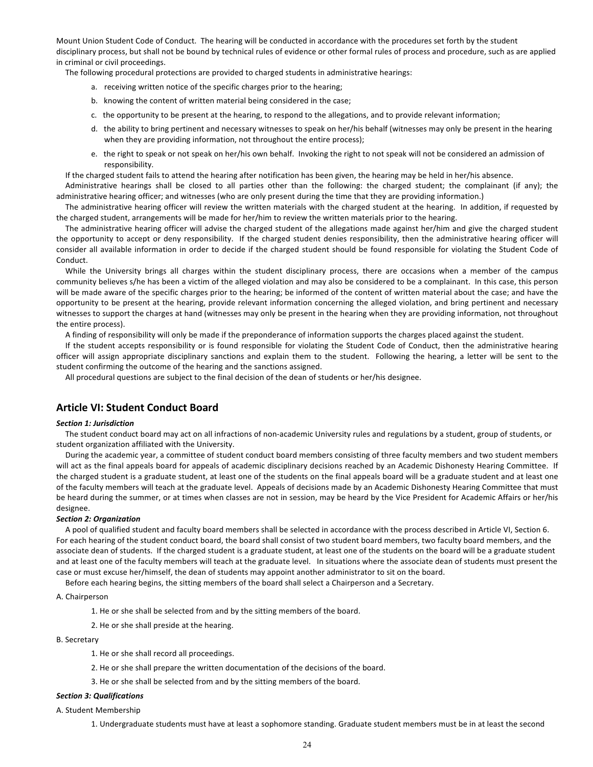Mount Union Student Code of Conduct. The hearing will be conducted in accordance with the procedures set forth by the student disciplinary process, but shall not be bound by technical rules of evidence or other formal rules of process and procedure, such as are applied in criminal or civil proceedings.

The following procedural protections are provided to charged students in administrative hearings:

a. receiving written notice of the specific charges prior to the hearing;

b. knowing the content of written material being considered in the case;

c. the opportunity to be present at the hearing, to respond to the allegations, and to provide relevant information;

d. the ability to bring pertinent and necessary witnesses to speak on her/his behalf (witnesses may only be present in the hearing when they are providing information, not throughout the entire process);

e. the right to speak or not speak on her/his own behalf. Invoking the right to not speak will not be considered an admission of responsibility.

If the charged student fails to attend the hearing after notification has been given, the hearing may be held in her/his absence.

Administrative hearings shall be closed to all parties other than the following: the charged student; the complainant (if any); the administrative hearing officer; and witnesses (who are only present during the time that they are providing information.)

The administrative hearing officer will review the written materials with the charged student at the hearing. In addition, if requested by the charged student, arrangements will be made for her/him to review the written materials prior to the hearing.

The administrative hearing officer will advise the charged student of the allegations made against her/him and give the charged student the opportunity to accept or deny responsibility. If the charged student denies responsibility, then the administrative hearing officer will consider all available information in order to decide if the charged student should be found responsible for violating the Student Code of Conduct.

While the University brings all charges within the student disciplinary process, there are occasions when a member of the campus community believes s/he has been a victim of the alleged violation and may also be considered to be a complainant. In this case, this person will be made aware of the specific charges prior to the hearing; be informed concerning the content of written material about the case; and have the opportunity to be present at the hearing, provide relevant information concerning the alleged violation, and bring pertinent and necessary witnesses to support the charges at hand (witnesses may only be present in the hearing when they are providing information, not throughout the entire process).

A finding of responsibility will only be made if the preponderance of information supports the charges placed against the student.

If the student accepts responsibility or is found responsible for violating the Student Code of Conduct, then the administrative hearing officer will assign appropriate disciplinary sanctions and explain them to the student. Following the hearing, a letter will be sent to the student confirming the outcome of the hearing and the sanctions assigned.

All procedural questions are subject to the final decision of the dean of students or her/his designee.

## Article VI: Student Conduct Board

***Section 1: Jurisdiction***

The student conduct board may act on all infractions of non-academic University rules and regulations by a student, group of students, or student organization affiliated with the University.

During the academic year, a committee of student conduct board members consisting of three faculty members and two student members will act as the final appeals board for appeals of academic disciplinary decisions reached by an Academic Dishonesty Hearing Committee. If the charged student is a graduate student, at least one of the students on the final appeals board will be a graduate student and at least one of the faculty members will teach at the graduate level. Appeals of decisions made by an Academic Dishonesty Hearing Committee that must be heard during the summer, or at times when classes are not in session, may be heard by the Vice President for Academic Affairs or her/his designee.

***Section 2: Organization***

A pool of qualified student and faculty board members shall be selected in accordance with the process described in Article VI, Section 6. For each hearing of the student conduct board, the board shall consist of two student board members, two faculty board members, and the associate dean of students. If the charged student is a graduate student, at least one of the students on the board will be a graduate student and at least one of the faculty members will teach at the graduate level. In situations where the associate dean of students must present the case or must excuse her/himself, the dean of students may appoint another administrator to sit on the board.

Before each hearing begins, the sitting members of the board shall select a Chairperson and a Secretary.

A. Chairperson

1. He or she shall be selected from and by the sitting members of the board.
2. He or she shall preside at the hearing.

B. Secretary

1. He or she shall record all proceedings.
2. He or she shall prepare the written documentation of the decisions of the board.
3. He or she shall be selected from and by the sitting members of the board.

***Section 3: Qualifications***

A. Student Membership

1. Undergraduate students must have at least a sophomore standing. Graduate student members must be in at least the second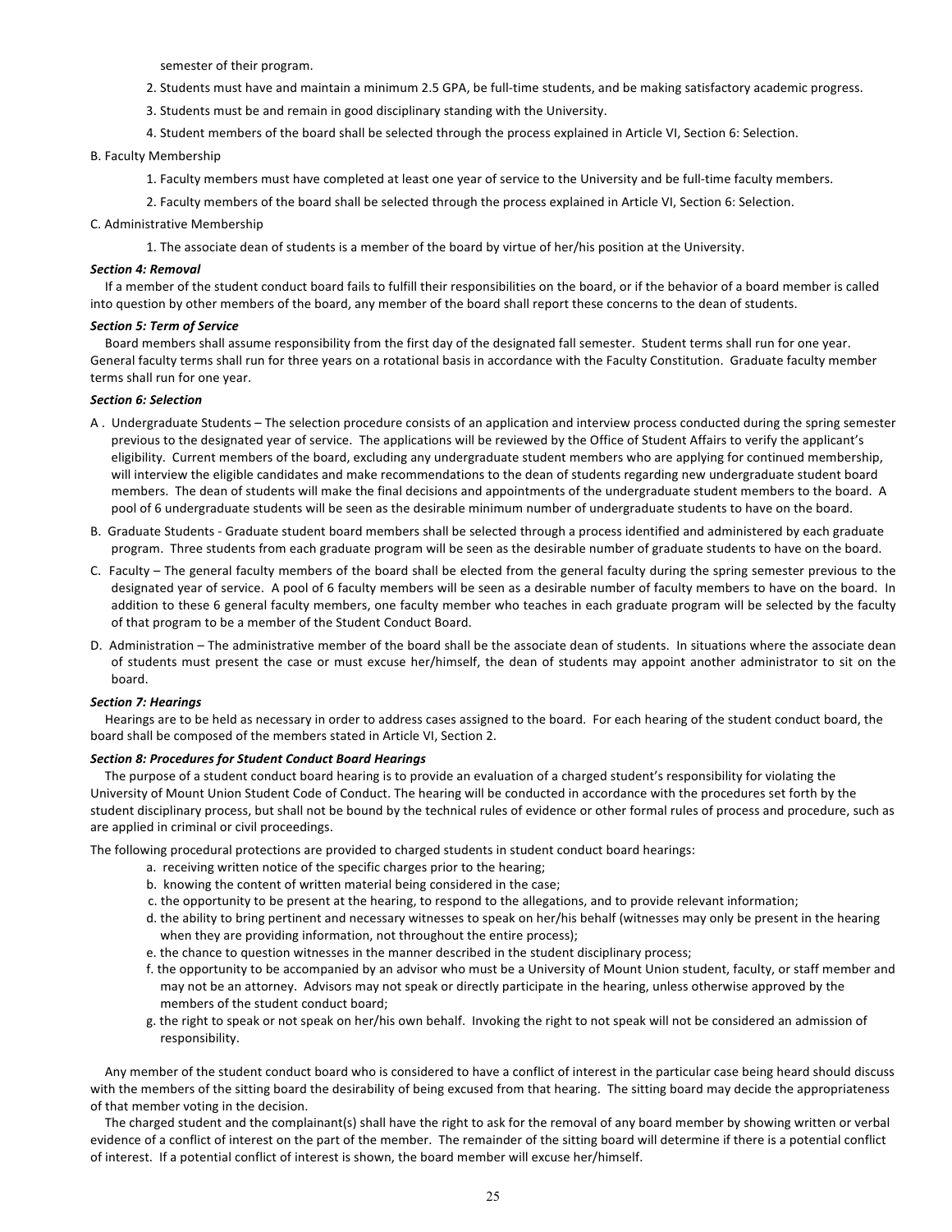semester of their program.

2. Students must have and maintain a minimum 2.5 GPA, be full-time students, and be making satisfactory academic progress.
3. Students must be and remain in good disciplinary standing with the University.
4. Student members of the board shall be selected through the process explained in Article VI, Section 6: Selection.

B. Faculty Membership

1. Faculty members must have completed at least one year of service to the University and be full-time faculty members.
2. Faculty members of the board shall be selected through the process explained in Article VI, Section 6: Selection.

C. Administrative Membership

1. The associate dean of students is a member of the board by virtue of her/his position at the University.

***Section 4: Removal***

If a member of the student conduct board fails to fulfill their responsibilities on the board, or if the behavior of a board member is called into question by other members of the board, any member of the board shall report these concerns to the dean of students.

***Section 5: Term of Service***

Board members shall assume responsibility from the first day of the designated fall semester. Student terms shall run for one year. General faculty terms shall run for three years on a rotational basis in accordance with the Faculty Constitution. Graduate faculty member terms shall run for one year.

***Section 6: Selection***

A. Undergraduate Students – The selection procedure consists of an application and interview process conducted during the spring semester previous to the designated year of service. The applications will be reviewed by the Office of Student Affairs to verify the applicant's eligibility. Current members of the board, excluding any undergraduate student members who are applying for continued membership, will interview the eligible candidates and make recommendations to the dean of students regarding new undergraduate student board members. The dean of students will make the final decisions and appointments of the undergraduate student members to the board. A pool of 6 undergraduate students will be seen as the desirable minimum number of undergraduate students to have on the board.

B. Graduate Students - Graduate student board members shall be selected through a process identified and administered by each graduate program. Three students from each graduate program will be seen as the desirable number of graduate students to have on the board.

C. Faculty – The general faculty members of the board shall be elected from the general faculty during the spring semester previous to the designated year of service. A pool of 6 faculty members will be seen as a desirable number of faculty members to have on the board. In addition to these 6 general faculty members, one faculty member who teaches in each graduate program will be selected by the faculty of that program to be a member of the Student Conduct Board.

D. Administration – The administrative member of the board shall be the associate dean of students. In situations where the associate dean of students must present the case or must excuse her/himself, the dean of students may appoint another administrator to sit on the board.

***Section 7: Hearings***

Hearings are to be held as necessary in order to address cases assigned to the board. For each hearing of the student conduct board, the board shall be composed of the members stated in Article VI, Section 2.

***Section 8: Procedures for Student Conduct Board Hearings***

The purpose of a student conduct board hearing is to provide an evaluation of a charged student's responsibility for violating the University of Mount Union Student Code of Conduct. The hearing will be conducted in accordance with the procedures set forth by the student disciplinary process, but shall not be bound by the technical rules of evidence or other formal rules of process and procedure, such as are applied in criminal or civil proceedings.

The following procedural protections are provided to charged students in student conduct board hearings:

a. receiving written notice of the specific charges prior to the hearing;
b. knowing the content of written material being considered in the case;
c. the opportunity to be present at the hearing, to respond to the allegations, and to provide relevant information;
d. the ability to bring pertinent and necessary witnesses to speak on her/his behalf (witnesses may only be present in the hearing when they are providing information, not throughout the entire process);
e. the chance to question witnesses in the manner described in the student disciplinary process;
f. the opportunity to be accompanied by an advisor who must be a University of Mount Union student, faculty, or staff member and may not be an attorney. Advisors may not speak or directly participate in the hearing, unless otherwise approved by the members of the student conduct board;
g. the right to speak or not speak on her/his own behalf. Invoking the right to not speak will not be considered an admission of responsibility.

Any member of the student conduct board who is considered to have a conflict of interest in the particular case being heard should discuss with the members of the sitting board the desirability of being excused from that hearing. The sitting board may decide the appropriateness of that member voting in the decision.

The charged student and the complainant(s) shall have the right to ask for the removal of any board member by showing written or verbal evidence of a conflict of interest on the part of the member. The remainder of the sitting board will determine if there is a potential conflict of interest. If a potential conflict of interest is shown, the board member will excuse her/himself.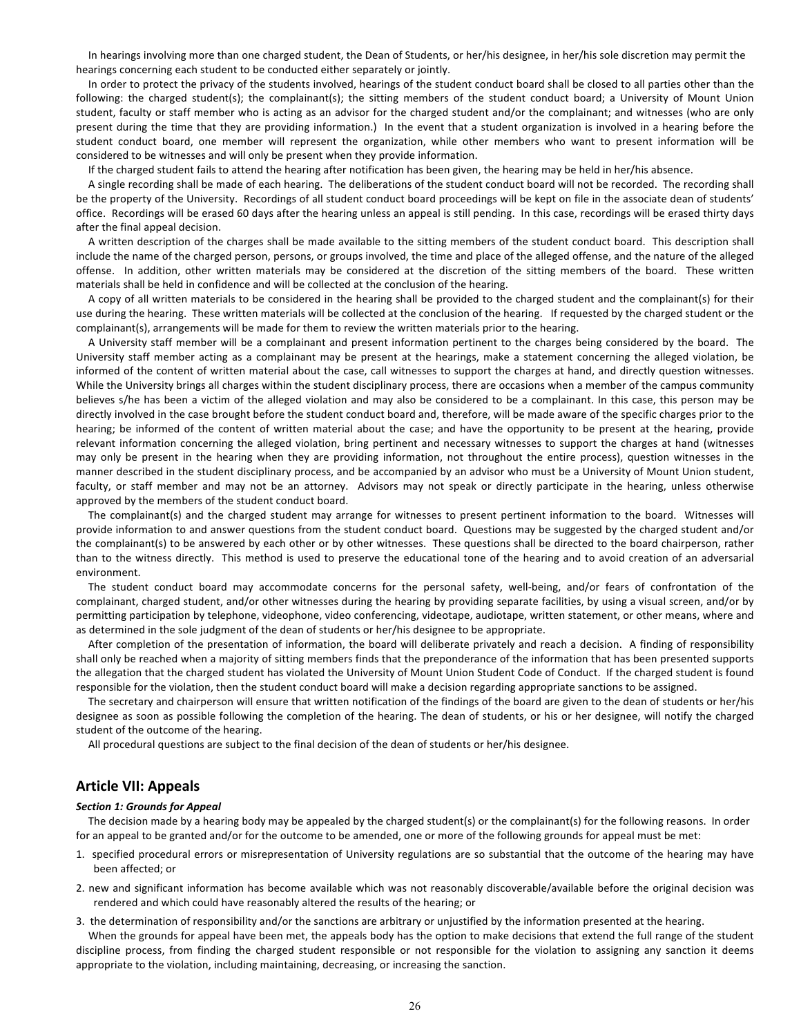In hearings involving more than one charged student, the Dean of Students, or her/his designee, in her/his sole discretion may permit the hearings concerning each student to be conducted either separately or jointly.

In order to protect the privacy of the students involved, hearings of the student conduct board shall be closed to all parties other than the following: the charged student(s); the complainant(s); the sitting members of the student conduct board; a University of Mount Union student, faculty or staff member who is acting as an advisor for the charged student and/or the complainant; and witnesses (who are only present during the time that they are providing information.) In the event that a student organization is involved in a hearing before the student conduct board, one member will represent the organization, while other members who want to present information will be considered to be witnesses and will only be present when they provide information.

If the charged student fails to attend the hearing after notification has been given, the hearing may be held in her/his absence.

A single recording shall be made of each hearing. The deliberations of the student conduct board will not be recorded. The recording shall be the property of the University. Recordings of all student conduct board proceedings will be kept on file in the associate dean of students' office. Recordings will be erased 60 days after the hearing unless an appeal is still pending. In this case, recordings will be erased thirty days after the final appeal decision.

A written description of the charges shall be made available to the sitting members of the student conduct board. This description shall include the name of the charged person, persons, or groups involved, the time and place of the alleged offense, and the nature of the alleged offense. In addition, other written materials may be considered at the discretion of the sitting members of the board. These written materials shall be held in confidence and will be collected at the conclusion of the hearing.

A copy of all written materials to be considered in the hearing shall be provided to the charged student and the complainant(s) for their use during the hearing. These written materials will be collected at the conclusion of the hearing. If requested by the charged student or the complainant(s), arrangements will be made for them to review the written materials prior to the hearing.

A University staff member will be a complainant and present information pertinent to the charges being considered by the board. The University staff member acting as a complainant may be present at the hearings, make a statement concerning the alleged violation, be informed of the content of written material about the case, call witnesses to support the charges at hand, and directly question witnesses. While the University brings all charges within the student disciplinary process, there are occasions when a member of the campus community believes s/he has been a victim of the alleged violation and may also be considered to be a complainant. In this case, this person may be directly involved in the case brought before the student conduct board and, therefore, will be made aware of the specific charges prior to the hearing; be informed of the content of written material about the case; and have the opportunity to be present at the hearing, provide relevant information concerning the alleged violation, bring pertinent and necessary witnesses to support the charges at hand (witnesses may only be present in the hearing when they are providing information, not throughout the entire process), question witnesses in the manner described in the student disciplinary process, and be accompanied by an advisor who must be a University of Mount Union student, faculty, or staff member and may not be an attorney. Advisors may not speak or directly participate in the hearing, unless otherwise approved by the members of the student conduct board.

The complainant(s) and the charged student may arrange for witnesses to present pertinent information to the board. Witnesses will provide information to and answer questions from the student conduct board. Questions may be suggested by the charged student and/or the complainant(s) to be answered by each other or by other witnesses. These questions shall be directed to the board chairperson, rather than to the witness directly. This method is used to preserve the educational tone of the hearing and to avoid creation of an adversarial environment.

The student conduct board may accommodate concerns for the personal safety, well-being, and/or fears of confrontation of the complainant, charged student, and/or other witnesses during the hearing by providing separate facilities, by using a visual screen, and/or by permitting participation by telephone, videophone, video conferencing, videotape, audiotape, written statement, or other means, where and as determined in the sole judgment of the dean of students or her/his designee to be appropriate.

After completion of the presentation of information, the board will deliberate privately and reach a decision. A finding of responsibility shall only be reached when a majority of sitting members finds that the preponderance of the information that has been presented supports the allegation that the charged student has violated the University of Mount Union Student Code of Conduct. If the charged student is found responsible for the violation, then the student conduct board will make a decision regarding appropriate sanctions to be assigned.

The secretary and chairperson will ensure that written notification of the findings of the board are given to the dean of students or her/his designee as soon as possible following the completion of the hearing. The dean of students, or his or her designee, will notify the charged student of the outcome of the hearing.

All procedural questions are subject to the final decision of the dean of students or her/his designee.

## Article VII: Appeals

***Section 1: Grounds for Appeal***

The decision made by a hearing body may be appealed by the charged student(s) or the complainant(s) for the following reasons. In order for an appeal to be granted and/or for the outcome to be amended, one or more of the following grounds for appeal must be met:

1. specified procedural errors or misrepresentation of University regulations are so substantial that the outcome of the hearing may have been affected; or
2. new and significant information has become available which was not reasonably discoverable/available before the original decision was rendered and which could have reasonably altered the results of the hearing; or
3. the determination of responsibility and/or the sanctions are arbitrary or unjustified by the information presented at the hearing.

When the grounds for appeal have been met, the appeals body has the option to make decisions that extend the full range of the student discipline process, from finding the charged student responsible or not responsible for the violation to assigning any sanction it deems appropriate to the violation, including maintaining, decreasing, or increasing the sanction.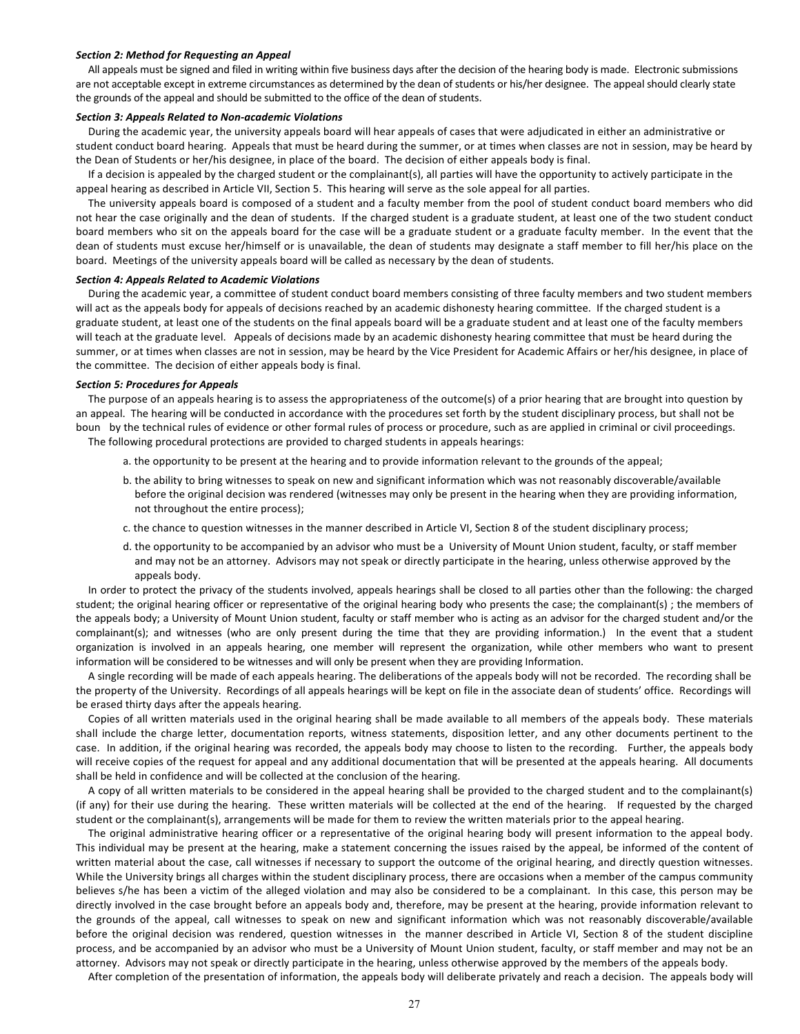***Section 2: Method for Requesting an Appeal***

All appeals must be signed and filed in writing within five business days after the decision of the hearing body is made. Electronic submissions are not acceptable except in extreme circumstances as determined by the dean of students or his/her designee. The appeal should clearly state the grounds of the appeal and should be submitted to the office of the dean of students.

***Section 3: Appeals Related to Non-academic Violations***

During the academic year, the university appeals board will hear appeals of cases that were adjudicated in either an administrative or student conduct board hearing. Appeals that must be heard during the summer, or at times when classes are not in session, may be heard by the Dean of Students or her/his designee, in place of the board. The decision of either appeals body is final.

If a decision is appealed by the charged student or the complainant(s), all parties will have the opportunity to actively participate in the appeal hearing as described in Article VII, Section 5. This hearing will serve as the sole appeal for all parties.

The university appeals board is composed of a student and a faculty member from the pool of student conduct board members who did not hear the case originally and the dean of students. If the charged student is a graduate student, at least one of the two student conduct board members who sit on the appeals board for the case will be a graduate student or a graduate faculty member. In the event that the dean of students must excuse her/himself or is unavailable, the dean of students may designate a staff member to fill her/his place on the board. Meetings of the university appeals board will be called as necessary by the dean of students.

***Section 4: Appeals Related to Academic Violations***

During the academic year, a committee of student conduct board members consisting of three faculty members and two student members will act as the appeals body for appeals of decisions reached by an academic dishonesty hearing committee. If the charged student is a graduate student, at least one of the students on the final appeals board will be a graduate student and at least one of the faculty members will teach at the graduate level. Appeals of decisions made by an academic dishonesty hearing committee that must be heard during the summer, or at times when classes are not in session, may be heard by the Vice President for Academic Affairs or her/his designee, in place of the committee. The decision of either appeals body is final.

***Section 5: Procedures for Appeals***

The purpose of an appeals hearing is to assess the appropriateness of the outcome(s) of a prior hearing that are brought into question by an appeal. The hearing will be conducted in accordance with the procedures set forth by the student disciplinary process, but shall not be boun by the technical rules of evidence or other formal rules of process or procedure, such as are applied in criminal or civil proceedings.

The following procedural protections are provided to charged students in appeals hearings:

a. the opportunity to be present at the hearing and to provide information relevant to the grounds of the appeal;

b. the ability to bring witnesses to speak on new and significant information which was not reasonably discoverable/available before the original decision was rendered (witnesses may only be present in the hearing when they are providing information, not throughout the entire process);

c. the chance to question witnesses in the manner described in Article VI, Section 8 of the student disciplinary process;

d. the opportunity to be accompanied by an advisor who must be a University of Mount Union student, faculty, or staff member and may not be an attorney. Advisors may not speak or directly participate in the hearing, unless otherwise approved by the appeals body.

In order to protect the privacy of the students involved, appeals hearings shall be closed to all parties other than the following: the charged student; the original hearing officer or representative of the original hearing body who presents the case; the complainant(s) ; the members of the appeals body; a University of Mount Union student, faculty or staff member who is acting as an advisor for the charged student and/or the complainant(s); and witnesses (who are only present during the time that they are providing information.) In the event that a student organization is involved in an appeals hearing, one member will represent the organization, while other members who want to present information will be considered to be witnesses and will only be present when they are providing Information.

A single recording will be made of each appeals hearing. The deliberations of the appeals body will not be recorded. The recording shall be the property of the University. Recordings of all appeals hearings will be kept on file in the associate dean of students' office. Recordings will be erased thirty days after the appeals hearing.

Copies of all written materials used in the original hearing shall be made available to all members of the appeals body. These materials shall include the charge letter, documentation reports, witness statements, disposition letter, and any other documents pertinent to the case. In addition, if the original hearing was recorded, the appeals body may choose to listen to the recording. Further, the appeals body will receive copies of the request for appeal and any additional documentation that will be presented at the appeals hearing. All documents shall be held in confidence and will be collected at the conclusion of the hearing.

A copy of all written materials to be considered in the appeal hearing shall be provided to the charged student and to the complainant(s) (if any) for their use during the hearing. These written materials will be collected at the end of the hearing. If requested by the charged student or the complainant(s), arrangements will be made for them to review the written materials prior to the appeal hearing.

The original administrative hearing officer or a representative of the original hearing body will present information to the appeal body. This individual may be present at the hearing, make a statement concerning the issues raised by the appeal, be informed of the content of written material about the case, call witnesses if necessary to support the outcome of the original hearing, and directly question witnesses. While the University brings all charges within the student disciplinary process, there are occasions when a member of the campus community believes s/he has been a victim of the alleged violation and may also be considered to be a complainant. In this case, this person may be directly involved in the case brought before an appeals body and, therefore, may be present at the hearing, provide information relevant to the grounds of the appeal, call witnesses to speak on new and significant information which was not reasonably discoverable/available before the original decision was rendered, question witnesses in the manner described in Article VI, Section 8 of the student discipline process, and be accompanied by an advisor who must be a University of Mount Union student, faculty, or staff member and may not be an attorney. Advisors may not speak or directly participate in the hearing, unless otherwise approved by the members of the appeals body.

After completion of the presentation of information, the appeals body will deliberate privately and reach a decision. The appeals body will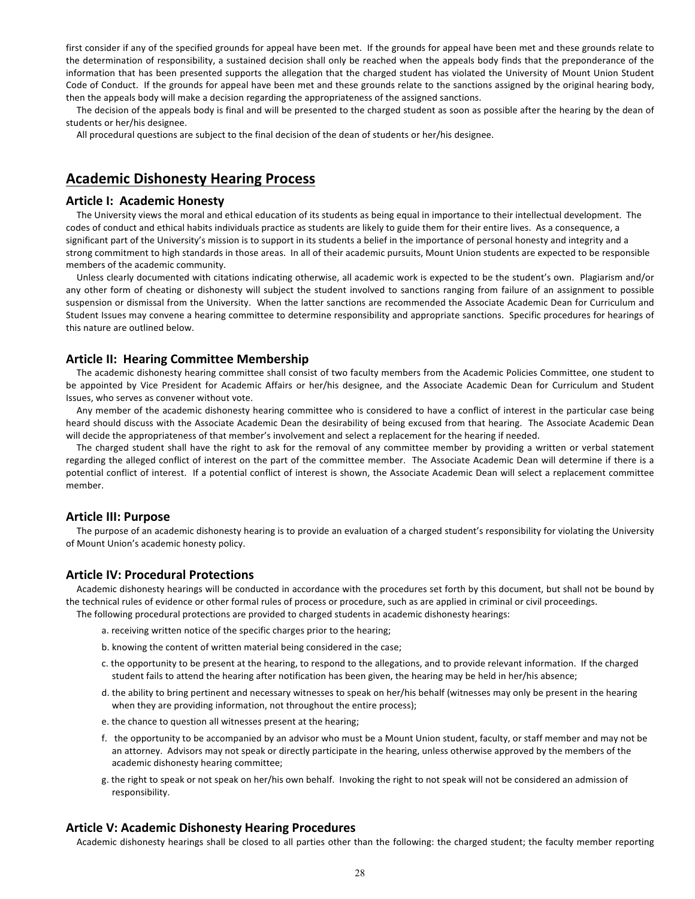first consider if any of the specified grounds for appeal have been met. If the grounds for appeal have been met and these grounds relate to the determination of responsibility, a sustained decision shall only be reached when the appeals body finds that the preponderance of the information that has been presented supports the allegation that the charged student has violated the University of Mount Union Student Code of Conduct. If the grounds for appeal have been met and these grounds relate to the sanctions assigned by the original hearing body, then the appeals body will make a decision regarding the appropriateness of the assigned sanctions.

The decision of the appeals body is final and will be presented to the charged student as soon as possible after the hearing by the dean of students or her/his designee.

All procedural questions are subject to the final decision of the dean of students or her/his designee.

## Academic Dishonesty Hearing Process

### Article I: Academic Honesty

The University views the moral and ethical education of its students as being equal in importance to their intellectual development. The codes of conduct and ethical habits individuals practice as students are likely to guide them for their entire lives. As a consequence, a significant part of the University's mission is to support in its students a belief in the importance of personal honesty and integrity and a strong commitment to high standards in those areas. In all of their academic pursuits, Mount Union students are expected to be responsible members of the academic community.

Unless clearly documented with citations indicating otherwise, all academic work is expected to be the student's own. Plagiarism and/or any other form of cheating or dishonesty will subject the student involved to sanctions ranging from failure of an assignment to possible suspension or dismissal from the University. When the latter sanctions are recommended the Associate Academic Dean for Curriculum and Student Issues may convene a hearing committee to determine responsibility and appropriate sanctions. Specific procedures for hearings of this nature are outlined below.

### Article II: Hearing Committee Membership

The academic dishonesty hearing committee shall consist of two faculty members from the Academic Policies Committee, one student to be appointed by Vice President for Academic Affairs or her/his designee, and the Associate Academic Dean for Curriculum and Student Issues, who serves as convener without vote.

Any member of the academic dishonesty hearing committee who is considered to have a conflict of interest in the particular case being heard should discuss with the Associate Academic Dean the desirability of being excused from that hearing. The Associate Academic Dean will decide the appropriateness of that member's involvement and select a replacement for the hearing if needed.

The charged student shall have the right to ask for the removal of any committee member by providing a written or verbal statement regarding the alleged conflict of interest on the part of the committee member. The Associate Academic Dean will determine if there is a potential conflict of interest. If a potential conflict of interest is shown, the Associate Academic Dean will select a replacement committee member.

### Article III: Purpose

The purpose of an academic dishonesty hearing is to provide an evaluation of a charged student's responsibility for violating the University of Mount Union's academic honesty policy.

### Article IV: Procedural Protections

Academic dishonesty hearings will be conducted in accordance with the procedures set forth by this document, but shall not be bound by the technical rules of evidence or other formal rules of process or procedure, such as are applied in criminal or civil proceedings.

The following procedural protections are provided to charged students in academic dishonesty hearings:

a. receiving written notice of the specific charges prior to the hearing;

b. knowing the content of written material being considered in the case;

c. the opportunity to be present at the hearing, to respond to the allegations, and to provide relevant information. If the charged student fails to attend the hearing after notification has been given, the hearing may be held in her/his absence;

d. the ability to bring pertinent and necessary witnesses to speak on her/his behalf (witnesses may only be present in the hearing when they are providing information, not throughout the entire process);

e. the chance to question all witnesses present at the hearing;

f. the opportunity to be accompanied by an advisor who must be a Mount Union student, faculty, or staff member and may not be an attorney. Advisors may not speak or directly participate in the hearing, unless otherwise approved by the members of the academic dishonesty hearing committee;

g. the right to speak or not speak on her/his own behalf. Invoking the right to not speak will not be considered an admission of responsibility.

### Article V: Academic Dishonesty Hearing Procedures

Academic dishonesty hearings shall be closed to all parties other than the following: the charged student; the faculty member reporting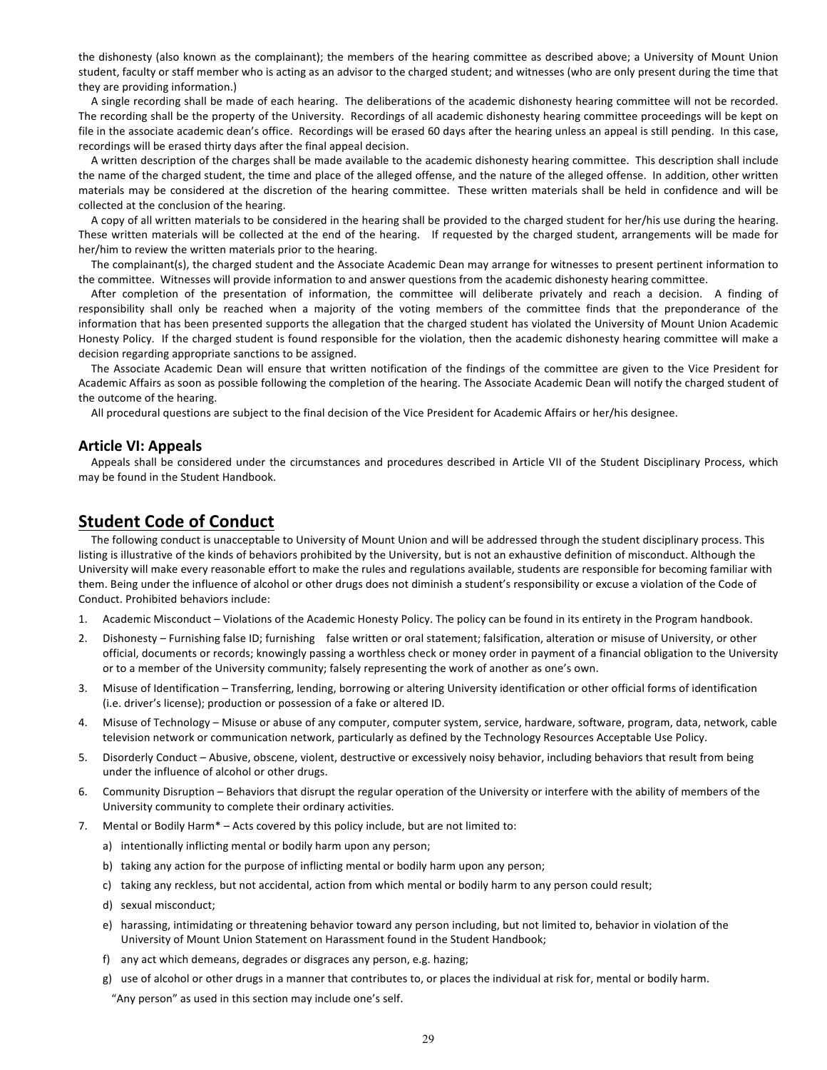the dishonesty (also known as the complainant); the members of the hearing committee as described above; a University of Mount Union student, faculty or staff member who is acting as an advisor to the charged student; and witnesses (who are only present during the time that they are providing information.)

A single recording shall be made of each hearing. The deliberations of the academic dishonesty hearing committee will not be recorded. The recording shall be the property of the University. Recordings of all academic dishonesty hearing committee proceedings will be kept on file in the associate academic dean's office. Recordings will be erased 60 days after the hearing unless an appeal is still pending. In this case, recordings will be erased thirty days after the final appeal decision.

A written description of the charges shall be made available to the academic dishonesty hearing committee. This description shall include the name of the charged student, the time and place of the alleged offense, and the nature of the alleged offense. In addition, other written materials may be considered at the discretion of the hearing committee. These written materials shall be held in confidence and will be collected at the conclusion of the hearing.

A copy of all written materials to be considered in the hearing shall be provided to the charged student for her/his use during the hearing. These written materials will be collected at the end of the hearing. If requested by the charged student, arrangements will be made for her/him to review the written materials prior to the hearing.

The complainant(s), the charged student and the Associate Academic Dean may arrange for witnesses to present pertinent information to the committee. Witnesses will provide information to and answer questions from the academic dishonesty hearing committee.

After completion of the presentation of information, the committee will deliberate privately and reach a decision. A finding of responsibility shall only be reached when a majority of the voting members of the committee finds that the preponderance of the information that has been presented supports the allegation that the charged student has violated the University of Mount Union Academic Honesty Policy. If the charged student is found responsible for the violation, then the academic dishonesty hearing committee will make a decision regarding appropriate sanctions to be assigned.

The Associate Academic Dean will ensure that written notification of the findings of the committee are given to the Vice President for Academic Affairs as soon as possible following the completion of the hearing. The Associate Academic Dean will notify the charged student of the outcome of the hearing.

All procedural questions are subject to the final decision of the Vice President for Academic Affairs or her/his designee.

### Article VI: Appeals

Appeals shall be considered under the circumstances and procedures described in Article VII of the Student Disciplinary Process, which may be found in the Student Handbook.

## Student Code of Conduct

The following conduct is unacceptable to University of Mount Union and will be addressed through the student disciplinary process. This listing is illustrative of the kinds of behaviors prohibited by the University, but is not an exhaustive definition of misconduct. Although the University will make every reasonable effort to make the rules and regulations available, students are responsible for becoming familiar with them. Being under the influence of alcohol or other drugs does not diminish a student's responsibility or excuse a violation of the Code of Conduct. Prohibited behaviors include:

1. Academic Misconduct – Violations of the Academic Honesty Policy. The policy can be found in its entirety in the Program handbook.
2. Dishonesty – Furnishing false ID; furnishing false written or oral statement; falsification, alteration or misuse of University, or other official, documents or records; knowingly passing a worthless check or money order in payment of a financial obligation to the University or to a member of the University community; falsely representing the work of another as one's own.
3. Misuse of Identification – Transferring, lending, borrowing or altering University identification or other official forms of identification (i.e. driver's license); production or possession of a fake or altered ID.
4. Misuse of Technology – Misuse or abuse of any computer, computer system, service, hardware, software, program, data, network, cable television network or communication network, particularly as defined by the Technology Resources Acceptable Use Policy.
5. Disorderly Conduct – Abusive, obscene, violent, destructive or excessively noisy behavior, including behaviors that result from being under the influence of alcohol or other drugs.
6. Community Disruption – Behaviors that disrupt the regular operation of the University or interfere with the ability of members of the University community to complete their ordinary activities.
7. Mental or Bodily Harm* – Acts covered by this policy include, but are not limited to:
   a) intentionally inflicting mental or bodily harm upon any person;
   b) taking any action for the purpose of inflicting mental or bodily harm upon any person;
   c) taking any reckless, but not accidental, action from which mental or bodily harm to any person could result;
   d) sexual misconduct;
   e) harassing, intimidating or threatening behavior toward any person including, but not limited to, behavior in violation of the University of Mount Union Statement on Harassment found in the Student Handbook;
   f) any act which demeans, degrades or disgraces any person, e.g. hazing;
   g) use of alcohol or other drugs in a manner that contributes to, or places the individual at risk for, mental or bodily harm.

   "Any person" as used in this section may include one's self.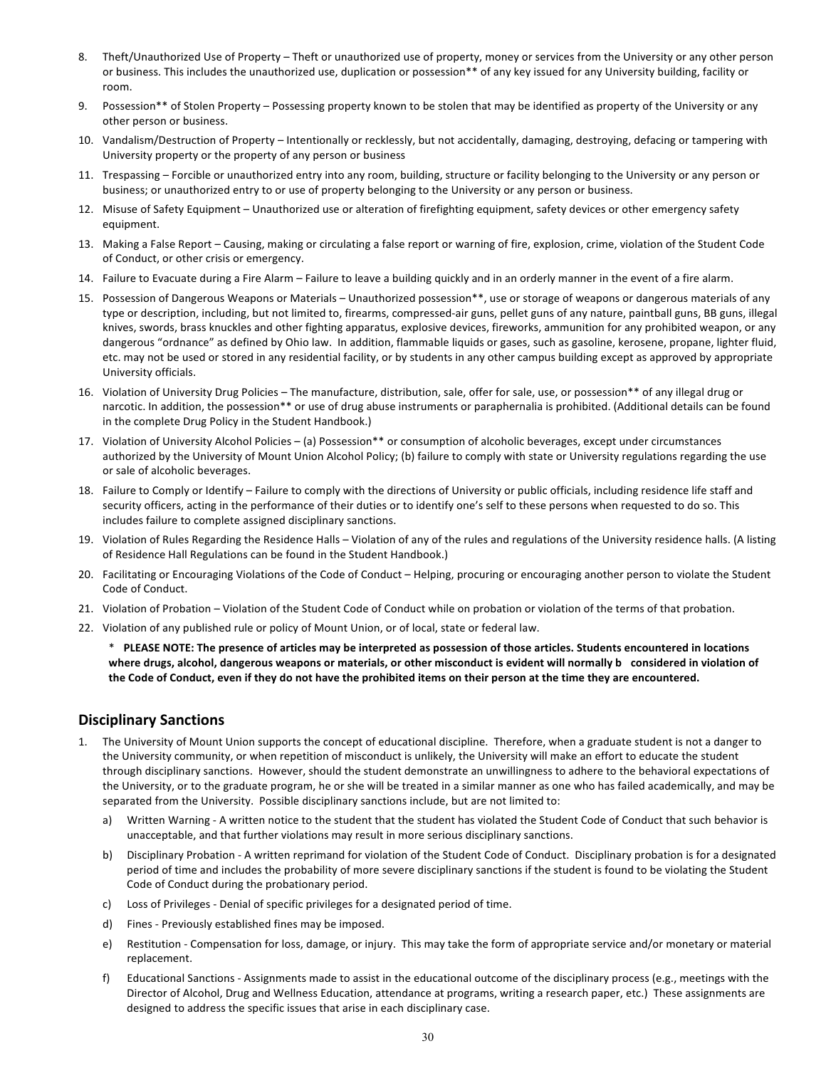8. Theft/Unauthorized Use of Property – Theft or unauthorized use of property, money or services from the University or any other person or business. This includes the unauthorized use, duplication or possession** of any key issued for any University building, facility or room.
9. Possession** of Stolen Property – Possessing property known to be stolen that may be identified as property of the University or any other person or business.
10. Vandalism/Destruction of Property – Intentionally or recklessly, but not accidentally, damaging, destroying, defacing or tampering with University property or the property of any person or business
11. Trespassing – Forcible or unauthorized entry into any room, building, structure or facility belonging to the University or any person or business; or unauthorized entry to or use of property belonging to the University or any person or business.
12. Misuse of Safety Equipment – Unauthorized use or alteration of firefighting equipment, safety devices or other emergency safety equipment.
13. Making a False Report – Causing, making or circulating a false report or warning of fire, explosion, crime, violation of the Student Code of Conduct, or other crisis or emergency.
14. Failure to Evacuate during a Fire Alarm – Failure to leave a building quickly and in an orderly manner in the event of a fire alarm.
15. Possession of Dangerous Weapons or Materials – Unauthorized possession**, use or storage of weapons or dangerous materials of any type or description, including, but not limited to, firearms, compressed-air guns, pellet guns of any nature, paintball guns, BB guns, illegal knives, swords, brass knuckles and other fighting apparatus, explosive devices, fireworks, ammunition for any prohibited weapon, or any dangerous "ordnance" as defined by Ohio law. In addition, flammable liquids or gases, such as gasoline, kerosene, propane, lighter fluid, etc. may not be used or stored in any residential facility, or by students in any other campus building except as approved by appropriate University officials.
16. Violation of University Drug Policies – The manufacture, distribution, sale, offer for sale, use, or possession** of any illegal drug or narcotic. In addition, the possession** or use of drug abuse instruments or paraphernalia is prohibited. (Additional details can be found in the complete Drug Policy in the Student Handbook.)
17. Violation of University Alcohol Policies – (a) Possession** or consumption of alcoholic beverages, except under circumstances authorized by the University of Mount Union Alcohol Policy; (b) failure to comply with state or University regulations regarding the use or sale of alcoholic beverages.
18. Failure to Comply or Identify – Failure to comply with the directions of University or public officials, including residence life staff and security officers, acting in the performance of their duties or to identify one's self to these persons when requested to do so. This includes failure to complete assigned disciplinary sanctions.
19. Violation of Rules Regarding the Residence Halls – Violation of any of the rules and regulations of the University residence halls. (A listing of Residence Hall Regulations can be found in the Student Handbook.)
20. Facilitating or Encouraging Violations of the Code of Conduct – Helping, procuring or encouraging another person to violate the Student Code of Conduct.
21. Violation of Probation – Violation of the Student Code of Conduct while on probation or violation of the terms of that probation.
22. Violation of any published rule or policy of Mount Union, or of local, state or federal law.

   * **PLEASE NOTE: The presence of articles may be interpreted as possession of those articles. Students encountered in locations where drugs, alcohol, dangerous weapons or materials, or other misconduct is evident will normally b considered in violation of the Code of Conduct, even if they do not have the prohibited items on their person at the time they are encountered.**

## Disciplinary Sanctions

1. The University of Mount Union supports the concept of educational discipline. Therefore, when a graduate student is not a danger to the University community, or when repetition of misconduct is unlikely, the University will make an effort to educate the student through disciplinary sanctions. However, should the student demonstrate an unwillingness to adhere to the behavioral expectations of the University, or to the graduate program, he or she will be treated in a similar manner as one who has failed academically, and may be separated from the University. Possible disciplinary sanctions include, but are not limited to:
   a) Written Warning - A written notice to the student that the student has violated the Student Code of Conduct that such behavior is unacceptable, and that further violations may result in more serious disciplinary sanctions.
   b) Disciplinary Probation - A written reprimand for violation of the Student Code of Conduct. Disciplinary probation is for a designated period of time and includes the probability of more severe disciplinary sanctions if the student is found to be violating the Student Code of Conduct during the probationary period.
   c) Loss of Privileges - Denial of specific privileges for a designated period of time.
   d) Fines - Previously established fines may be imposed.
   e) Restitution - Compensation for loss, damage, or injury. This may take the form of appropriate service and/or monetary or material replacement.
   f) Educational Sanctions - Assignments made to assist in the educational outcome of the disciplinary process (e.g., meetings with the Director of Alcohol, Drug and Wellness Education, attendance at programs, writing a research paper, etc.) These assignments are designed to address the specific issues that arise in each disciplinary case.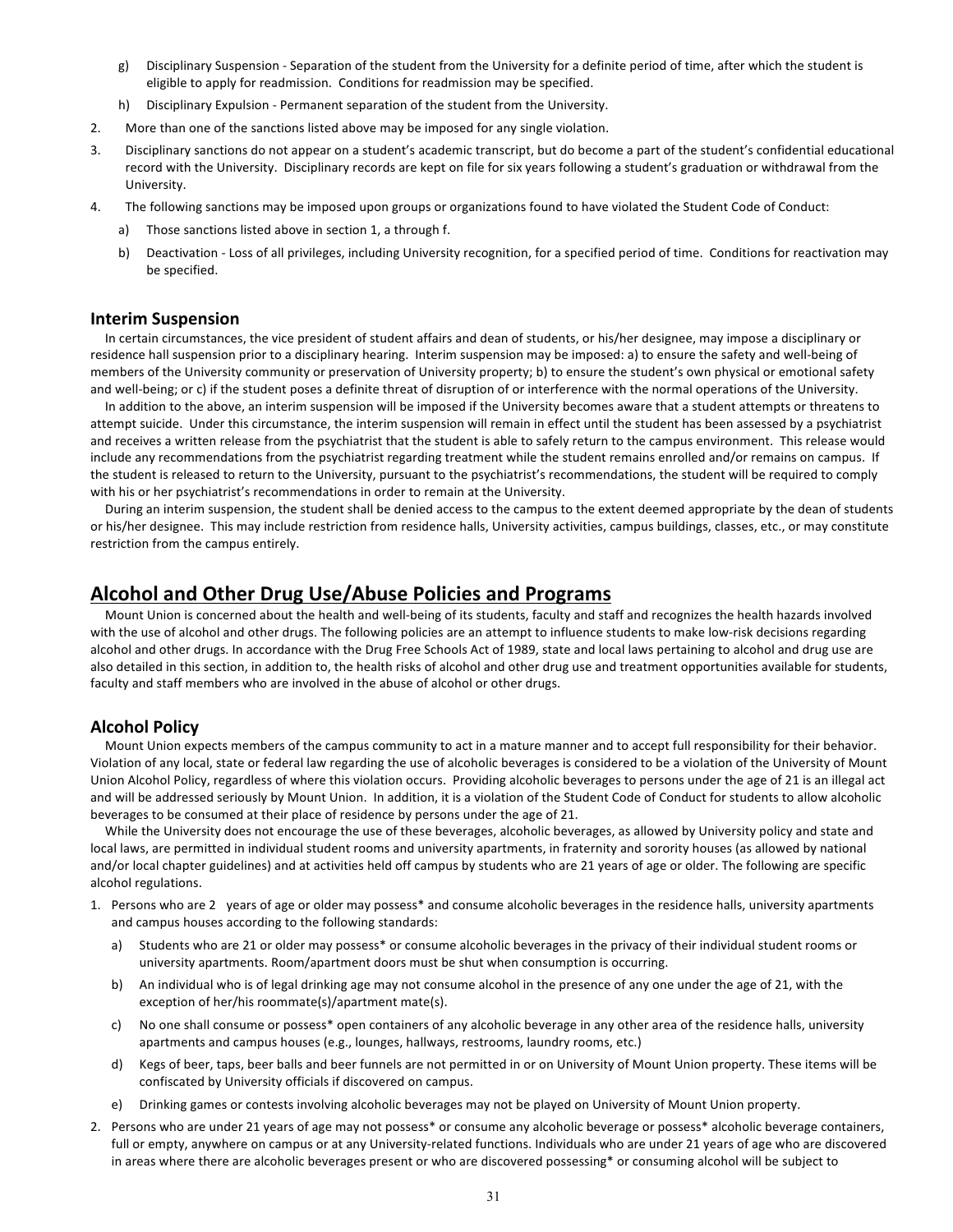g) Disciplinary Suspension - Separation of the student from the University for a definite period of time, after which the student is eligible to apply for readmission. Conditions for readmission may be specified.

h) Disciplinary Expulsion - Permanent separation of the student from the University.

2. More than one of the sanctions listed above may be imposed for any single violation.
3. Disciplinary sanctions do not appear on a student's academic transcript, but do become a part of the student's confidential educational record with the University. Disciplinary records are kept on file for six years following a student's graduation or withdrawal from the University.
4. The following sanctions may be imposed upon groups or organizations found to have violated the Student Code of Conduct:
   a) Those sanctions listed above in section 1, a through f.
   b) Deactivation - Loss of all privileges, including University recognition, for a specified period of time. Conditions for reactivation may be specified.

### Interim Suspension

In certain circumstances, the vice president of student affairs and dean of students, or his/her designee, may impose a disciplinary or residence hall suspension prior to a disciplinary hearing. Interim suspension may be imposed: a) to ensure the safety and well-being of members of the University community or preservation of University property; b) to ensure the student's own physical or emotional safety and well-being; or c) if the student poses a definite threat of disruption of or interference with the normal operations of the University.

In addition to the above, an interim suspension will be imposed if the University becomes aware that a student attempts or threatens to attempt suicide. Under this circumstance, the interim suspension will remain in effect until the student has been assessed by a psychiatrist and receives a written release from the psychiatrist that the student is able to safely return to the campus environment. This release would include any recommendations from the psychiatrist regarding treatment while the student remains enrolled and/or remains on campus. If the student is released to return to the University, pursuant to the psychiatrist's recommendations, the student will be required to comply with his or her psychiatrist's recommendations in order to remain at the University.

During an interim suspension, the student shall be denied access to the campus to the extent deemed appropriate by the dean of students or his/her designee. This may include restriction from residence halls, University activities, campus buildings, classes, etc., or may constitute restriction from the campus entirely.

## Alcohol and Other Drug Use/Abuse Policies and Programs

Mount Union is concerned about the health and well-being of its students, faculty and staff and recognizes the health hazards involved with the use of alcohol and other drugs. The following policies are an attempt to influence students to make low-risk decisions regarding alcohol and other drugs. In accordance with the Drug Free Schools Act of 1989, state and local laws pertaining to alcohol and drug use are also detailed in this section, in addition to, the health risks of alcohol and other drug use and treatment opportunities available for students, faculty and staff members who are involved in the abuse of alcohol or other drugs.

### Alcohol Policy

Mount Union expects members of the campus community to act in a mature manner and to accept full responsibility for their behavior. Violation of any local, state or federal law regarding the use of alcoholic beverages is considered to be a violation of the University of Mount Union Alcohol Policy, regardless of where this violation occurs. Providing alcoholic beverages to persons under the age of 21 is an illegal act and will be addressed seriously by Mount Union. In addition, it is a violation of the Student Code of Conduct for students to allow alcoholic beverages to be consumed at their place of residence by persons under the age of 21.

While the University does not encourage the use of these beverages, alcoholic beverages, as allowed by University policy and state and local laws, are permitted in individual student rooms and university apartments, in fraternity and sorority houses (as allowed by national and/or local chapter guidelines) and at activities held off campus by students who are 21 years of age or older. The following are specific alcohol regulations.

1. Persons who are 2 years of age or older may possess* and consume alcoholic beverages in the residence halls, university apartments and campus houses according to the following standards:
   a) Students who are 21 or older may possess* or consume alcoholic beverages in the privacy of their individual student rooms or university apartments. Room/apartment doors must be shut when consumption is occurring.
   b) An individual who is of legal drinking age may not consume alcohol in the presence of any one under the age of 21, with the exception of her/his roommate(s)/apartment mate(s).
   c) No one shall consume or possess* open containers of any alcoholic beverage in any other area of the residence halls, university apartments and campus houses (e.g., lounges, hallways, restrooms, laundry rooms, etc.)
   d) Kegs of beer, taps, beer balls and beer funnels are not permitted in or on University of Mount Union property. These items will be confiscated by University officials if discovered on campus.
   e) Drinking games or contests involving alcoholic beverages may not be played on University of Mount Union property.
2. Persons who are under 21 years of age may not possess* or consume any alcoholic beverage or possess* alcoholic beverage containers, full or empty, anywhere on campus or at any University-related functions. Individuals who are under 21 years of age who are discovered in areas where there are alcoholic beverages present or who are discovered possessing* or consuming alcohol will be subject to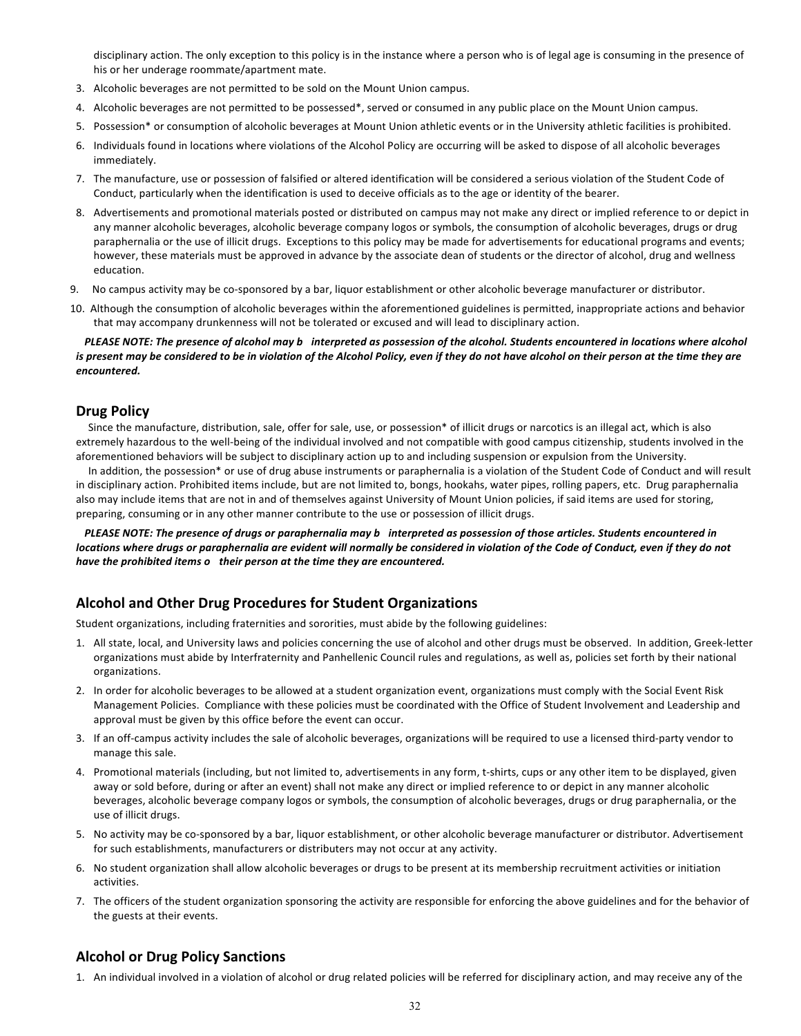disciplinary action. The only exception to this policy is in the instance where a person who is of legal age is consuming in the presence of his or her underage roommate/apartment mate.

3. Alcoholic beverages are not permitted to be sold on the Mount Union campus.
4. Alcoholic beverages are not permitted to be possessed*, served or consumed in any public place on the Mount Union campus.
5. Possession* or consumption of alcoholic beverages at Mount Union athletic events or in the University athletic facilities is prohibited.
6. Individuals found in locations where violations of the Alcohol Policy are occurring will be asked to dispose of all alcoholic beverages immediately.
7. The manufacture, use or possession of falsified or altered identification will be considered a serious violation of the Student Code of Conduct, particularly when the identification is used to deceive officials as to the age or identity of the bearer.
8. Advertisements and promotional materials posted or distributed on campus may not make any direct or implied reference to or depict in any manner alcoholic beverages, alcoholic beverage company logos or symbols, the consumption of alcoholic beverages, drugs or drug paraphernalia or the use of illicit drugs. Exceptions to this policy may be made for advertisements for educational programs and events; however, these materials must be approved in advance by the associate dean of students or the director of alcohol, drug and wellness education.
9. No campus activity may be co-sponsored by a bar, liquor establishment or other alcoholic beverage manufacturer or distributor.
10. Although the consumption of alcoholic beverages within the aforementioned guidelines is permitted, inappropriate actions and behavior that may accompany drunkenness will not be tolerated or excused and will lead to disciplinary action.

***PLEASE NOTE: The presence of alcohol may b interpreted as possession of the alcohol. Students encountered in locations where alcohol is present may be considered to be in violation of the Alcohol Policy, even if they do not have alcohol on their person at the time they are encountered.***

## Drug Policy

Since the manufacture, distribution, sale, offer for sale, use, or possession* of illicit drugs or narcotics is an illegal act, which is also extremely hazardous to the well-being of the individual involved and not compatible with good campus citizenship, students involved in the aforementioned behaviors will be subject to disciplinary action up to and including suspension or expulsion from the University.

In addition, the possession* or use of drug abuse instruments or paraphernalia is a violation of the Student Code of Conduct and will result in disciplinary action. Prohibited items include, but are not limited to, bongs, hookahs, water pipes, rolling papers, etc. Drug paraphernalia also may include items that are not in and of themselves against University of Mount Union policies, if said items are used for storing, preparing, consuming or in any other manner contribute to the use or possession of illicit drugs.

***PLEASE NOTE: The presence of drugs or paraphernalia may b interpreted as possession of those articles. Students encountered in locations where drugs or paraphernalia are evident will normally be considered in violation of the Code of Conduct, even if they do not have the prohibited items o their person at the time they are encountered.***

## Alcohol and Other Drug Procedures for Student Organizations

Student organizations, including fraternities and sororities, must abide by the following guidelines:

1. All state, local, and University laws and policies concerning the use of alcohol and other drugs must be observed. In addition, Greek-letter organizations must abide by Interfraternity and Panhellenic Council rules and regulations, as well as, policies set forth by their national organizations.
2. In order for alcoholic beverages to be allowed at a student organization event, organizations must comply with the Social Event Risk Management Policies. Compliance with these policies must be coordinated with the Office of Student Involvement and Leadership and approval must be given by this office before the event can occur.
3. If an off-campus activity includes the sale of alcoholic beverages, organizations will be required to use a licensed third-party vendor to manage this sale.
4. Promotional materials (including, but not limited to, advertisements in any form, t-shirts, cups or any other item to be displayed, given away or sold before, during or after an event) shall not make any direct or implied reference to or depict in any manner alcoholic beverages, alcoholic beverage company logos or symbols, the consumption of alcoholic beverages, drugs or drug paraphernalia, or the use of illicit drugs.
5. No activity may be co-sponsored by a bar, liquor establishment, or other alcoholic beverage manufacturer or distributor. Advertisement for such establishments, manufacturers or distributers may not occur at any activity.
6. No student organization shall allow alcoholic beverages or drugs to be present at its membership recruitment activities or initiation activities.
7. The officers of the student organization sponsoring the activity are responsible for enforcing the above guidelines and for the behavior of the guests at their events.

## Alcohol or Drug Policy Sanctions

1. An individual involved in a violation of alcohol or drug related policies will be referred for disciplinary action, and may receive any of the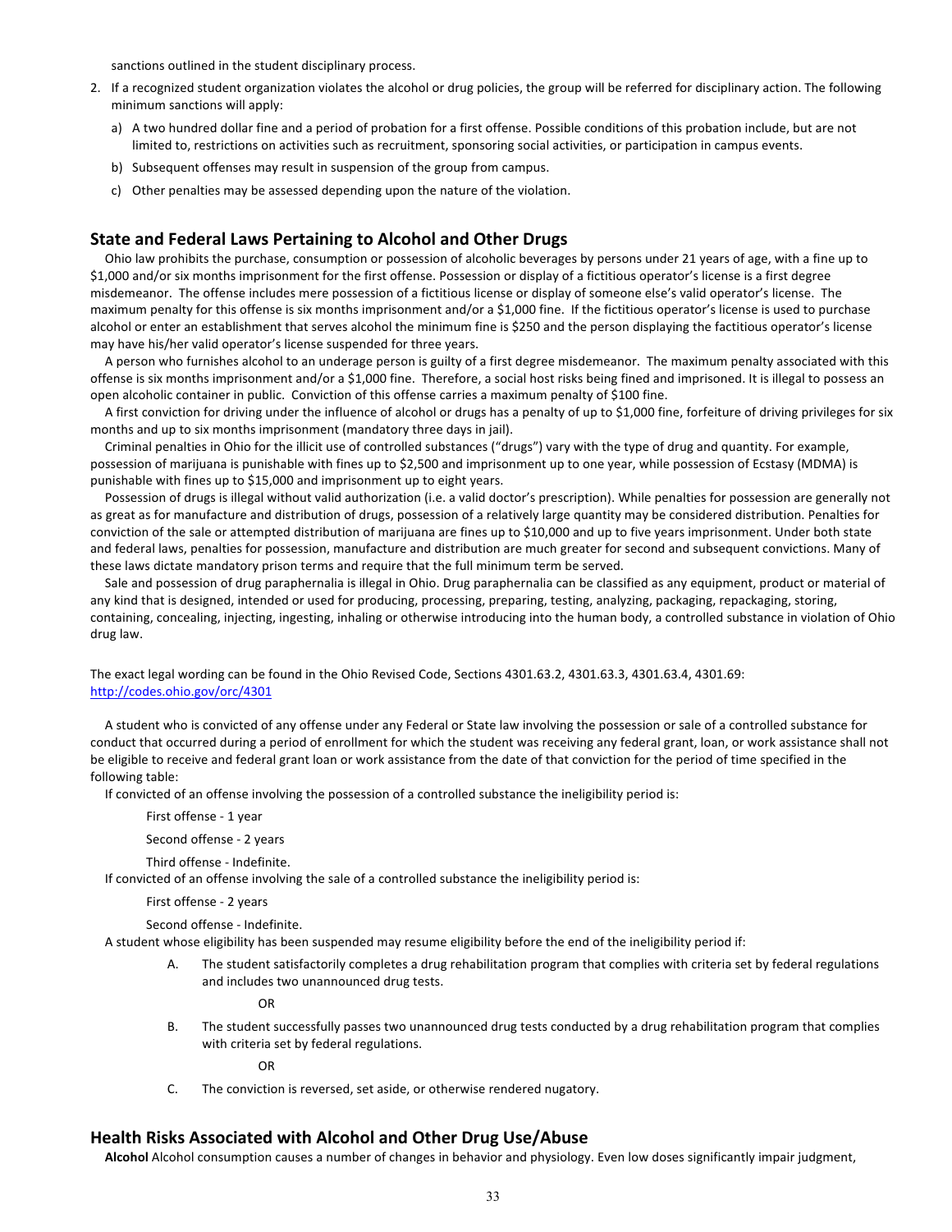sanctions outlined in the student disciplinary process.

2. If a recognized student organization violates the alcohol or drug policies, the group will be referred for disciplinary action. The following minimum sanctions will apply:
   a) A two hundred dollar fine and a period of probation for a first offense. Possible conditions of this probation include, but are not limited to, restrictions on activities such as recruitment, sponsoring social activities, or participation in campus events.
   b) Subsequent offenses may result in suspension of the group from campus.
   c) Other penalties may be assessed depending upon the nature of the violation.

## State and Federal Laws Pertaining to Alcohol and Other Drugs

Ohio law prohibits the purchase, consumption or possession of alcoholic beverages by persons under 21 years of age, with a fine up to $1,000 and/or six months imprisonment for the first offense. Possession or display of a fictitious operator's license is a first degree misdemeanor. The offense includes mere possession of a fictitious license or display of someone else's valid operator's license. The maximum penalty for this offense is six months imprisonment and/or a $1,000 fine. If the fictitious operator's license is used to purchase alcohol or enter an establishment that serves alcohol the minimum fine is $250 and the person displaying the factitious operator's license may have his/her valid operator's license suspended for three years.

A person who furnishes alcohol to an underage person is guilty of a first degree misdemeanor. The maximum penalty associated with this offense is six months imprisonment and/or a $1,000 fine. Therefore, a social host risks being fined and imprisoned. It is illegal to possess an open alcoholic container in public. Conviction of this offense carries a maximum penalty of $100 fine.

A first conviction for driving under the influence of alcohol or drugs has a penalty of up to $1,000 fine, forfeiture of driving privileges for six months and up to six months imprisonment (mandatory three days in jail).

Criminal penalties in Ohio for the illicit use of controlled substances ("drugs") vary with the type of drug and quantity. For example, possession of marijuana is punishable with fines up to $2,500 and imprisonment up to one year, while possession of Ecstasy (MDMA) is punishable with fines up to $15,000 and imprisonment up to eight years.

Possession of drugs is illegal without valid authorization (i.e. a valid doctor's prescription). While penalties for possession are generally not as great as for manufacture and distribution of drugs, possession of a relatively large quantity may be considered distribution. Penalties for conviction of the sale or attempted distribution of marijuana are fines up to $10,000 and up to five years imprisonment. Under both state and federal laws, penalties for possession, manufacture and distribution are much greater for second and subsequent convictions. Many of these laws dictate mandatory prison terms and require that the full minimum term be served.

Sale and possession of drug paraphernalia is illegal in Ohio. Drug paraphernalia can be classified as any equipment, product or material of any kind that is designed, intended or used for producing, processing, preparing, testing, analyzing, packaging, repackaging, storing, containing, concealing, injecting, ingesting, inhaling or otherwise introducing into the human body, a controlled substance in violation of Ohio drug law.

The exact legal wording can be found in the Ohio Revised Code, Sections 4301.63.2, 4301.63.3, 4301.63.4, 4301.69: http://codes.ohio.gov/orc/4301

A student who is convicted of any offense under any Federal or State law involving the possession or sale of a controlled substance for conduct that occurred during a period of enrollment for which the student was receiving any federal grant, loan, or work assistance shall not be eligible to receive and federal grant loan or work assistance from the date of that conviction for the period of time specified in the following table:

If convicted of an offense involving the possession of a controlled substance the ineligibility period is:

- First offense - 1 year
- Second offense - 2 years
- Third offense - Indefinite.

If convicted of an offense involving the sale of a controlled substance the ineligibility period is:

- First offense - 2 years
- Second offense - Indefinite.

A student whose eligibility has been suspended may resume eligibility before the end of the ineligibility period if:

A. The student satisfactorily completes a drug rehabilitation program that complies with criteria set by federal regulations and includes two unannounced drug tests.

OR

B. The student successfully passes two unannounced drug tests conducted by a drug rehabilitation program that complies with criteria set by federal regulations.

OR

C. The conviction is reversed, set aside, or otherwise rendered nugatory.

## Health Risks Associated with Alcohol and Other Drug Use/Abuse

**Alcohol** Alcohol consumption causes a number of changes in behavior and physiology. Even low doses significantly impair judgment,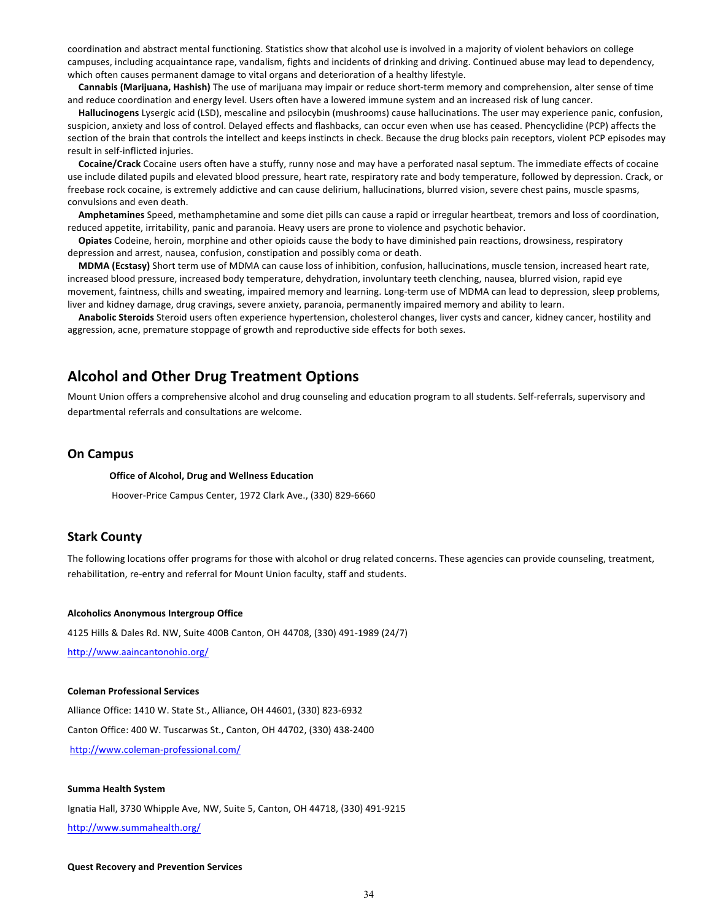coordination and abstract mental functioning. Statistics show that alcohol use is involved in a majority of violent behaviors on college campuses, including acquaintance rape, vandalism, fights and incidents of drinking and driving. Continued abuse may lead to dependency, which often causes permanent damage to vital organs and deterioration of a healthy lifestyle.

**Cannabis (Marijuana, Hashish)** The use of marijuana may impair or reduce short-term memory and comprehension, alter sense of time and reduce coordination and energy level. Users often have a lowered immune system and an increased risk of lung cancer.

**Hallucinogens** Lysergic acid (LSD), mescaline and psilocybin (mushrooms) cause hallucinations. The user may experience panic, confusion, suspicion, anxiety and loss of control. Delayed effects and flashbacks, can occur even when use has ceased. Phencyclidine (PCP) affects the section of the brain that controls the intellect and keeps instincts in check. Because the drug blocks pain receptors, violent PCP episodes may result in self-inflicted injuries.

**Cocaine/Crack** Cocaine users often have a stuffy, runny nose and may have a perforated nasal septum. The immediate effects of cocaine use include dilated pupils and elevated blood pressure, heart rate, respiratory rate and body temperature, followed by depression. Crack, or freebase rock cocaine, is extremely addictive and can cause delirium, hallucinations, blurred vision, severe chest pains, muscle spasms, convulsions and even death.

**Amphetamines** Speed, methamphetamine and some diet pills can cause a rapid or irregular heartbeat, tremors and loss of coordination, reduced appetite, irritability, panic and paranoia. Heavy users are prone to violence and psychotic behavior.

**Opiates** Codeine, heroin, morphine and other opioids cause the body to have diminished pain reactions, drowsiness, respiratory depression and arrest, nausea, confusion, constipation and possibly coma or death.

**MDMA (Ecstasy)** Short term use of MDMA can cause loss of inhibition, confusion, hallucinations, muscle tension, increased heart rate, increased blood pressure, increased body temperature, dehydration, involuntary teeth clenching, nausea, blurred vision, rapid eye movement, faintness, chills and sweating, impaired memory and learning. Long-term use of MDMA can lead to depression, sleep problems, liver and kidney damage, drug cravings, severe anxiety, paranoia, permanently impaired memory and ability to learn.

**Anabolic Steroids** Steroid users often experience hypertension, cholesterol changes, liver cysts and cancer, kidney cancer, hostility and aggression, acne, premature stoppage of growth and reproductive side effects for both sexes.

## Alcohol and Other Drug Treatment Options

Mount Union offers a comprehensive alcohol and drug counseling and education program to all students. Self-referrals, supervisory and departmental referrals and consultations are welcome.

### On Campus

**Office of Alcohol, Drug and Wellness Education**

Hoover-Price Campus Center, 1972 Clark Ave., (330) 829-6660

### Stark County

The following locations offer programs for those with alcohol or drug related concerns. These agencies can provide counseling, treatment, rehabilitation, re-entry and referral for Mount Union faculty, staff and students.

**Alcoholics Anonymous Intergroup Office**

4125 Hills & Dales Rd. NW, Suite 400B Canton, OH 44708, (330) 491-1989 (24/7)

http://www.aaincantonohio.org/

**Coleman Professional Services**

Alliance Office: 1410 W. State St., Alliance, OH 44601, (330) 823-6932

Canton Office: 400 W. Tuscarwas St., Canton, OH 44702, (330) 438-2400

http://www.coleman-professional.com/

**Summa Health System**

Ignatia Hall, 3730 Whipple Ave, NW, Suite 5, Canton, OH 44718, (330) 491-9215

http://www.summahealth.org/

**Quest Recovery and Prevention Services**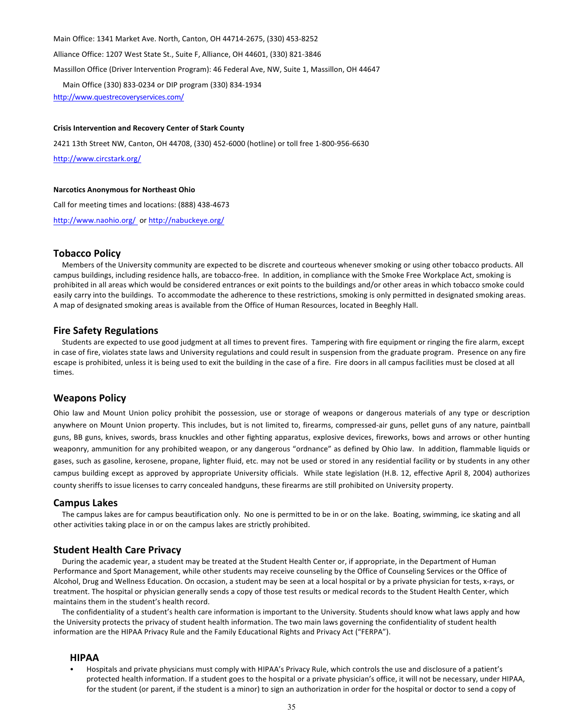Main Office: 1341 Market Ave. North, Canton, OH 44714-2675, (330) 453-8252

Alliance Office: 1207 West State St., Suite F, Alliance, OH 44601, (330) 821-3846

Massillon Office (Driver Intervention Program): 46 Federal Ave, NW, Suite 1, Massillon, OH 44647

Main Office (330) 833-0234 or DIP program (330) 834-1934

http://www.questrecoveryservices.com/

**Crisis Intervention and Recovery Center of Stark County**

2421 13th Street NW, Canton, OH 44708, (330) 452-6000 (hotline) or toll free 1-800-956-6630

http://www.circstark.org/

**Narcotics Anonymous for Northeast Ohio**

Call for meeting times and locations: (888) 438-4673

http://www.naohio.org/ or http://nabuckeye.org/

## Tobacco Policy

Members of the University community are expected to be discrete and courteous whenever smoking or using other tobacco products. All campus buildings, including residence halls, are tobacco-free. In addition, in compliance with the Smoke Free Workplace Act, smoking is prohibited in all areas which would be considered entrances or exit points to the buildings and/or other areas in which tobacco smoke could easily carry into the buildings. To accommodate the adherence to these restrictions, smoking is only permitted in designated smoking areas. A map of designated smoking areas is available from the Office of Human Resources, located in Beeghly Hall.

## Fire Safety Regulations

Students are expected to use good judgment at all times to prevent fires. Tampering with fire equipment or ringing the fire alarm, except in case of fire, violates state laws and University regulations and could result in suspension from the graduate program. Presence on any fire escape is prohibited, unless it is being used to exit the building in the case of a fire. Fire doors in all campus facilities must be closed at all times.

## Weapons Policy

Ohio law and Mount Union policy prohibit the possession, use or storage of weapons or dangerous materials of any type or description anywhere on Mount Union property. This includes, but is not limited to, firearms, compressed-air guns, pellet guns of any nature, paintball guns, BB guns, knives, swords, brass knuckles and other fighting apparatus, explosive devices, fireworks, bows and arrows or other hunting weaponry, ammunition for any prohibited weapon, or any dangerous "ordnance" as defined by Ohio law. In addition, flammable liquids or gases, such as gasoline, kerosene, propane, lighter fluid, etc. may not be used or stored in any residential facility or by students in any other campus building except as approved by appropriate University officials. While state legislation (H.B. 12, effective April 8, 2004) authorizes county sheriffs to issue licenses to carry concealed handguns, these firearms are still prohibited on University property.

## Campus Lakes

The campus lakes are for campus beautification only. No one is permitted to be in or on the lake. Boating, swimming, ice skating and all other activities taking place in or on the campus lakes are strictly prohibited.

## Student Health Care Privacy

During the academic year, a student may be treated at the Student Health Center or, if appropriate, in the Department of Human Performance and Sport Management, while other students may receive counseling by the Office of Counseling Services or the Office of Alcohol, Drug and Wellness Education. On occasion, a student may be seen at a local hospital or by a private physician for tests, x-rays, or treatment. The hospital or physician generally sends a copy of those test results or medical records to the Student Health Center, which maintains them in the student's health record.

The confidentiality of a student's health care information is important to the University. Students should know what laws apply and how the University protects the privacy of student health information. The two main laws governing the confidentiality of student health information are the HIPAA Privacy Rule and the Family Educational Rights and Privacy Act ("FERPA").

### HIPAA

- Hospitals and private physicians must comply with HIPAA's Privacy Rule, which controls the use and disclosure of a patient's protected health information. If a student goes to the hospital or a private physician's office, it will not be necessary, under HIPAA, for the student (or parent, if the student is a minor) to sign an authorization in order for the hospital or doctor to send a copy of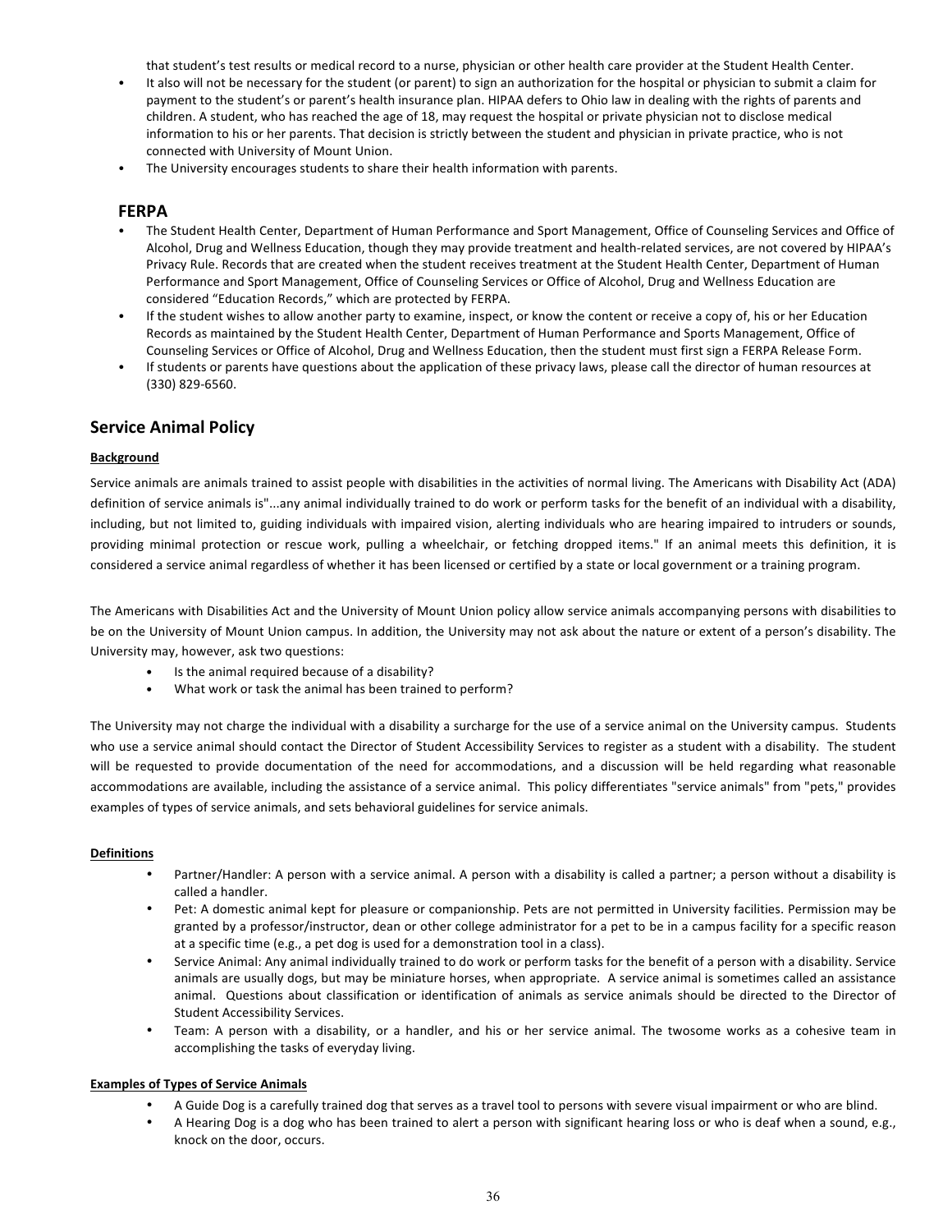that student's test results or medical record to a nurse, physician or other health care provider at the Student Health Center.

- It also will not be necessary for the student (or parent) to sign an authorization for the hospital or physician to submit a claim for payment to the student's or parent's health insurance plan. HIPAA defers to Ohio law in dealing with the rights of parents and children. A student, who has reached the age of 18, may request the hospital or private physician not to disclose medical information to his or her parents. That decision is strictly between the student and physician in private practice, who is not connected with University of Mount Union.
- The University encourages students to share their health information with parents.

### FERPA

- The Student Health Center, Department of Human Performance and Sport Management, Office of Counseling Services and Office of Alcohol, Drug and Wellness Education, though they may provide treatment and health-related services, are not covered by HIPAA's Privacy Rule. Records that are created when the student receives treatment at the Student Health Center, Department of Human Performance and Sport Management, Office of Counseling Services or Office of Alcohol, Drug and Wellness Education are considered "Education Records," which are protected by FERPA.
- If the student wishes to allow another party to examine, inspect, or know the content or receive a copy of, his or her Education Records as maintained by the Student Health Center, Department of Human Performance and Sports Management, Office of Counseling Services or Office of Alcohol, Drug and Wellness Education, then the student must first sign a FERPA Release Form.
- If students or parents have questions about the application of these privacy laws, please call the director of human resources at (330) 829-6560.

## Service Animal Policy

**Background**

Service animals are animals trained to assist people with disabilities in the activities of normal living. The Americans with Disability Act (ADA) definition of service animals is"...any animal individually trained to do work or perform tasks for the benefit of an individual with a disability, including, but not limited to, guiding individuals with impaired vision, alerting individuals who are hearing impaired to intruders or sounds, providing minimal protection or rescue work, pulling a wheelchair, or fetching dropped items." If an animal meets this definition, it is considered a service animal regardless of whether it has been licensed or certified by a state or local government or a training program.

The Americans with Disabilities Act and the University of Mount Union policy allow service animals accompanying persons with disabilities to be on the University of Mount Union campus. In addition, the University may not ask about the nature or extent of a person's disability. The University may, however, ask two questions:

- Is the animal required because of a disability?
- What work or task the animal has been trained to perform?

The University may not charge the individual with a disability a surcharge for the use of a service animal on the University campus. Students who use a service animal should contact the Director of Student Accessibility Services to register as a student with a disability. The student will be requested to provide documentation of the need for accommodations, and a discussion will be held regarding what reasonable accommodations are available, including the assistance of a service animal. This policy differentiates "service animals" from "pets," provides examples of types of service animals, and sets behavioral guidelines for service animals.

**Definitions**

- Partner/Handler: A person with a service animal. A person with a disability is called a partner; a person without a disability is called a handler.
- Pet: A domestic animal kept for pleasure or companionship. Pets are not permitted in University facilities. Permission may be granted by a professor/instructor, dean or other college administrator for a pet to be in a campus facility for a specific reason at a specific time (e.g., a pet dog is used for a demonstration tool in a class).
- Service Animal: Any animal individually trained to do work or perform tasks for the benefit of a person with a disability. Service animals are usually dogs, but may be miniature horses, when appropriate. A service animal is sometimes called an assistance animal. Questions about classification or identification of animals as service animals should be directed to the Director of Student Accessibility Services.
- Team: A person with a disability, or a handler, and his or her service animal. The twosome works as a cohesive team in accomplishing the tasks of everyday living.

**Examples of Types of Service Animals**

- A Guide Dog is a carefully trained dog that serves as a travel tool to persons with severe visual impairment or who are blind.
- A Hearing Dog is a dog who has been trained to alert a person with significant hearing loss or who is deaf when a sound, e.g., knock on the door, occurs.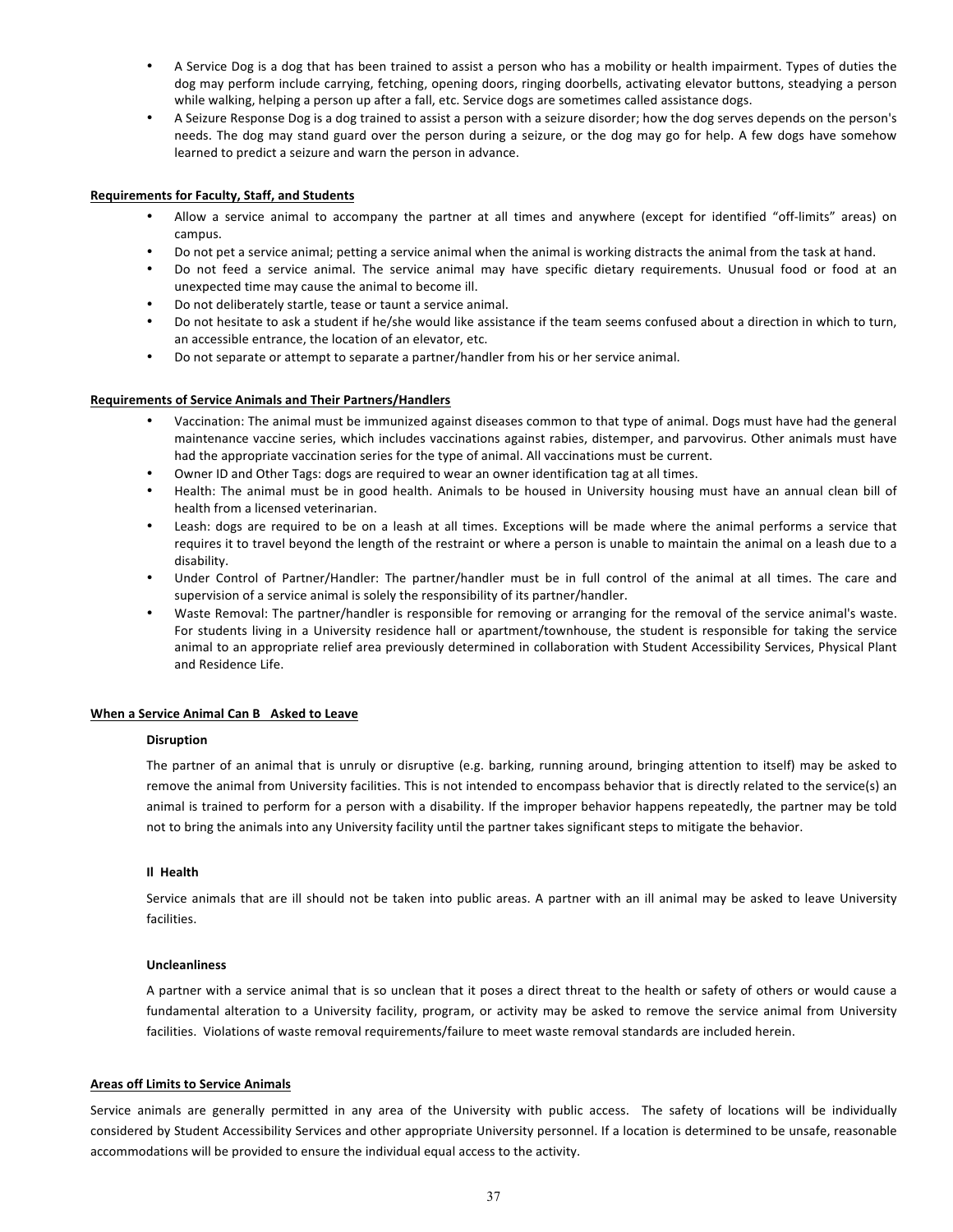- A Service Dog is a dog that has been trained to assist a person who has a mobility or health impairment. Types of duties the dog may perform include carrying, fetching, opening doors, ringing doorbells, activating elevator buttons, steadying a person while walking, helping a person up after a fall, etc. Service dogs are sometimes called assistance dogs.
- A Seizure Response Dog is a dog trained to assist a person with a seizure disorder; how the dog serves depends on the person's needs. The dog may stand guard over the person during a seizure, or the dog may go for help. A few dogs have somehow learned to predict a seizure and warn the person in advance.

**Requirements for Faculty, Staff, and Students**

- Allow a service animal to accompany the partner at all times and anywhere (except for identified "off-limits" areas) on campus.
- Do not pet a service animal; petting a service animal when the animal is working distracts the animal from the task at hand.
- Do not feed a service animal. The service animal may have specific dietary requirements. Unusual food or food at an unexpected time may cause the animal to become ill.
- Do not deliberately startle, tease or taunt a service animal.
- Do not hesitate to ask a student if he/she would like assistance if the team seems confused about a direction in which to turn, an accessible entrance, the location of an elevator, etc.
- Do not separate or attempt to separate a partner/handler from his or her service animal.

**Requirements of Service Animals and Their Partners/Handlers**

- Vaccination: The animal must be immunized against diseases common to that type of animal. Dogs must have had the general maintenance vaccine series, which includes vaccinations against rabies, distemper, and parvovirus. Other animals must have had the appropriate vaccination series for the type of animal. All vaccinations must be current.
- Owner ID and Other Tags: dogs are required to wear an owner identification tag at all times.
- Health: The animal must be in good health. Animals to be housed in University housing must have an annual clean bill of health from a licensed veterinarian.
- Leash: dogs are required to be on a leash at all times. Exceptions will be made where the animal performs a service that requires it to travel beyond the length of the restraint or where a person is unable to maintain the animal on a leash due to a disability.
- Under Control of Partner/Handler: The partner/handler must be in full control of the animal at all times. The care and supervision of a service animal is solely the responsibility of its partner/handler.
- Waste Removal: The partner/handler is responsible for removing or arranging for the removal of the service animal's waste. For students living in a University residence hall or apartment/townhouse, the student is responsible for taking the service animal to an appropriate relief area previously determined in collaboration with Student Accessibility Services, Physical Plant and Residence Life.

**When a Service Animal Can B Asked to Leave**

**Disruption**

The partner of an animal that is unruly or disruptive (e.g. barking, running around, bringing attention to itself) may be asked to remove the animal from University facilities. This is not intended to encompass behavior that is directly related to the service(s) an animal is trained to perform for a person with a disability. If the improper behavior happens repeatedly, the partner may be told not to bring the animals into any University facility until the partner takes significant steps to mitigate the behavior.

**Il Health**

Service animals that are ill should not be taken into public areas. A partner with an ill animal may be asked to leave University facilities.

**Uncleanliness**

A partner with a service animal that is so unclean that it poses a direct threat to the health or safety of others or would cause a fundamental alteration to a University facility, program, or activity may be asked to remove the service animal from University facilities. Violations of waste removal requirements/failure to meet waste removal standards are included herein.

**Areas off Limits to Service Animals**

Service animals are generally permitted in any area of the University with public access. The safety of locations will be individually considered by Student Accessibility Services and other appropriate University personnel. If a location is determined to be unsafe, reasonable accommodations will be provided to ensure the individual equal access to the activity.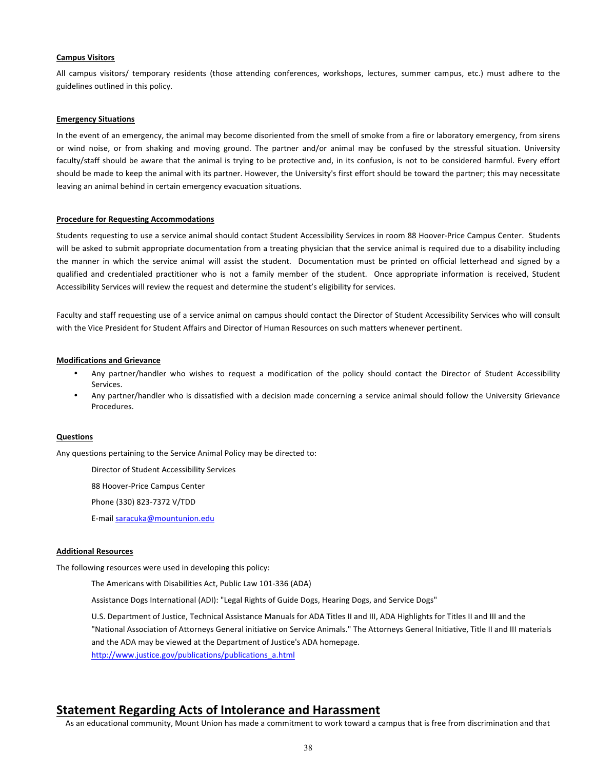**Campus Visitors**

All campus visitors/ temporary residents (those attending conferences, workshops, lectures, summer campus, etc.) must adhere to the guidelines outlined in this policy.

**Emergency Situations**

In the event of an emergency, the animal may become disoriented from the smell of smoke from a fire or laboratory emergency, from sirens or wind noise, or from shaking and moving ground. The partner and/or animal may be confused by the stressful situation. University faculty/staff should be aware that the animal is trying to be protective and, in its confusion, is not to be considered harmful. Every effort should be made to keep the animal with its partner. However, the University's first effort should be toward the partner; this may necessitate leaving an animal behind in certain emergency evacuation situations.

**Procedure for Requesting Accommodations**

Students requesting to use a service animal should contact Student Accessibility Services in room 88 Hoover-Price Campus Center. Students will be asked to submit appropriate documentation from a treating physician that the service animal is required due to a disability including the manner in which the service animal will assist the student. Documentation must be printed on official letterhead and signed by a qualified and credentialed practitioner who is not a family member of the student. Once appropriate information is received, Student Accessibility Services will review the request and determine the student's eligibility for services.

Faculty and staff requesting use of a service animal on campus should contact the Director of Student Accessibility Services who will consult with the Vice President for Student Affairs and Director of Human Resources on such matters whenever pertinent.

**Modifications and Grievance**

- Any partner/handler who wishes to request a modification of the policy should contact the Director of Student Accessibility Services.
- Any partner/handler who is dissatisfied with a decision made concerning a service animal should follow the University Grievance Procedures.

**Questions**

Any questions pertaining to the Service Animal Policy may be directed to:

Director of Student Accessibility Services

88 Hoover-Price Campus Center

Phone (330) 823-7372 V/TDD

E-mail saracuka@mountunion.edu

**Additional Resources**

The following resources were used in developing this policy:

The Americans with Disabilities Act, Public Law 101-336 (ADA)

Assistance Dogs International (ADI): "Legal Rights of Guide Dogs, Hearing Dogs, and Service Dogs"

U.S. Department of Justice, Technical Assistance Manuals for ADA Titles II and III, ADA Highlights for Titles II and III and the "National Association of Attorneys General initiative on Service Animals." The Attorneys General Initiative, Title II and III materials and the ADA may be viewed at the Department of Justice's ADA homepage.
http://www.justice.gov/publications/publications_a.html

## Statement Regarding Acts of Intolerance and Harassment

As an educational community, Mount Union has made a commitment to work toward a campus that is free from discrimination and that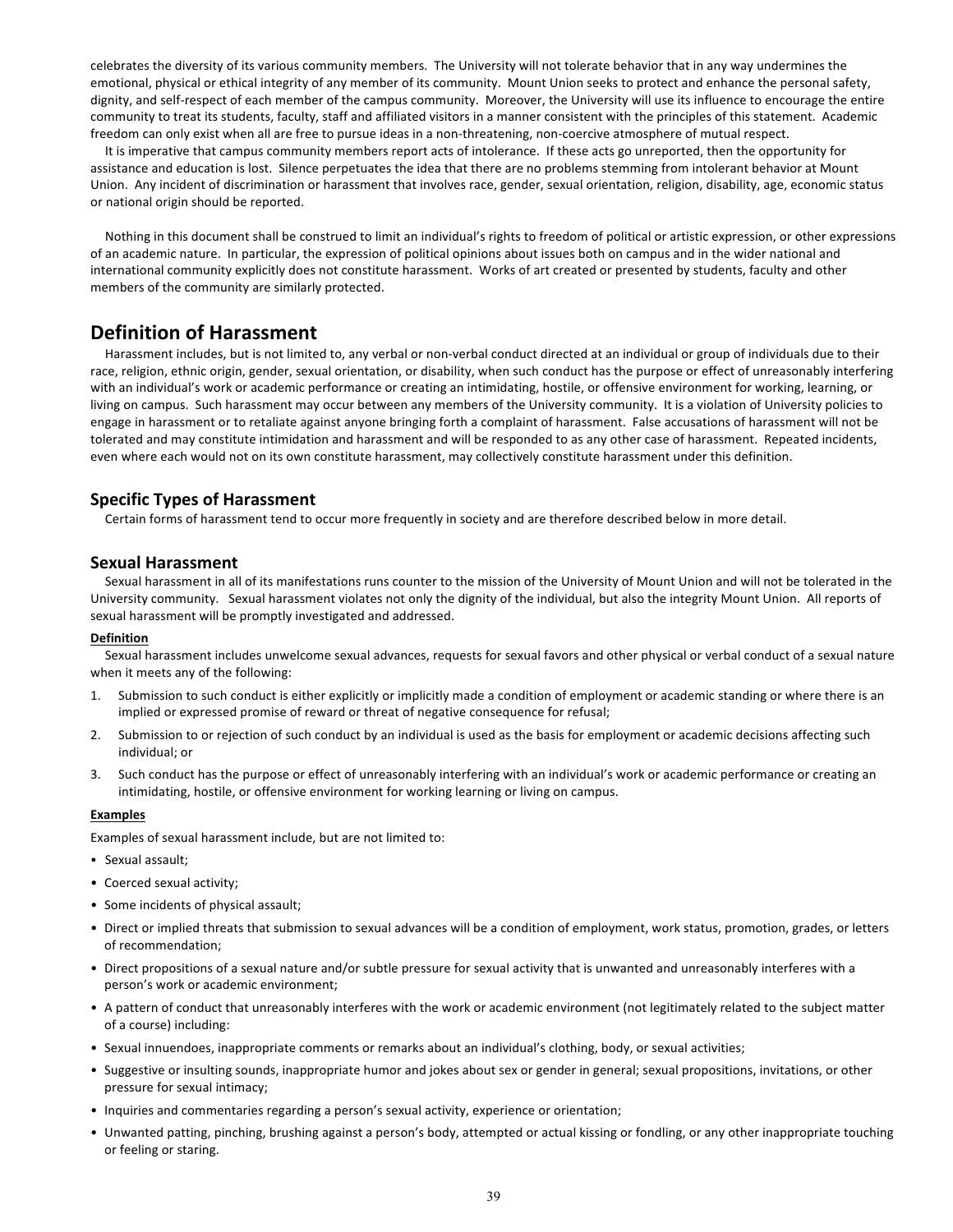celebrates the diversity of its various community members. The University will not tolerate behavior that in any way undermines the emotional, physical or ethical integrity of any member of its community. Mount Union seeks to protect and enhance the personal safety, dignity, and self-respect of each member of the campus community. Moreover, the University will use its influence to encourage the entire community to treat its students, faculty, staff and affiliated visitors in a manner consistent with the principles of this statement. Academic freedom can only exist when all are free to pursue ideas in a non-threatening, non-coercive atmosphere of mutual respect.

It is imperative that campus community members report acts of intolerance. If these acts go unreported, then the opportunity for assistance and education is lost. Silence perpetuates the idea that there are no problems stemming from intolerant behavior at Mount Union. Any incident of discrimination or harassment that involves race, gender, sexual orientation, religion, disability, age, economic status or national origin should be reported.

Nothing in this document shall be construed to limit an individual's rights to freedom of political or artistic expression, or other expressions of an academic nature. In particular, the expression of political opinions about issues both on campus and in the wider national and international community explicitly does not constitute harassment. Works of art created or presented by students, faculty and other members of the community are similarly protected.

## Definition of Harassment

Harassment includes, but is not limited to, any verbal or non-verbal conduct directed at an individual or group of individuals due to their race, religion, ethnic origin, gender, sexual orientation, or disability, when such conduct has the purpose or effect of unreasonably interfering with an individual's work or academic performance or creating an intimidating, hostile, or offensive environment for working, learning, or living on campus. Such harassment may occur between any members of the University community. It is a violation of University policies to engage in harassment or to retaliate against anyone bringing forth a complaint of harassment. False accusations of harassment will not be tolerated and may constitute intimidation and harassment and will be responded to as any other case of harassment. Repeated incidents, even where each would not on its own constitute harassment, may collectively constitute harassment under this definition.

### Specific Types of Harassment

Certain forms of harassment tend to occur more frequently in society and are therefore described below in more detail.

### Sexual Harassment

Sexual harassment in all of its manifestations runs counter to the mission of the University of Mount Union and will not be tolerated in the University community. Sexual harassment violates not only the dignity of the individual, but also the integrity Mount Union. All reports of sexual harassment will be promptly investigated and addressed.

**Definition**

Sexual harassment includes unwelcome sexual advances, requests for sexual favors and other physical or verbal conduct of a sexual nature when it meets any of the following:

1. Submission to such conduct is either explicitly or implicitly made a condition of employment or academic standing or where there is an implied or expressed promise of reward or threat of negative consequence for refusal;
2. Submission to or rejection of such conduct by an individual is used as the basis for employment or academic decisions affecting such individual; or
3. Such conduct has the purpose or effect of unreasonably interfering with an individual's work or academic performance or creating an intimidating, hostile, or offensive environment for working learning or living on campus.

**Examples**

Examples of sexual harassment include, but are not limited to:

- Sexual assault;
- Coerced sexual activity;
- Some incidents of physical assault;
- Direct or implied threats that submission to sexual advances will be a condition of employment, work status, promotion, grades, or letters of recommendation;
- Direct propositions of a sexual nature and/or subtle pressure for sexual activity that is unwanted and unreasonably interferes with a person's work or academic environment;
- A pattern of conduct that unreasonably interferes with the work or academic environment (not legitimately related to the subject matter of a course) including:
- Sexual innuendoes, inappropriate comments or remarks about an individual's clothing, body, or sexual activities;
- Suggestive or insulting sounds, inappropriate humor and jokes about sex or gender in general; sexual propositions, invitations, or other pressure for sexual intimacy;
- Inquiries and commentaries regarding a person's sexual activity, experience or orientation;
- Unwanted patting, pinching, brushing against a person's body, attempted or actual kissing or fondling, or any other inappropriate touching or feeling or staring.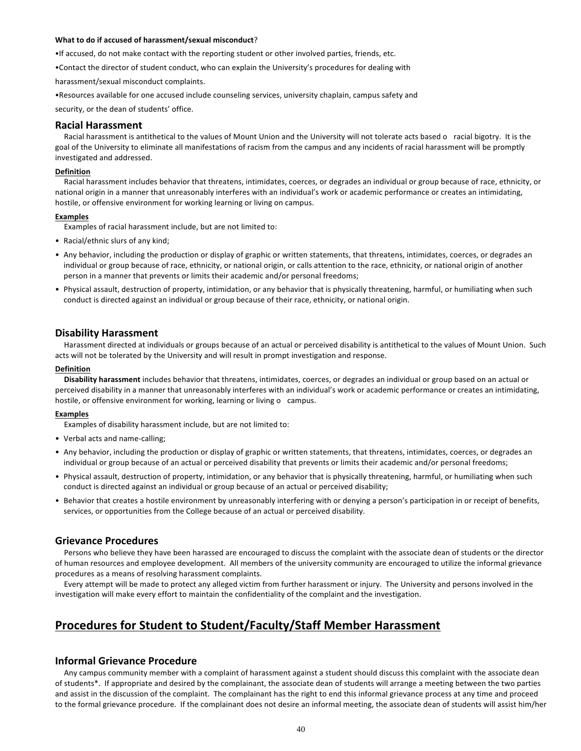**What to do if accused of harassment/sexual misconduct**?

•If accused, do not make contact with the reporting student or other involved parties, friends, etc.

•Contact the director of student conduct, who can explain the University's procedures for dealing with harassment/sexual misconduct complaints.

•Resources available for one accused include counseling services, university chaplain, campus safety and security, or the dean of students' office.

## Racial Harassment

Racial harassment is antithetical to the values of Mount Union and the University will not tolerate acts based o racial bigotry. It is the goal of the University to eliminate all manifestations of racism from the campus and any incidents of racial harassment will be promptly investigated and addressed.

**Definition**

Racial harassment includes behavior that threatens, intimidates, coerces, or degrades an individual or group because of race, ethnicity, or national origin in a manner that unreasonably interferes with an individual's work or academic performance or creates an intimidating, hostile, or offensive environment for working learning or living on campus.

**Examples**

Examples of racial harassment include, but are not limited to:

- Racial/ethnic slurs of any kind;
- Any behavior, including the production or display of graphic or written statements, that threatens, intimidates, coerces, or degrades an individual or group because of race, ethnicity, or national origin, or calls attention to the race, ethnicity, or national origin of another person in a manner that prevents or limits their academic and/or personal freedoms;
- Physical assault, destruction of property, intimidation, or any behavior that is physically threatening, harmful, or humiliating when such conduct is directed against an individual or group because of their race, ethnicity, or national origin.

## Disability Harassment

Harassment directed at individuals or groups because of an actual or perceived disability is antithetical to the values of Mount Union. Such acts will not be tolerated by the University and will result in prompt investigation and response.

**Definition**

**Disability harassment** includes behavior that threatens, intimidates, coerces, or degrades an individual or group based on an actual or perceived disability in a manner that unreasonably interferes with an individual's work or academic performance or creates an intimidating, hostile, or offensive environment for working, learning or living o campus.

**Examples**

Examples of disability harassment include, but are not limited to:

- Verbal acts and name-calling;
- Any behavior, including the production or display of graphic or written statements, that threatens, intimidates, coerces, or degrades an individual or group because of an actual or perceived disability that prevents or limits their academic and/or personal freedoms;
- Physical assault, destruction of property, intimidation, or any behavior that is physically threatening, harmful, or humiliating when such conduct is directed against an individual or group because of an actual or perceived disability;
- Behavior that creates a hostile environment by unreasonably interfering with or denying a person's participation in or receipt of benefits, services, or opportunities from the College because of an actual or perceived disability.

## Grievance Procedures

Persons who believe they have been harassed are encouraged to discuss the complaint with the associate dean of students or the director of human resources and employee development. All members of the university community are encouraged to utilize the informal grievance procedures as a means of resolving harassment complaints.

Every attempt will be made to protect any alleged victim from further harassment or injury. The University and persons involved in the investigation will make every effort to maintain the confidentiality of the complaint and the investigation.

# Procedures for Student to Student/Faculty/Staff Member Harassment

## Informal Grievance Procedure

Any campus community member with a complaint of harassment against a student should discuss this complaint with the associate dean of students*. If appropriate and desired by the complainant, the associate dean of students will arrange a meeting between the two parties and assist in the discussion of the complaint. The complainant has the right to end this informal grievance process at any time and proceed to the formal grievance procedure. If the complainant does not desire an informal meeting, the associate dean of students will assist him/her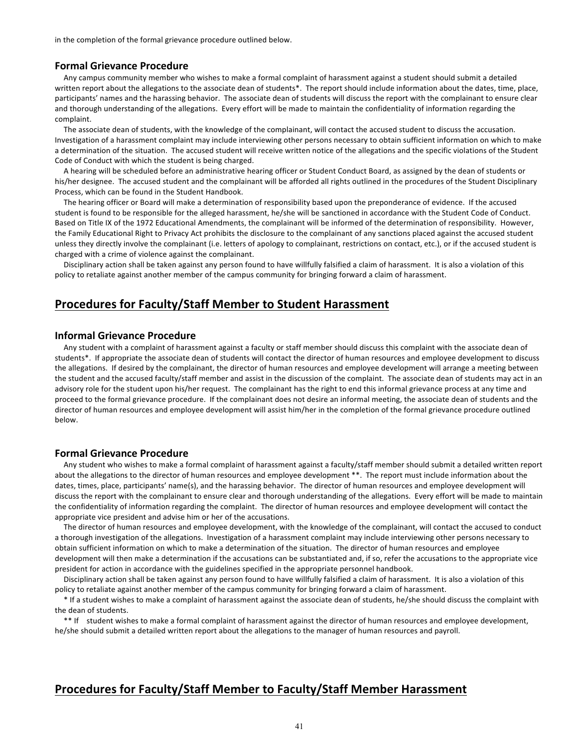in the completion of the formal grievance procedure outlined below.

### Formal Grievance Procedure

Any campus community member who wishes to make a formal complaint of harassment against a student should submit a detailed written report about the allegations to the associate dean of students*. The report should include information about the dates, time, place, participants' names and the harassing behavior. The associate dean of students will discuss the report with the complainant to ensure clear and thorough understanding of the allegations. Every effort will be made to maintain the confidentiality of information regarding the complaint.

The associate dean of students, with the knowledge of the complainant, will contact the accused student to discuss the accusation. Investigation of a harassment complaint may include interviewing other persons necessary to obtain sufficient information on which to make a determination of the situation. The accused student will receive written notice of the allegations and the specific violations of the Student Code of Conduct with which the student is being charged.

A hearing will be scheduled before an administrative hearing officer or Student Conduct Board, as assigned by the dean of students or his/her designee. The accused student and the complainant will be afforded all rights outlined in the procedures of the Student Disciplinary Process, which can be found in the Student Handbook.

The hearing officer or Board will make a determination of responsibility based upon the preponderance of evidence. If the accused student is found to be responsible for the alleged harassment, he/she will be sanctioned in accordance with the Student Code of Conduct. Based on Title IX of the 1972 Educational Amendments, the complainant will be informed of the determination of responsibility. However, the Family Educational Right to Privacy Act prohibits the disclosure to the complainant of any sanctions placed against the accused student unless they directly involve the complainant (i.e. letters of apology to complainant, restrictions on contact, etc.), or if the accused student is charged with a crime of violence against the complainant.

Disciplinary action shall be taken against any person found to have willfully falsified a claim of harassment. It is also a violation of this policy to retaliate against another member of the campus community for bringing forward a claim of harassment.

## Procedures for Faculty/Staff Member to Student Harassment

### Informal Grievance Procedure

Any student with a complaint of harassment against a faculty or staff member should discuss this complaint with the associate dean of students*. If appropriate the associate dean of students will contact the director of human resources and employee development to discuss the allegations. If desired by the complainant, the director of human resources and employee development will arrange a meeting between the student and the accused faculty/staff member and assist in the discussion of the complaint. The associate dean of students may act in an advisory role for the student upon his/her request. The complainant has the right to end this informal grievance process at any time and proceed to the formal grievance procedure. If the complainant does not desire an informal meeting, the associate dean of students and the director of human resources and employee development will assist him/her in the completion of the formal grievance procedure outlined below.

### Formal Grievance Procedure

Any student who wishes to make a formal complaint of harassment against a faculty/staff member should submit a detailed written report about the allegations to the director of human resources and employee development **. The report must include information about the dates, times, place, participants' name(s), and the harassing behavior. The director of human resources and employee development will discuss the report with the complainant to ensure clear and thorough understanding of the allegations. Every effort will be made to maintain the confidentiality of information regarding the complaint. The director of human resources and employee development will contact the appropriate vice president and advise him or her of the accusations.

The director of human resources and employee development, with the knowledge of the complainant, will contact the accused to conduct a thorough investigation of the allegations. Investigation of a harassment complaint may include interviewing other persons necessary to obtain sufficient information on which to make a determination of the situation. The director of human resources and employee development will then make a determination if the accusations can be substantiated and, if so, refer the accusations to the appropriate vice president for action in accordance with the guidelines specified in the appropriate personnel handbook.

Disciplinary action shall be taken against any person found to have willfully falsified a claim of harassment. It is also a violation of this policy to retaliate against another member of the campus community for bringing forward a claim of harassment.

* If a student wishes to make a complaint of harassment against the associate dean of students, he/she should discuss the complaint with the dean of students.

** If student wishes to make a formal complaint of harassment against the director of human resources and employee development, he/she should submit a detailed written report about the allegations to the manager of human resources and payroll.

## Procedures for Faculty/Staff Member to Faculty/Staff Member Harassment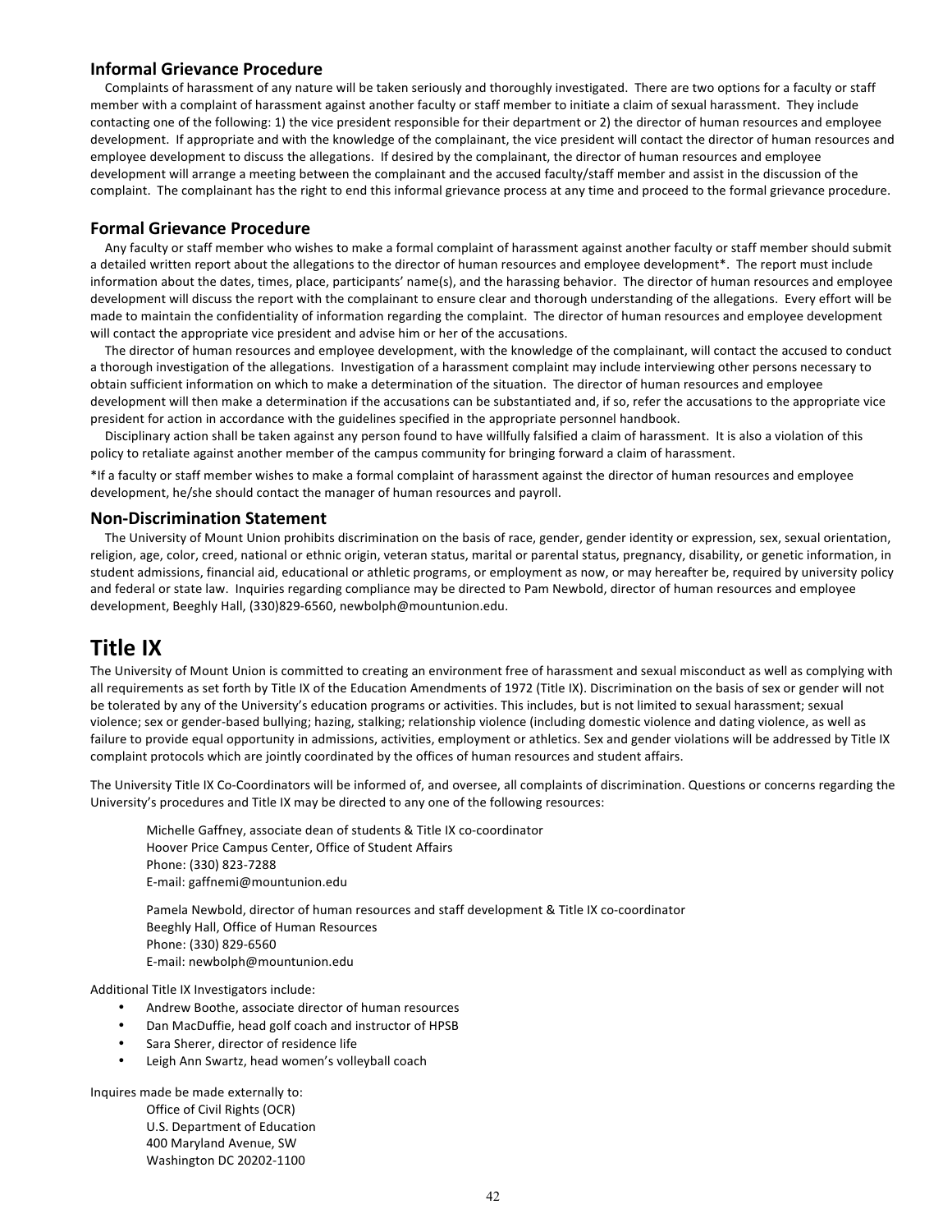### Informal Grievance Procedure

Complaints of harassment of any nature will be taken seriously and thoroughly investigated. There are two options for a faculty or staff member with a complaint of harassment against another faculty or staff member to initiate a claim of sexual harassment. They include contacting one of the following: 1) the vice president responsible for their department or 2) the director of human resources and employee development. If appropriate and with the knowledge of the complainant, the vice president will contact the director of human resources and employee development to discuss the allegations. If desired by the complainant, the director of human resources and employee development will arrange a meeting between the complainant and the accused faculty/staff member and assist in the discussion of the complaint. The complainant has the right to end this informal grievance process at any time and proceed to the formal grievance procedure.

### Formal Grievance Procedure

Any faculty or staff member who wishes to make a formal complaint of harassment against another faculty or staff member should submit a detailed written report about the allegations to the director of human resources and employee development*. The report must include information about the dates, times, place, participants' name(s), and the harassing behavior. The director of human resources and employee development will discuss the report with the complainant to ensure clear and thorough understanding of the allegations. Every effort will be made to maintain the confidentiality of information regarding the complaint. The director of human resources and employee development will contact the appropriate vice president and advise him or her of the accusations.

The director of human resources and employee development, with the knowledge of the complainant, will contact the accused to conduct a thorough investigation of the allegations. Investigation of a harassment complaint may include interviewing other persons necessary to obtain sufficient information on which to make a determination of the situation. The director of human resources and employee development will then make a determination if the accusations can be substantiated and, if so, refer the accusations to the appropriate vice president for action in accordance with the guidelines specified in the appropriate personnel handbook.

Disciplinary action shall be taken against any person found to have willfully falsified a claim of harassment. It is also a violation of this policy to retaliate against another member of the campus community for bringing forward a claim of harassment.

*If a faculty or staff member wishes to make a formal complaint of harassment against the director of human resources and employee development, he/she should contact the manager of human resources and payroll.

### Non-Discrimination Statement

The University of Mount Union prohibits discrimination on the basis of race, gender, gender identity or expression, sex, sexual orientation, religion, age, color, creed, national or ethnic origin, veteran status, marital or parental status, pregnancy, disability, or genetic information, in student admissions, financial aid, educational or athletic programs, or employment as now, or may hereafter be, required by university policy and federal or state law. Inquiries regarding compliance may be directed to Pam Newbold, director of human resources and employee development, Beeghly Hall, (330)829-6560, newbolph@mountunion.edu.

## Title IX

The University of Mount Union is committed to creating an environment free of harassment and sexual misconduct as well as complying with all requirements as set forth by Title IX of the Education Amendments of 1972 (Title IX). Discrimination on the basis of sex or gender will not be tolerated by any of the University's education programs or activities. This includes, but is not limited to sexual harassment; sexual violence; sex or gender-based bullying; hazing, stalking; relationship violence (including domestic violence and dating violence, as well as failure to provide equal opportunity in admissions, activities, employment or athletics. Sex and gender violations will be addressed by Title IX complaint protocols which are jointly coordinated by the offices of human resources and student affairs.

The University Title IX Co-Coordinators will be informed of, and oversee, all complaints of discrimination. Questions or concerns regarding the University's procedures and Title IX may be directed to any one of the following resources:

Michelle Gaffney, associate dean of students & Title IX co-coordinator
Hoover Price Campus Center, Office of Student Affairs
Phone: (330) 823-7288
E-mail: gaffnemi@mountunion.edu

Pamela Newbold, director of human resources and staff development & Title IX co-coordinator
Beeghly Hall, Office of Human Resources
Phone: (330) 829-6560
E-mail: newbolph@mountunion.edu

Additional Title IX Investigators include:

- Andrew Boothe, associate director of human resources
- Dan MacDuffie, head golf coach and instructor of HPSB
- Sara Sherer, director of residence life
- Leigh Ann Swartz, head women's volleyball coach

Inquires made be made externally to:

Office of Civil Rights (OCR)
U.S. Department of Education
400 Maryland Avenue, SW
Washington DC 20202-1100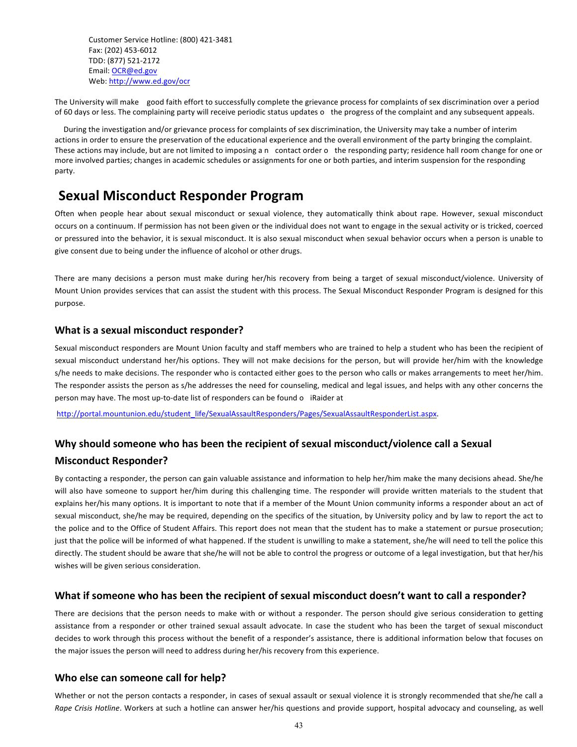Customer Service Hotline: (800) 421-3481
Fax: (202) 453-6012
TDD: (877) 521-2172
Email: OCR@ed.gov
Web: http://www.ed.gov/ocr

The University will make good faith effort to successfully complete the grievance process for complaints of sex discrimination over a period of 60 days or less. The complaining party will receive periodic status updates o the progress of the complaint and any subsequent appeals.

During the investigation and/or grievance process for complaints of sex discrimination, the University may take a number of interim actions in order to ensure the preservation of the educational experience and the overall environment of the party bringing the complaint. These actions may include, but are not limited to imposing a n contact order o the responding party; residence hall room change for one or more involved parties; changes in academic schedules or assignments for one or both parties, and interim suspension for the responding party.

## Sexual Misconduct Responder Program

Often when people hear about sexual misconduct or sexual violence, they automatically think about rape. However, sexual misconduct occurs on a continuum. If permission has not been given or the individual does not want to engage in the sexual activity or is tricked, coerced or pressured into the behavior, it is sexual misconduct. It is also sexual misconduct when sexual behavior occurs when a person is unable to give consent due to being under the influence of alcohol or other drugs.

There are many decisions a person must make during her/his recovery from being a target of sexual misconduct/violence. University of Mount Union provides services that can assist the student with this process. The Sexual Misconduct Responder Program is designed for this purpose.

### What is a sexual misconduct responder?

Sexual misconduct responders are Mount Union faculty and staff members who are trained to help a student who has been the recipient of sexual misconduct understand her/his options. They will not make decisions for the person, but will provide her/him with the knowledge s/he needs to make decisions. The responder who is contacted either goes to the person who calls or makes arrangements to meet her/him. The responder assists the person as s/he addresses the need for counseling, medical and legal issues, and helps with any other concerns the person may have. The most up-to-date list of responders can be found o iRaider at

http://portal.mountunion.edu/student_life/SexualAssaultResponders/Pages/SexualAssaultResponderList.aspx.

### Why should someone who has been the recipient of sexual misconduct/violence call a Sexual Misconduct Responder?

By contacting a responder, the person can gain valuable assistance and information to help her/him make the many decisions ahead. She/he will also have someone to support her/him during this challenging time. The responder will provide written materials to the student that explains her/his many options. It is important to note that if a member of the Mount Union community informs a responder about an act of sexual misconduct, she/he may be required, depending on the specifics of the situation, by University policy and by law to report the act to the police and to the Office of Student Affairs. This report does not mean that the student has to make a statement or pursue prosecution; just that the police will be informed of what happened. If the student is unwilling to make a statement, she/he will need to tell the police this directly. The student should be aware that she/he will not be able to control the progress or outcome of a legal investigation, but that her/his wishes will be given serious consideration.

### What if someone who has been the recipient of sexual misconduct doesn't want to call a responder?

There are decisions that the person needs to make with or without a responder. The person should give serious consideration to getting assistance from a responder or other trained sexual assault advocate. In case the student who has been the target of sexual misconduct decides to work through this process without the benefit of a responder's assistance, there is additional information below that focuses on the major issues the person will need to address during her/his recovery from this experience.

### Who else can someone call for help?

Whether or not the person contacts a responder, in cases of sexual assault or sexual violence it is strongly recommended that she/he call a *Rape Crisis Hotline*. Workers at such a hotline can answer her/his questions and provide support, hospital advocacy and counseling, as well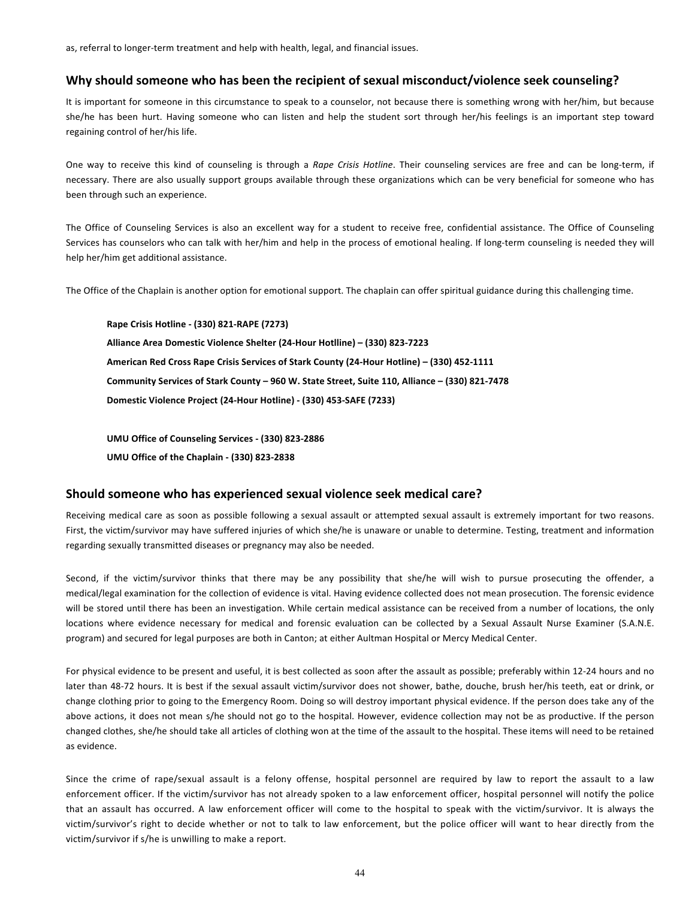as, referral to longer-term treatment and help with health, legal, and financial issues.

## Why should someone who has been the recipient of sexual misconduct/violence seek counseling?

It is important for someone in this circumstance to speak to a counselor, not because there is something wrong with her/him, but because she/he has been hurt. Having someone who can listen and help the student sort through her/his feelings is an important step toward regaining control of her/his life.

One way to receive this kind of counseling is through a *Rape Crisis Hotline*. Their counseling services are free and can be long-term, if necessary. There are also usually support groups available through these organizations which can be very beneficial for someone who has been through such an experience.

The Office of Counseling Services is also an excellent way for a student to receive free, confidential assistance. The Office of Counseling Services has counselors who can talk with her/him and help in the process of emotional healing. If long-term counseling is needed they will help her/him get additional assistance.

The Office of the Chaplain is another option for emotional support. The chaplain can offer spiritual guidance during this challenging time.

**Rape Crisis Hotline - (330) 821-RAPE (7273)**

**Alliance Area Domestic Violence Shelter (24-Hour Hotlline) – (330) 823-7223**

**American Red Cross Rape Crisis Services of Stark County (24-Hour Hotline) – (330) 452-1111**

**Community Services of Stark County – 960 W. State Street, Suite 110, Alliance – (330) 821-7478**

**Domestic Violence Project (24-Hour Hotline) - (330) 453-SAFE (7233)**

**UMU Office of Counseling Services - (330) 823-2886**

**UMU Office of the Chaplain - (330) 823-2838**

## Should someone who has experienced sexual violence seek medical care?

Receiving medical care as soon as possible following a sexual assault or attempted sexual assault is extremely important for two reasons. First, the victim/survivor may have suffered injuries of which she/he is unaware or unable to determine. Testing, treatment and information regarding sexually transmitted diseases or pregnancy may also be needed.

Second, if the victim/survivor thinks that there may be any possibility that she/he will wish to pursue prosecuting the offender, a medical/legal examination for the collection of evidence is vital. Having evidence collected does not mean prosecution. The forensic evidence will be stored until there has been an investigation. While certain medical assistance can be received from a number of locations, the only locations where evidence necessary for medical and forensic evaluation can be collected by a Sexual Assault Nurse Examiner (S.A.N.E. program) and secured for legal purposes are both in Canton; at either Aultman Hospital or Mercy Medical Center.

For physical evidence to be present and useful, it is best collected as soon after the assault as possible; preferably within 12-24 hours and no later than 48-72 hours. It is best if the sexual assault victim/survivor does not shower, bathe, douche, brush her/his teeth, eat or drink, or change clothing prior to going to the Emergency Room. Doing so will destroy important physical evidence. If the person does take any of the above actions, it does not mean s/he should not go to the hospital. However, evidence collection may not be as productive. If the person changed clothes, she/he should take all articles of clothing won at the time of the assault to the hospital. These items will need to be retained as evidence.

Since the crime of rape/sexual assault is a felony offense, hospital personnel are required by law to report the assault to a law enforcement officer. If the victim/survivor has not already spoken to a law enforcement officer, hospital personnel will notify the police that an assault has occurred. A law enforcement officer will come to the hospital to speak with the victim/survivor. It is always the victim/survivor's right to decide whether or not to talk to law enforcement, but the police officer will want to hear directly from the victim/survivor if s/he is unwilling to make a report.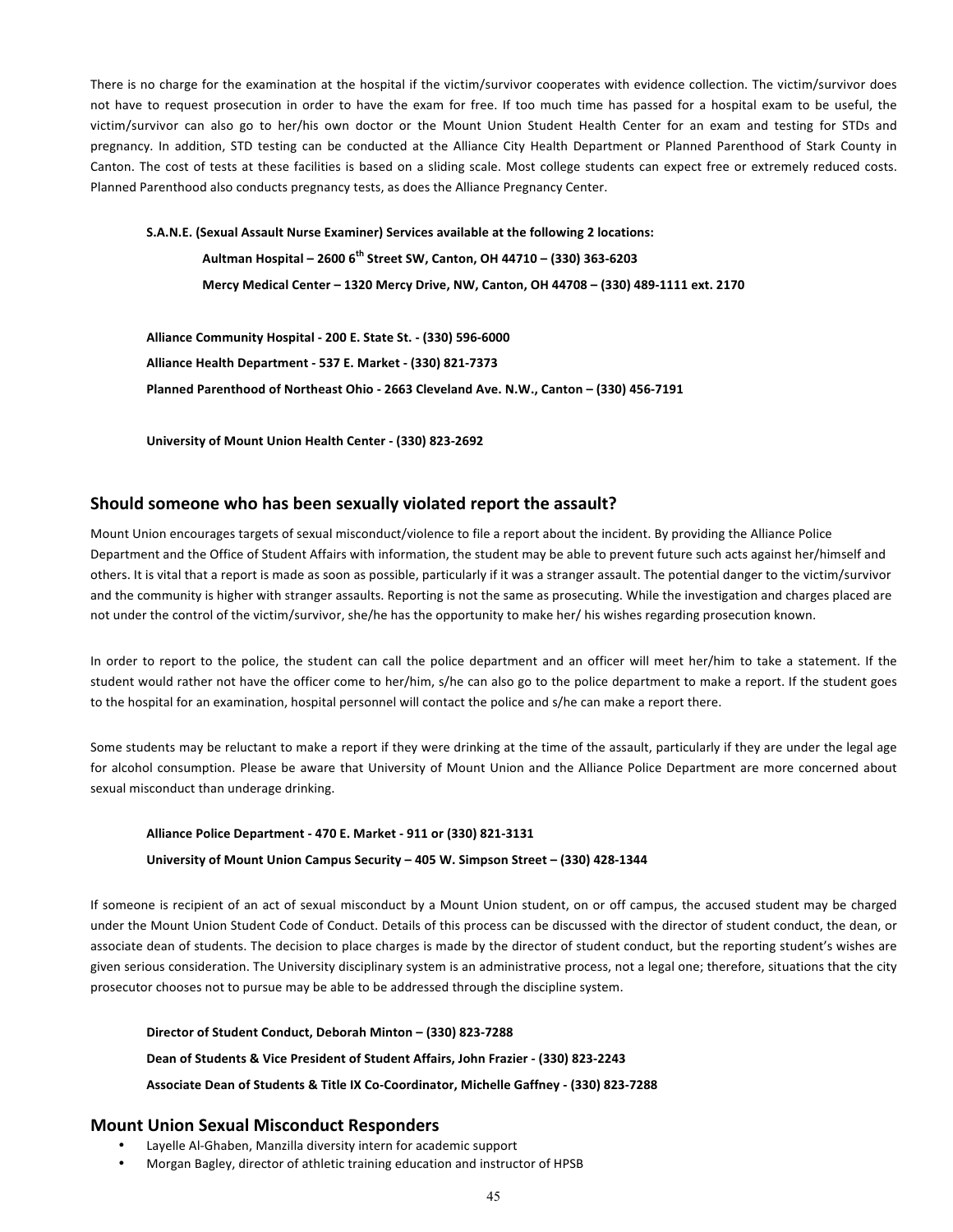There is no charge for the examination at the hospital if the victim/survivor cooperates with evidence collection. The victim/survivor does not have to request prosecution in order to have the exam for free. If too much time has passed for a hospital exam to be useful, the victim/survivor can also go to her/his own doctor or the Mount Union Student Health Center for an exam and testing for STDs and pregnancy. In addition, STD testing can be conducted at the Alliance City Health Department or Planned Parenthood of Stark County in Canton. The cost of tests at these facilities is based on a sliding scale. Most college students can expect free or extremely reduced costs. Planned Parenthood also conducts pregnancy tests, as does the Alliance Pregnancy Center.

**S.A.N.E. (Sexual Assault Nurse Examiner) Services available at the following 2 locations:**

**Aultman Hospital – 2600 6th Street SW, Canton, OH 44710 – (330) 363-6203**

**Mercy Medical Center – 1320 Mercy Drive, NW, Canton, OH 44708 – (330) 489-1111 ext. 2170**

**Alliance Community Hospital - 200 E. State St. - (330) 596-6000**

**Alliance Health Department - 537 E. Market - (330) 821-7373**

**Planned Parenthood of Northeast Ohio - 2663 Cleveland Ave. N.W., Canton – (330) 456-7191**

**University of Mount Union Health Center - (330) 823-2692**

## Should someone who has been sexually violated report the assault?

Mount Union encourages targets of sexual misconduct/violence to file a report about the incident. By providing the Alliance Police Department and the Office of Student Affairs with information, the student may be able to prevent future such acts against her/himself and others. It is vital that a report is made as soon as possible, particularly if it was a stranger assault. The potential danger to the victim/survivor and the community is higher with stranger assaults. Reporting is not the same as prosecuting. While the investigation and charges placed are not under the control of the victim/survivor, she/he has the opportunity to make her/ his wishes regarding prosecution known.

In order to report to the police, the student can call the police department and an officer will meet her/him to take a statement. If the student would rather not have the officer come to her/him, s/he can also go to the police department to make a report. If the student goes to the hospital for an examination, hospital personnel will contact the police and s/he can make a report there.

Some students may be reluctant to make a report if they were drinking at the time of the assault, particularly if they are under the legal age for alcohol consumption. Please be aware that University of Mount Union and the Alliance Police Department are more concerned about sexual misconduct than underage drinking.

**Alliance Police Department - 470 E. Market - 911 or (330) 821-3131**

**University of Mount Union Campus Security – 405 W. Simpson Street – (330) 428-1344**

If someone is recipient of an act of sexual misconduct by a Mount Union student, on or off campus, the accused student may be charged under the Mount Union Student Code of Conduct. Details of this process can be discussed with the director of student conduct, the dean, or associate dean of students. The decision to place charges is made by the director of student conduct, but the reporting student's wishes are given serious consideration. The University disciplinary system is an administrative process, not a legal one; therefore, situations that the city prosecutor chooses not to pursue may be able to be addressed through the discipline system.

**Director of Student Conduct, Deborah Minton – (330) 823-7288**

**Dean of Students & Vice President of Student Affairs, John Frazier - (330) 823-2243**

**Associate Dean of Students & Title IX Co-Coordinator, Michelle Gaffney - (330) 823-7288**

## Mount Union Sexual Misconduct Responders

- Layelle Al-Ghaben, Manzilla diversity intern for academic support
- Morgan Bagley, director of athletic training education and instructor of HPSB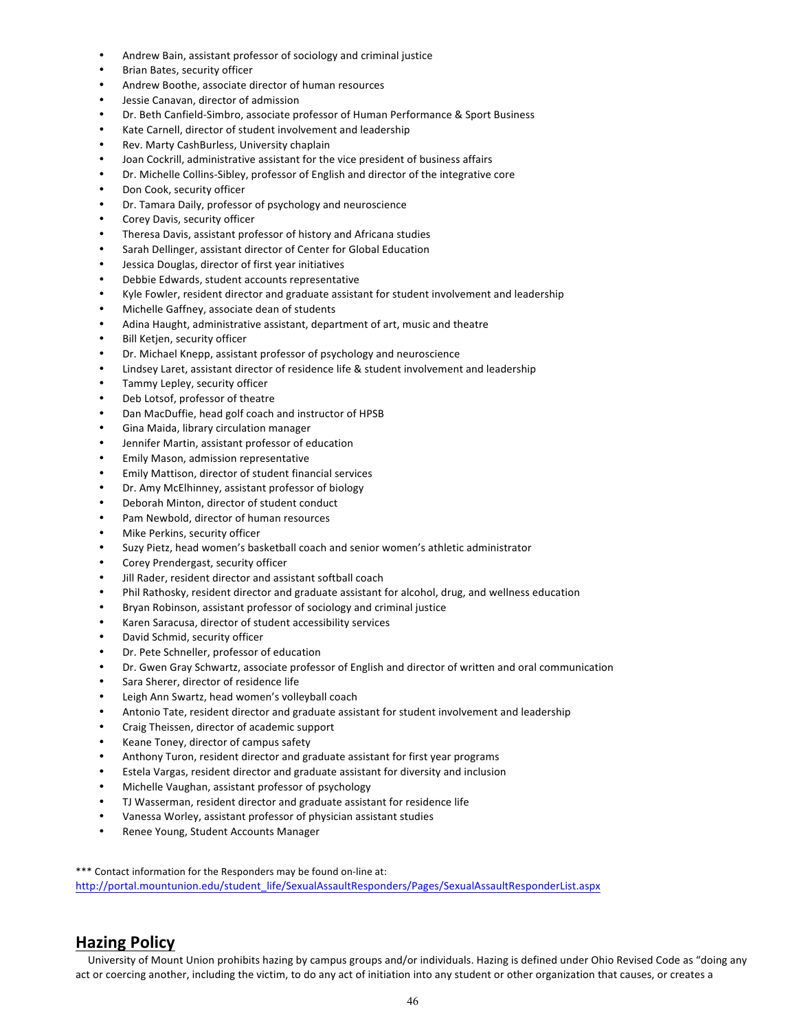- Andrew Bain, assistant professor of sociology and criminal justice
- Brian Bates, security officer
- Andrew Boothe, associate director of human resources
- Jessie Canavan, director of admission
- Dr. Beth Canfield-Simbro, associate professor of Human Performance & Sport Business
- Kate Carnell, director of student involvement and leadership
- Rev. Marty CashBurless, University chaplain
- Joan Cockrill, administrative assistant for the vice president of business affairs
- Dr. Michelle Collins-Sibley, professor of English and director of the integrative core
- Don Cook, security officer
- Dr. Tamara Daily, professor of psychology and neuroscience
- Corey Davis, security officer
- Theresa Davis, assistant professor of history and Africana studies
- Sarah Dellinger, assistant director of Center for Global Education
- Jessica Douglas, director of first year initiatives
- Debbie Edwards, student accounts representative
- Kyle Fowler, resident director and graduate assistant for student involvement and leadership
- Michelle Gaffney, associate dean of students
- Adina Haught, administrative assistant, department of art, music and theatre
- Bill Ketjen, security officer
- Dr. Michael Knepp, assistant professor of psychology and neuroscience
- Lindsey Laret, assistant director of residence life & student involvement and leadership
- Tammy Lepley, security officer
- Deb Lotsof, professor of theatre
- Dan MacDuffie, head golf coach and instructor of HPSB
- Gina Maida, library circulation manager
- Jennifer Martin, assistant professor of education
- Emily Mason, admission representative
- Emily Mattison, director of student financial services
- Dr. Amy McElhinney, assistant professor of biology
- Deborah Minton, director of student conduct
- Pam Newbold, director of human resources
- Mike Perkins, security officer
- Suzy Pietz, head women's basketball coach and senior women's athletic administrator
- Corey Prendergast, security officer
- Jill Rader, resident director and assistant softball coach
- Phil Rathosky, resident director and graduate assistant for alcohol, drug, and wellness education
- Bryan Robinson, assistant professor of sociology and criminal justice
- Karen Saracusa, director of student accessibility services
- David Schmid, security officer
- Dr. Pete Schneller, professor of education
- Dr. Gwen Gray Schwartz, associate professor of English and director of written and oral communication
- Sara Sherer, director of residence life
- Leigh Ann Swartz, head women's volleyball coach
- Antonio Tate, resident director and graduate assistant for student involvement and leadership
- Craig Theissen, director of academic support
- Keane Toney, director of campus safety
- Anthony Turon, resident director and graduate assistant for first year programs
- Estela Vargas, resident director and graduate assistant for diversity and inclusion
- Michelle Vaughan, assistant professor of psychology
- TJ Wasserman, resident director and graduate assistant for residence life
- Vanessa Worley, assistant professor of physician assistant studies
- Renee Young, Student Accounts Manager

*** Contact information for the Responders may be found on-line at:
http://portal.mountunion.edu/student_life/SexualAssaultResponders/Pages/SexualAssaultResponderList.aspx

## Hazing Policy

University of Mount Union prohibits hazing by campus groups and/or individuals. Hazing is defined under Ohio Revised Code as "doing any act or coercing another, including the victim, to do any act of initiation into any student or other organization that causes, or creates a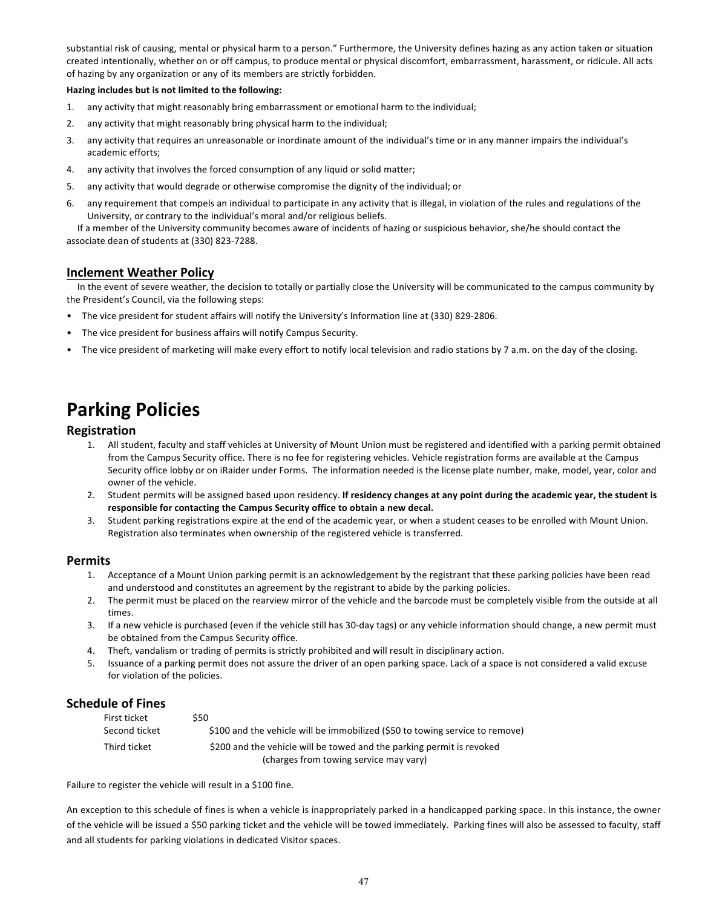substantial risk of causing, mental or physical harm to a person." Furthermore, the University defines hazing as any action taken or situation created intentionally, whether on or off campus, to produce mental or physical discomfort, embarrassment, harassment, or ridicule. All acts of hazing by any organization or any of its members are strictly forbidden.

**Hazing includes but is not limited to the following:**

1. any activity that might reasonably bring embarrassment or emotional harm to the individual;
2. any activity that might reasonably bring physical harm to the individual;
3. any activity that requires an unreasonable or inordinate amount of the individual's time or in any manner impairs the individual's academic efforts;
4. any activity that involves the forced consumption of any liquid or solid matter;
5. any activity that would degrade or otherwise compromise the dignity of the individual; or
6. any requirement that compels an individual to participate in any activity that is illegal, in violation of the rules and regulations of the University, or contrary to the individual's moral and/or religious beliefs.

If a member of the University community becomes aware of incidents of hazing or suspicious behavior, she/he should contact the associate dean of students at (330) 823-7288.

### Inclement Weather Policy

In the event of severe weather, the decision to totally or partially close the University will be communicated to the campus community by the President's Council, via the following steps:

- The vice president for student affairs will notify the University's Information line at (330) 829-2806.
- The vice president for business affairs will notify Campus Security.
- The vice president of marketing will make every effort to notify local television and radio stations by 7 a.m. on the day of the closing.

# Parking Policies

## Registration

1. All student, faculty and staff vehicles at University of Mount Union must be registered and identified with a parking permit obtained from the Campus Security office. There is no fee for registering vehicles. Vehicle registration forms are available at the Campus Security office lobby or on iRaider under Forms. The information needed is the license plate number, make, model, year, color and owner of the vehicle.
2. Student permits will be assigned based upon residency. **If residency changes at any point during the academic year, the student is responsible for contacting the Campus Security office to obtain a new decal.**
3. Student parking registrations expire at the end of the academic year, or when a student ceases to be enrolled with Mount Union. Registration also terminates when ownership of the registered vehicle is transferred.

## Permits

1. Acceptance of a Mount Union parking permit is an acknowledgement by the registrant that these parking policies have been read and understood and constitutes an agreement by the registrant to abide by the parking policies.
2. The permit must be placed on the rearview mirror of the vehicle and the barcode must be completely visible from the outside at all times.
3. If a new vehicle is purchased (even if the vehicle still has 30-day tags) or any vehicle information should change, a new permit must be obtained from the Campus Security office.
4. Theft, vandalism or trading of permits is strictly prohibited and will result in disciplinary action.
5. Issuance of a parking permit does not assure the driver of an open parking space. Lack of a space is not considered a valid excuse for violation of the policies.

## Schedule of Fines

| | |
|---|---|
| First ticket | $50 |
| Second ticket | $100 and the vehicle will be immobilized ($50 to towing service to remove) |
| Third ticket | $200 and the vehicle will be towed and the parking permit is revoked (charges from towing service may vary) |

Failure to register the vehicle will result in a $100 fine.

An exception to this schedule of fines is when a vehicle is inappropriately parked in a handicapped parking space. In this instance, the owner of the vehicle will be issued a $50 parking ticket and the vehicle will be towed immediately. Parking fines will also be assessed to faculty, staff and all students for parking violations in dedicated Visitor spaces.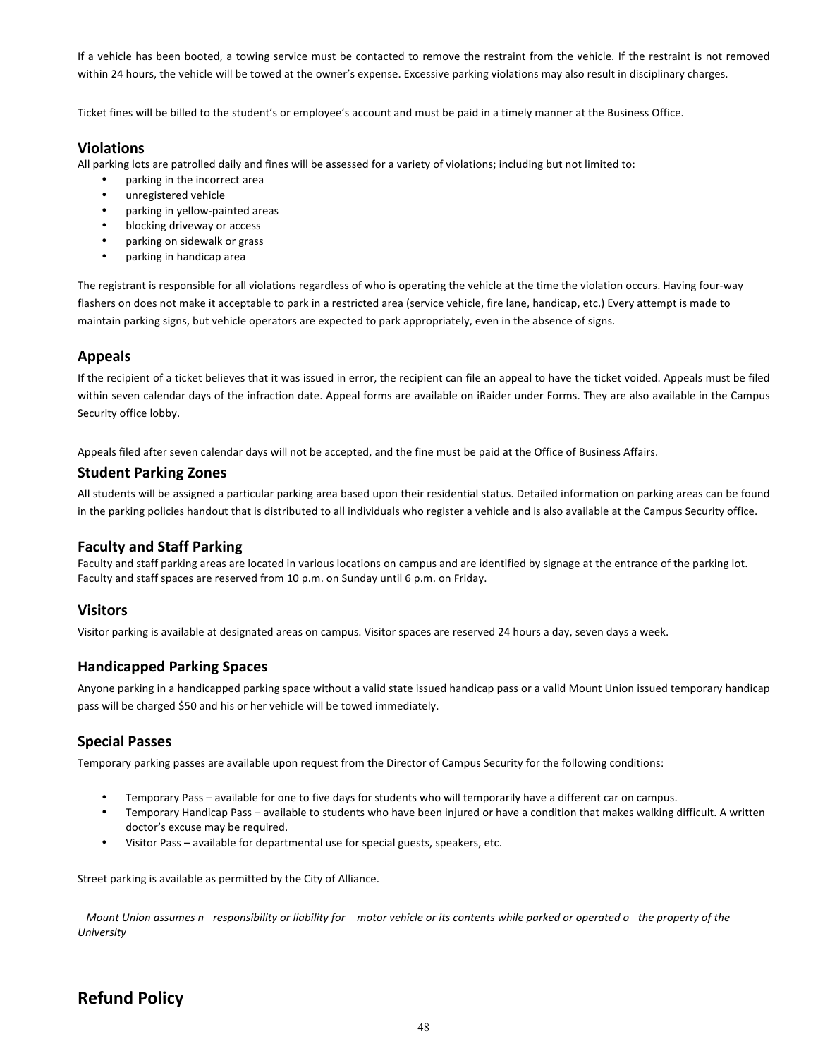If a vehicle has been booted, a towing service must be contacted to remove the restraint from the vehicle. If the restraint is not removed within 24 hours, the vehicle will be towed at the owner's expense. Excessive parking violations may also result in disciplinary charges.

Ticket fines will be billed to the student's or employee's account and must be paid in a timely manner at the Business Office.

### Violations

All parking lots are patrolled daily and fines will be assessed for a variety of violations; including but not limited to:

- parking in the incorrect area
- unregistered vehicle
- parking in yellow-painted areas
- blocking driveway or access
- parking on sidewalk or grass
- parking in handicap area

The registrant is responsible for all violations regardless of who is operating the vehicle at the time the violation occurs. Having four-way flashers on does not make it acceptable to park in a restricted area (service vehicle, fire lane, handicap, etc.) Every attempt is made to maintain parking signs, but vehicle operators are expected to park appropriately, even in the absence of signs.

### Appeals

If the recipient of a ticket believes that it was issued in error, the recipient can file an appeal to have the ticket voided. Appeals must be filed within seven calendar days of the infraction date. Appeal forms are available on iRaider under Forms. They are also available in the Campus Security office lobby.

Appeals filed after seven calendar days will not be accepted, and the fine must be paid at the Office of Business Affairs.

### Student Parking Zones

All students will be assigned a particular parking area based upon their residential status. Detailed information on parking areas can be found in the parking policies handout that is distributed to all individuals who register a vehicle and is also available at the Campus Security office.

### Faculty and Staff Parking

Faculty and staff parking areas are located in various locations on campus and are identified by signage at the entrance of the parking lot. Faculty and staff spaces are reserved from 10 p.m. on Sunday until 6 p.m. on Friday.

### Visitors

Visitor parking is available at designated areas on campus. Visitor spaces are reserved 24 hours a day, seven days a week.

### Handicapped Parking Spaces

Anyone parking in a handicapped parking space without a valid state issued handicap pass or a valid Mount Union issued temporary handicap pass will be charged $50 and his or her vehicle will be towed immediately.

### Special Passes

Temporary parking passes are available upon request from the Director of Campus Security for the following conditions:

- Temporary Pass – available for one to five days for students who will temporarily have a different car on campus.
- Temporary Handicap Pass – available to students who have been injured or have a condition that makes walking difficult. A written doctor's excuse may be required.
- Visitor Pass – available for departmental use for special guests, speakers, etc.

Street parking is available as permitted by the City of Alliance.

*Mount Union assumes n responsibility or liability for motor vehicle or its contents while parked or operated o the property of the University*

## Refund Policy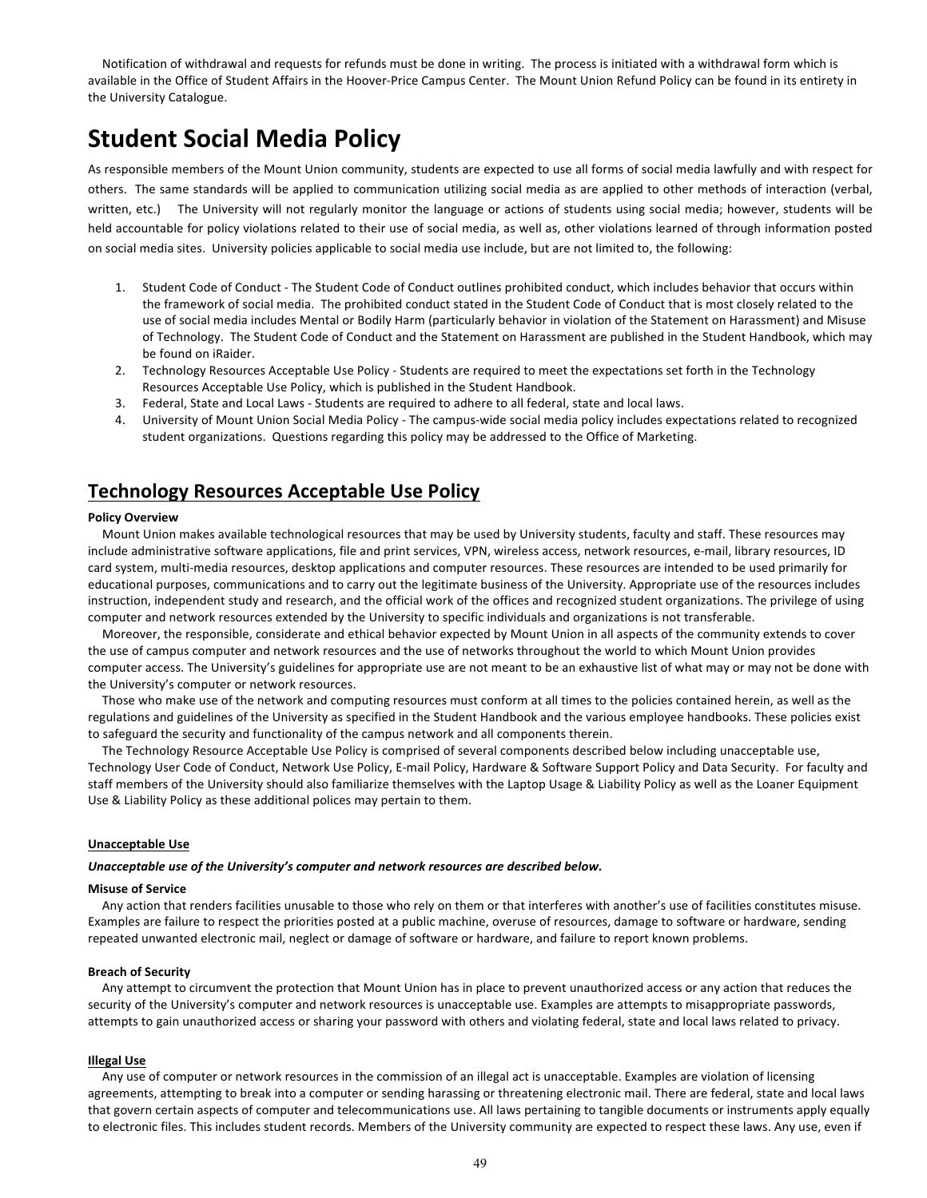Notification of withdrawal and requests for refunds must be done in writing. The process is initiated with a withdrawal form which is available in the Office of Student Affairs in the Hoover-Price Campus Center. The Mount Union Refund Policy can be found in its entirety in the University Catalogue.

# Student Social Media Policy

As responsible members of the Mount Union community, students are expected to use all forms of social media lawfully and with respect for others. The same standards will be applied to communication utilizing social media as are applied to other methods of interaction (verbal, written, etc.) The University will not regularly monitor the language or actions of students using social media; however, students will be held accountable for policy violations related to their use of social media, as well as, other violations learned of through information posted on social media sites. University policies applicable to social media use include, but are not limited to, the following:

1. Student Code of Conduct - The Student Code of Conduct outlines prohibited conduct, which includes behavior that occurs within the framework of social media. The prohibited conduct stated in the Student Code of Conduct that is most closely related to the use of social media includes Mental or Bodily Harm (particularly behavior in violation of the Statement on Harassment) and Misuse of Technology. The Student Code of Conduct and the Statement on Harassment are published in the Student Handbook, which may be found on iRaider.
2. Technology Resources Acceptable Use Policy - Students are required to meet the expectations set forth in the Technology Resources Acceptable Use Policy, which is published in the Student Handbook.
3. Federal, State and Local Laws - Students are required to adhere to all federal, state and local laws.
4. University of Mount Union Social Media Policy - The campus-wide social media policy includes expectations related to recognized student organizations. Questions regarding this policy may be addressed to the Office of Marketing.

## Technology Resources Acceptable Use Policy

**Policy Overview**

Mount Union makes available technological resources that may be used by University students, faculty and staff. These resources may include administrative software applications, file and print services, VPN, wireless access, network resources, e-mail, library resources, ID card system, multi-media resources, desktop applications and computer resources. These resources are intended to be used primarily for educational purposes, communications and to carry out the legitimate business of the University. Appropriate use of the resources includes instruction, independent study and research, and the official work of the offices and recognized student organizations. The privilege of using computer and network resources extended by the University to specific individuals and organizations is not transferable.

Moreover, the responsible, considerate and ethical behavior expected by Mount Union in all aspects of the community extends to cover the use of campus computer and network resources and the use of networks throughout the world to which Mount Union provides computer access. The University's guidelines for appropriate use are not meant to be an exhaustive list of what may or may not be done with the University's computer or network resources.

Those who make use of the network and computing resources must conform at all times to the policies contained herein, as well as the regulations and guidelines of the University as specified in the Student Handbook and the various employee handbooks. These policies exist to safeguard the security and functionality of the campus network and all components therein.

The Technology Resource Acceptable Use Policy is comprised of several components described below including unacceptable use, Technology User Code of Conduct, Network Use Policy, E-mail Policy, Hardware & Software Support Policy and Data Security. For faculty and staff members of the University should also familiarize themselves with the Laptop Usage & Liability Policy as well as the Loaner Equipment Use & Liability Policy as these additional polices may pertain to them.

**Unacceptable Use**

***Unacceptable use of the University's computer and network resources are described below.***

**Misuse of Service**

Any action that renders facilities unusable to those who rely on them or that interferes with another's use of facilities constitutes misuse. Examples are failure to respect the priorities posted at a public machine, overuse of resources, damage to software or hardware, sending repeated unwanted electronic mail, neglect or damage of software or hardware, and failure to report known problems.

**Breach of Security**

Any attempt to circumvent the protection that Mount Union has in place to prevent unauthorized access or any action that reduces the security of the University's computer and network resources is unacceptable use. Examples are attempts to misappropriate passwords, attempts to gain unauthorized access or sharing your password with others and violating federal, state and local laws related to privacy.

**Illegal Use**

Any use of computer or network resources in the commission of an illegal act is unacceptable. Examples are violation of licensing agreements, attempting to break into a computer or sending harassing or threatening electronic mail. There are federal, state and local laws that govern certain aspects of computer and telecommunications use. All laws pertaining to tangible documents or instruments apply equally to electronic files. This includes student records. Members of the University community are expected to respect these laws. Any use, even if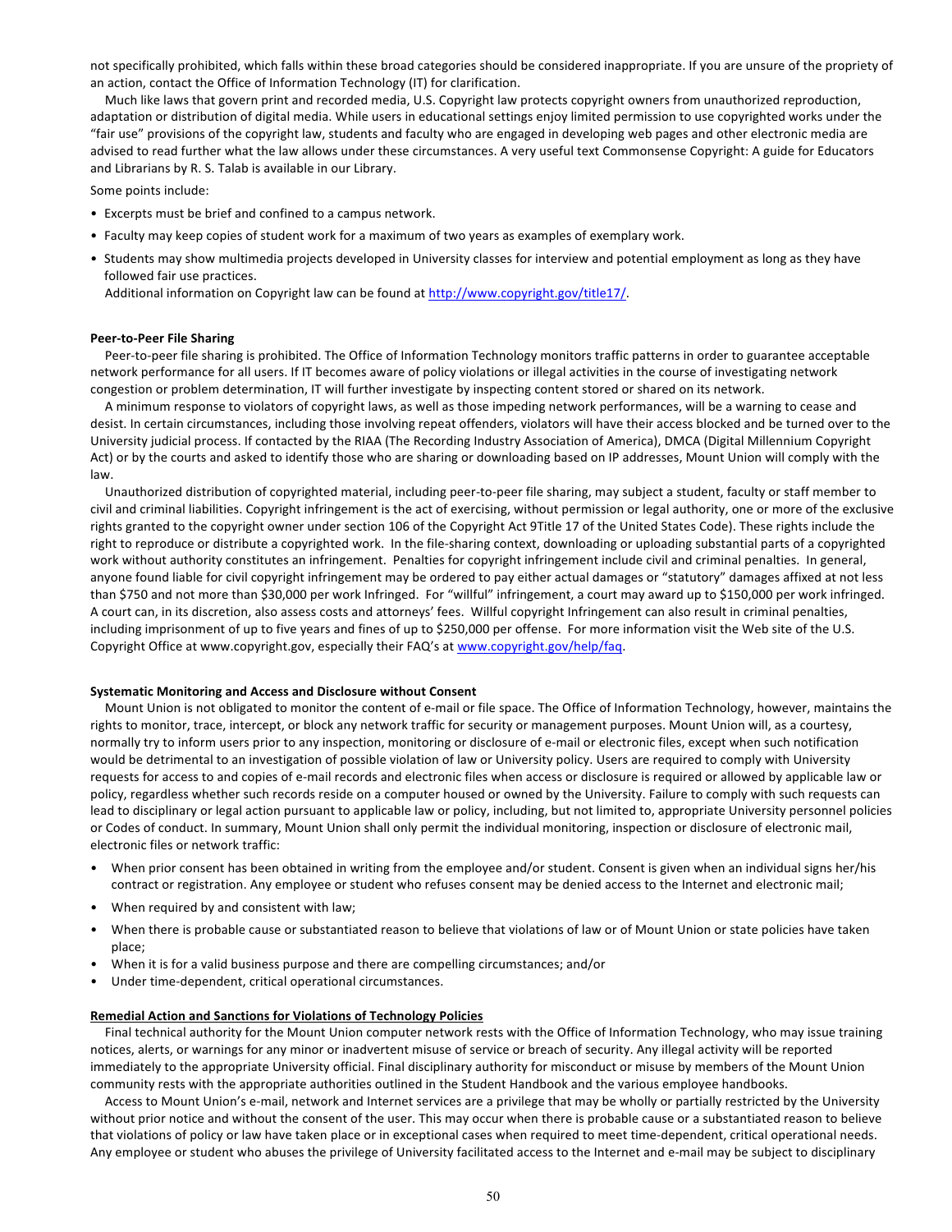not specifically prohibited, which falls within these broad categories should be considered inappropriate. If you are unsure of the propriety of an action, contact the Office of Information Technology (IT) for clarification.

Much like laws that govern print and recorded media, U.S. Copyright law protects copyright owners from unauthorized reproduction, adaptation or distribution of digital media. While users in educational settings enjoy limited permission to use copyrighted works under the "fair use" provisions of the copyright law, students and faculty who are engaged in developing web pages and other electronic media are advised to read further what the law allows under these circumstances. A very useful text Commonsense Copyright: A guide for Educators and Librarians by R. S. Talab is available in our Library.

Some points include:

- Excerpts must be brief and confined to a campus network.
- Faculty may keep copies of student work for a maximum of two years as examples of exemplary work.
- Students may show multimedia projects developed in University classes for interview and potential employment as long as they have followed fair use practices.

  Additional information on Copyright law can be found at http://www.copyright.gov/title17/.

**Peer-to-Peer File Sharing**

Peer-to-peer file sharing is prohibited. The Office of Information Technology monitors traffic patterns in order to guarantee acceptable network performance for all users. If IT becomes aware of policy violations or illegal activities in the course of investigating network congestion or problem determination, IT will further investigate by inspecting content stored or shared on its network.

A minimum response to violators of copyright laws, as well as those impeding network performances, will be a warning to cease and desist. In certain circumstances, including those involving repeat offenders, violators will have their access blocked and be turned over to the University judicial process. If contacted by the RIAA (The Recording Industry Association of America), DMCA (Digital Millennium Copyright Act) or by the courts and asked to identify those who are sharing or downloading based on IP addresses, Mount Union will comply with the law.

Unauthorized distribution of copyrighted material, including peer-to-peer file sharing, may subject a student, faculty or staff member to civil and criminal liabilities. Copyright infringement is the act of exercising, without permission or legal authority, one or more of the exclusive rights granted to the copyright owner under section 106 of the Copyright Act 9Title 17 of the United States Code). These rights include the right to reproduce or distribute a copyrighted work. In the file-sharing context, downloading or uploading substantial parts of a copyrighted work without authority constitutes an infringement. Penalties for copyright infringement include civil and criminal penalties. In general, anyone found liable for civil copyright infringement may be ordered to pay either actual damages or "statutory" damages affixed at not less than $750 and not more than $30,000 per work Infringed. For "willful" infringement, a court may award up to $150,000 per work infringed. A court can, in its discretion, also assess costs and attorneys' fees. Willful copyright Infringement can also result in criminal penalties, including imprisonment of up to five years and fines of up to $250,000 per offense. For more information visit the Web site of the U.S. Copyright Office at www.copyright.gov, especially their FAQ's at www.copyright.gov/help/faq.

**Systematic Monitoring and Access and Disclosure without Consent**

Mount Union is not obligated to monitor the content of e-mail or file space. The Office of Information Technology, however, maintains the rights to monitor, trace, intercept, or block any network traffic for security or management purposes. Mount Union will, as a courtesy, normally try to inform users prior to any inspection, monitoring or disclosure of e-mail or electronic files, except when such notification would be detrimental to an investigation of possible violation of law or University policy. Users are required to comply with University requests for access to and copies of e-mail records and electronic files when access or disclosure is required or allowed by applicable law or policy, regardless whether such records reside on a computer housed or owned by the University. Failure to comply with such requests can lead to disciplinary or legal action pursuant to applicable law or policy, including, but not limited to, appropriate University personnel policies or Codes of conduct. In summary, Mount Union shall only permit the individual monitoring, inspection or disclosure of electronic mail, electronic files or network traffic:

- When prior consent has been obtained in writing from the employee and/or student. Consent is given when an individual signs her/his contract or registration. Any employee or student who refuses consent may be denied access to the Internet and electronic mail;
- When required by and consistent with law;
- When there is probable cause or substantiated reason to believe that violations of law or of Mount Union or state policies have taken place;
- When it is for a valid business purpose and there are compelling circumstances; and/or
- Under time-dependent, critical operational circumstances.

**Remedial Action and Sanctions for Violations of Technology Policies**

Final technical authority for the Mount Union computer network rests with the Office of Information Technology, who may issue training notices, alerts, or warnings for any minor or inadvertent misuse of service or breach of security. Any illegal activity will be reported immediately to the appropriate University official. Final disciplinary authority for misconduct or misuse by members of the Mount Union community rests with the appropriate authorities outlined in the Student Handbook and the various employee handbooks.

Access to Mount Union's e-mail, network and Internet services are a privilege that may be wholly or partially restricted by the University without prior notice and without the consent of the user. This may occur when there is probable cause or a substantiated reason to believe that violations of policy or law have taken place or in exceptional cases when required to meet time-dependent, critical operational needs. Any employee or student who abuses the privilege of University facilitated access to the Internet and e-mail may be subject to disciplinary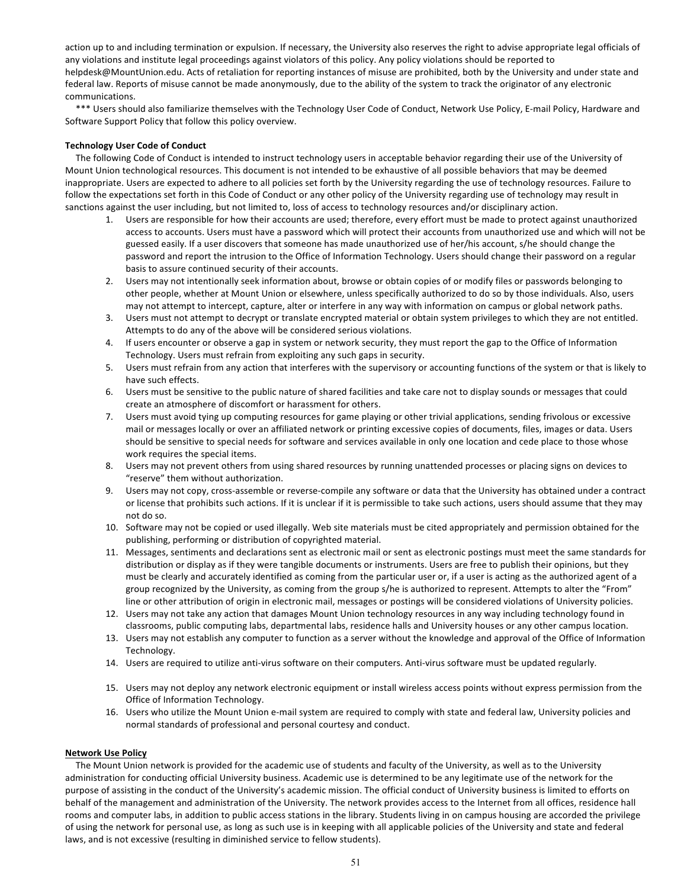action up to and including termination or expulsion. If necessary, the University also reserves the right to advise appropriate legal officials of any violations and institute legal proceedings against violators of this policy. Any policy violations should be reported to helpdesk@MountUnion.edu. Acts of retaliation for reporting instances of misuse are prohibited, both by the University and under state and federal law. Reports of misuse cannot be made anonymously, due to the ability of the system to track the originator of any electronic communications.

*** Users should also familiarize themselves with the Technology User Code of Conduct, Network Use Policy, E-mail Policy, Hardware and Software Support Policy that follow this policy overview.

**Technology User Code of Conduct**

The following Code of Conduct is intended to instruct technology users in acceptable behavior regarding their use of the University of Mount Union technological resources. This document is not intended to be exhaustive of all possible behaviors that may be deemed inappropriate. Users are expected to adhere to all policies set forth by the University regarding the use of technology resources. Failure to follow the expectations set forth in this Code of Conduct or any other policy of the University regarding use of technology may result in sanctions against the user including, but not limited to, loss of access to technology resources and/or disciplinary action.

1. Users are responsible for how their accounts are used; therefore, every effort must be made to protect against unauthorized access to accounts. Users must have a password which will protect their accounts from unauthorized use and which will not be guessed easily. If a user discovers that someone has made unauthorized use of her/his account, s/he should change the password and report the intrusion to the Office of Information Technology. Users should change their password on a regular basis to assure continued security of their accounts.
2. Users may not intentionally seek information about, browse or obtain copies of or modify files or passwords belonging to other people, whether at Mount Union or elsewhere, unless specifically authorized to do so by those individuals. Also, users may not attempt to intercept, capture, alter or interfere in any way with information on campus or global network paths.
3. Users must not attempt to decrypt or translate encrypted material or obtain system privileges to which they are not entitled. Attempts to do any of the above will be considered serious violations.
4. If users encounter or observe a gap in system or network security, they must report the gap to the Office of Information Technology. Users must refrain from exploiting any such gaps in security.
5. Users must refrain from any action that interferes with the supervisory or accounting functions of the system or that is likely to have such effects.
6. Users must be sensitive to the public nature of shared facilities and take care not to display sounds or messages that could create an atmosphere of discomfort or harassment for others.
7. Users must avoid tying up computing resources for game playing or other trivial applications, sending frivolous or excessive mail or messages locally or over an affiliated network or printing excessive copies of documents, files, images or data. Users should be sensitive to special needs for software and services available in only one location and cede place to those whose work requires the special items.
8. Users may not prevent others from using shared resources by running unattended processes or placing signs on devices to "reserve" them without authorization.
9. Users may not copy, cross-assemble or reverse-compile any software or data that the University has obtained under a contract or license that prohibits such actions. If it is unclear if it is permissible to take such actions, users should assume that they may not do so.
10. Software may not be copied or used illegally. Web site materials must be cited appropriately and permission obtained for the publishing, performing or distribution of copyrighted material.
11. Messages, sentiments and declarations sent as electronic mail or sent as electronic postings must meet the same standards for distribution or display as if they were tangible documents or instruments. Users are free to publish their opinions, but they must be clearly and accurately identified as coming from the particular user or, if a user is acting as the authorized agent of a group recognized by the University, as coming from the group s/he is authorized to represent. Attempts to alter the "From" line or other attribution of origin in electronic mail, messages or postings will be considered violations of University policies.
12. Users may not take any action that damages Mount Union technology resources in any way including technology found in classrooms, public computing labs, departmental labs, residence halls and University houses or any other campus location.
13. Users may not establish any computer to function as a server without the knowledge and approval of the Office of Information Technology.
14. Users are required to utilize anti-virus software on their computers. Anti-virus software must be updated regularly.
15. Users may not deploy any network electronic equipment or install wireless access points without express permission from the Office of Information Technology.
16. Users who utilize the Mount Union e-mail system are required to comply with state and federal law, University policies and normal standards of professional and personal courtesy and conduct.

**Network Use Policy**

The Mount Union network is provided for the academic use of students and faculty of the University, as well as to the University administration for conducting official University business. Academic use is determined to be any legitimate use of the network for the purpose of assisting in the conduct of the University's academic mission. The official conduct of University business is limited to efforts on behalf of the management and administration of the University. The network provides access to the Internet from all offices, residence hall rooms and computer labs, in addition to public access stations in the library. Students living in on campus housing are accorded the privilege of using the network for personal use, as long as such use is in keeping with all applicable policies of the University and state and federal laws, and is not excessive (resulting in diminished service to fellow students).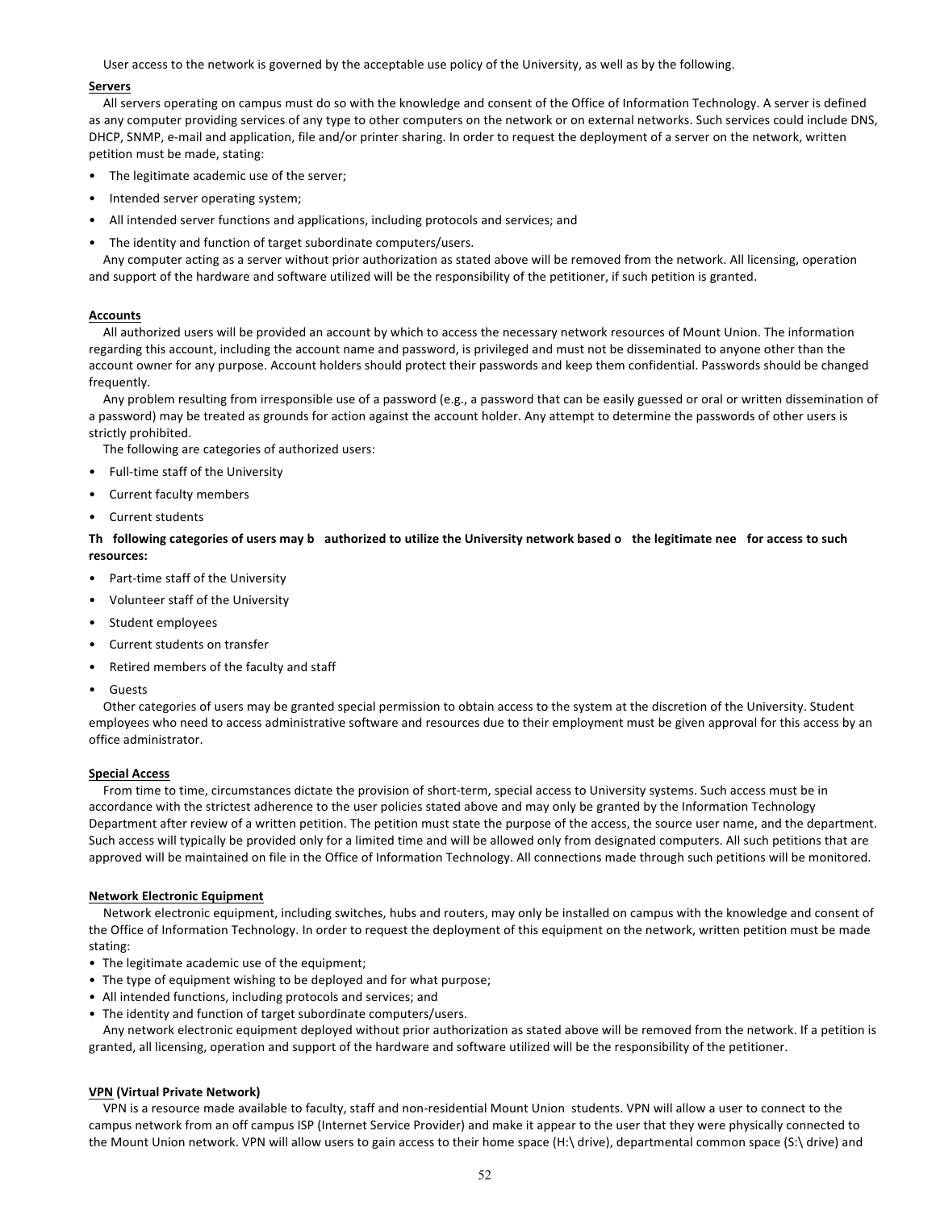User access to the network is governed by the acceptable use policy of the University, as well as by the following.

**Servers**

All servers operating on campus must do so with the knowledge and consent of the Office of Information Technology. A server is defined as any computer providing services of any type to other computers on the network or on external networks. Such services could include DNS, DHCP, SNMP, e-mail and application, file and/or printer sharing. In order to request the deployment of a server on the network, written petition must be made, stating:

- The legitimate academic use of the server;
- Intended server operating system;
- All intended server functions and applications, including protocols and services; and
- The identity and function of target subordinate computers/users.

Any computer acting as a server without prior authorization as stated above will be removed from the network. All licensing, operation and support of the hardware and software utilized will be the responsibility of the petitioner, if such petition is granted.

**Accounts**

All authorized users will be provided an account by which to access the necessary network resources of Mount Union. The information regarding this account, including the account name and password, is privileged and must not be disseminated to anyone other than the account owner for any purpose. Account holders should protect their passwords and keep them confidential. Passwords should be changed frequently.

Any problem resulting from irresponsible use of a password (e.g., a password that can be easily guessed or oral or written dissemination of a password) may be treated as grounds for action against the account holder. Any attempt to determine the passwords of other users is strictly prohibited.

The following are categories of authorized users:

- Full-time staff of the University
- Current faculty members
- Current students

**Th following categories of users may b authorized to utilize the University network based o the legitimate nee for access to such resources:**

- Part-time staff of the University
- Volunteer staff of the University
- Student employees
- Current students on transfer
- Retired members of the faculty and staff
- Guests

Other categories of users may be granted special permission to obtain access to the system at the discretion of the University. Student employees who need to access administrative software and resources due to their employment must be given approval for this access by an office administrator.

**Special Access**

From time to time, circumstances dictate the provision of short-term, special access to University systems. Such access must be in accordance with the strictest adherence to the user policies stated above and may only be granted by the Information Technology Department after review of a written petition. The petition must state the purpose of the access, the source user name, and the department. Such access will typically be provided only for a limited time and will be allowed only from designated computers. All such petitions that are approved will be maintained on file in the Office of Information Technology. All connections made through such petitions will be monitored.

**Network Electronic Equipment**

Network electronic equipment, including switches, hubs and routers, may only be installed on campus with the knowledge and consent of the Office of Information Technology. In order to request the deployment of this equipment on the network, written petition must be made stating:

- The legitimate academic use of the equipment;
- The type of equipment wishing to be deployed and for what purpose;
- All intended functions, including protocols and services; and
- The identity and function of target subordinate computers/users.

Any network electronic equipment deployed without prior authorization as stated above will be removed from the network. If a petition is granted, all licensing, operation and support of the hardware and software utilized will be the responsibility of the petitioner.

**VPN (Virtual Private Network)**

VPN is a resource made available to faculty, staff and non-residential Mount Union students. VPN will allow a user to connect to the campus network from an off campus ISP (Internet Service Provider) and make it appear to the user that they were physically connected to the Mount Union network. VPN will allow users to gain access to their home space (H:\ drive), departmental common space (S:\ drive) and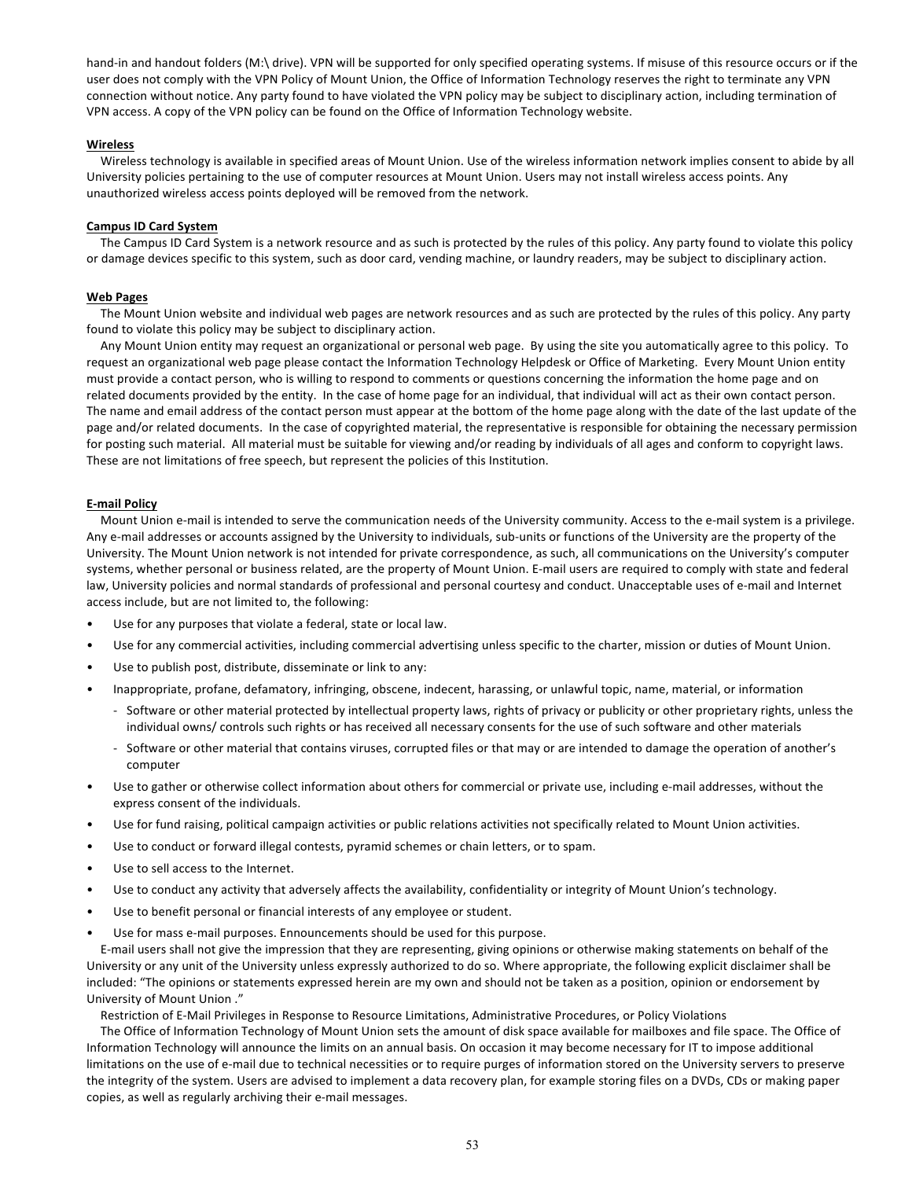hand-in and handout folders (M:\ drive). VPN will be supported for only specified operating systems. If misuse of this resource occurs or if the user does not comply with the VPN Policy of Mount Union, the Office of Information Technology reserves the right to terminate any VPN connection without notice. Any party found to have violated the VPN policy may be subject to disciplinary action, including termination of VPN access. A copy of the VPN policy can be found on the Office of Information Technology website.

**Wireless**

Wireless technology is available in specified areas of Mount Union. Use of the wireless information network implies consent to abide by all University policies pertaining to the use of computer resources at Mount Union. Users may not install wireless access points. Any unauthorized wireless access points deployed will be removed from the network.

**Campus ID Card System**

The Campus ID Card System is a network resource and as such is protected by the rules of this policy. Any party found to violate this policy or damage devices specific to this system, such as door card, vending machine, or laundry readers, may be subject to disciplinary action.

**Web Pages**

The Mount Union website and individual web pages are network resources and as such are protected by the rules of this policy. Any party found to violate this policy may be subject to disciplinary action.

Any Mount Union entity may request an organizational or personal web page. By using the site you automatically agree to this policy. To request an organizational web page please contact the Information Technology Helpdesk or Office of Marketing. Every Mount Union entity must provide a contact person, who is willing to respond to comments or questions concerning the information the home page and on related documents provided by the entity. In the case of home page for an individual, that individual will act as their own contact person. The name and email address of the contact person must appear at the bottom of the home page along with the date of the last update of the page and/or related documents. In the case of copyrighted material, the representative is responsible for obtaining the necessary permission for posting such material. All material must be suitable for viewing and/or reading by individuals of all ages and conform to copyright laws. These are not limitations of free speech, but represent the policies of this Institution.

**E-mail Policy**

Mount Union e-mail is intended to serve the communication needs of the University community. Access to the e-mail system is a privilege. Any e-mail addresses or accounts assigned by the University to individuals, sub-units or functions of the University are the property of the University. The Mount Union network is not intended for private correspondence, as such, all communications on the University's computer systems, whether personal or business related, are the property of Mount Union. E-mail users are required to comply with state and federal law, University policies and normal standards of professional and personal courtesy and conduct. Unacceptable uses of e-mail and Internet access include, but are not limited to, the following:

- Use for any purposes that violate a federal, state or local law.
- Use for any commercial activities, including commercial advertising unless specific to the charter, mission or duties of Mount Union.
- Use to publish post, distribute, disseminate or link to any:
- Inappropriate, profane, defamatory, infringing, obscene, indecent, harassing, or unlawful topic, name, material, or information
  - Software or other material protected by intellectual property laws, rights of privacy or publicity or other proprietary rights, unless the individual owns/ controls such rights or has received all necessary consents for the use of such software and other materials
  - Software or other material that contains viruses, corrupted files or that may or are intended to damage the operation of another's computer
- Use to gather or otherwise collect information about others for commercial or private use, including e-mail addresses, without the express consent of the individuals.
- Use for fund raising, political campaign activities or public relations activities not specifically related to Mount Union activities.
- Use to conduct or forward illegal contests, pyramid schemes or chain letters, or to spam.
- Use to sell access to the Internet.
- Use to conduct any activity that adversely affects the availability, confidentiality or integrity of Mount Union's technology.
- Use to benefit personal or financial interests of any employee or student.
- Use for mass e-mail purposes. Ennouncements should be used for this purpose.

E-mail users shall not give the impression that they are representing, giving opinions or otherwise making statements on behalf of the University or any unit of the University unless expressly authorized to do so. Where appropriate, the following explicit disclaimer shall be included: "The opinions or statements expressed herein are my own and should not be taken as a position, opinion or endorsement by University of Mount Union ."

Restriction of E-Mail Privileges in Response to Resource Limitations, Administrative Procedures, or Policy Violations

The Office of Information Technology of Mount Union sets the amount of disk space available for mailboxes and file space. The Office of Information Technology will announce the limits on an annual basis. On occasion it may become necessary for IT to impose additional limitations on the use of e-mail due to technical necessities or to require purges of information stored on the University servers to preserve the integrity of the system. Users are advised to implement a data recovery plan, for example storing files on a DVDs, CDs or making paper copies, as well as regularly archiving their e-mail messages.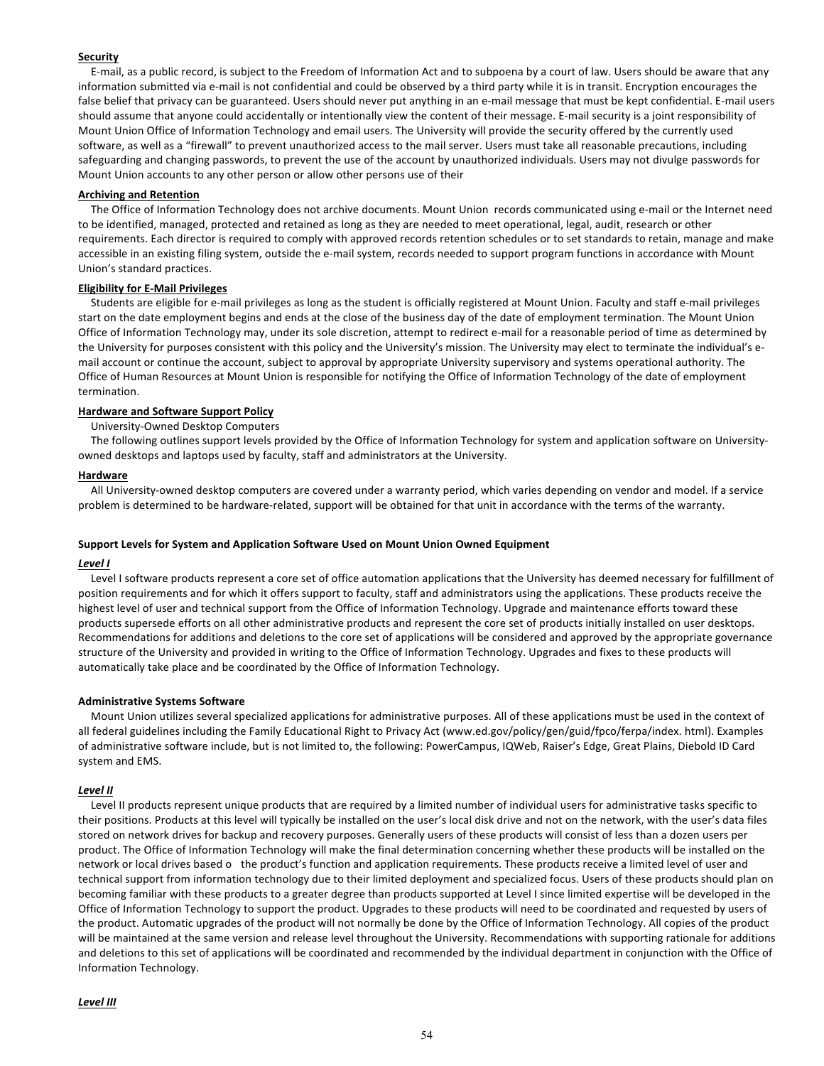**Security**

E-mail, as a public record, is subject to the Freedom of Information Act and to subpoena by a court of law. Users should be aware that any information submitted via e-mail is not confidential and could be observed by a third party while it is in transit. Encryption encourages the false belief that privacy can be guaranteed. Users should never put anything in an e-mail message that must be kept confidential. E-mail users should assume that anyone could accidentally or intentionally view the content of their message. E-mail security is a joint responsibility of Mount Union Office of Information Technology and email users. The University will provide the security offered by the currently used software, as well as a "firewall" to prevent unauthorized access to the mail server. Users must take all reasonable precautions, including safeguarding and changing passwords, to prevent the use of the account by unauthorized individuals. Users may not divulge passwords for Mount Union accounts to any other person or allow other persons use of their

**Archiving and Retention**

The Office of Information Technology does not archive documents. Mount Union records communicated using e-mail or the Internet need to be identified, managed, protected and retained as long as they are needed to meet operational, legal, audit, research or other requirements. Each director is required to comply with approved records retention schedules or to set standards to retain, manage and make accessible in an existing filing system, outside the e-mail system, records needed to support program functions in accordance with Mount Union's standard practices.

**Eligibility for E-Mail Privileges**

Students are eligible for e-mail privileges as long as the student is officially registered at Mount Union. Faculty and staff e-mail privileges start on the date employment begins and ends at the close of the business day of the date of employment termination. The Mount Union Office of Information Technology may, under its sole discretion, attempt to redirect e-mail for a reasonable period of time as determined by the University for purposes consistent with this policy and the University's mission. The University may elect to terminate the individual's e-mail account or continue the account, subject to approval by appropriate University supervisory and systems operational authority. The Office of Human Resources at Mount Union is responsible for notifying the Office of Information Technology of the date of employment termination.

**Hardware and Software Support Policy**

University-Owned Desktop Computers

The following outlines support levels provided by the Office of Information Technology for system and application software on University-owned desktops and laptops used by faculty, staff and administrators at the University.

**Hardware**

All University-owned desktop computers are covered under a warranty period, which varies depending on vendor and model. If a service problem is determined to be hardware-related, support will be obtained for that unit in accordance with the terms of the warranty.

**Support Levels for System and Application Software Used on Mount Union Owned Equipment**

***Level I***

Level I software products represent a core set of office automation applications that the University has deemed necessary for fulfillment of position requirements and for which it offers support to faculty, staff and administrators using the applications. These products receive the highest level of user and technical support from the Office of Information Technology. Upgrade and maintenance efforts toward these products supersede efforts on all other administrative products and represent the core set of products initially installed on user desktops. Recommendations for additions and deletions to the core set of applications will be considered and approved by the appropriate governance structure of the University and provided in writing to the Office of Information Technology. Upgrades and fixes to these products will automatically take place and be coordinated by the Office of Information Technology.

**Administrative Systems Software**

Mount Union utilizes several specialized applications for administrative purposes. All of these applications must be used in the context of all federal guidelines including the Family Educational Right to Privacy Act (www.ed.gov/policy/gen/guid/fpco/ferpa/index. html). Examples of administrative software include, but is not limited to, the following: PowerCampus, IQWeb, Raiser's Edge, Great Plains, Diebold ID Card system and EMS.

***Level II***

Level II products represent unique products that are required by a limited number of individual users for administrative tasks specific to their positions. Products at this level will typically be installed on the user's local disk drive and not on the network, with the user's data files stored on network drives for backup and recovery purposes. Generally users of these products will consist of less than a dozen users per product. The Office of Information Technology will make the final determination concerning whether these products will be installed on the network or local drives based o the product's function and application requirements. These products receive a limited level of user and technical support from information technology due to their limited deployment and specialized focus. Users of these products should plan on becoming familiar with these products to a greater degree than products supported at Level I since limited expertise will be developed in the Office of Information Technology to support the product. Upgrades to these products will need to be coordinated and requested by users of the product. Automatic upgrades of the product will not normally be done by the Office of Information Technology. All copies of the product will be maintained at the same version and release level throughout the University. Recommendations with supporting rationale for additions and deletions to this set of applications will be coordinated and recommended by the individual department in conjunction with the Office of Information Technology.

***Level III***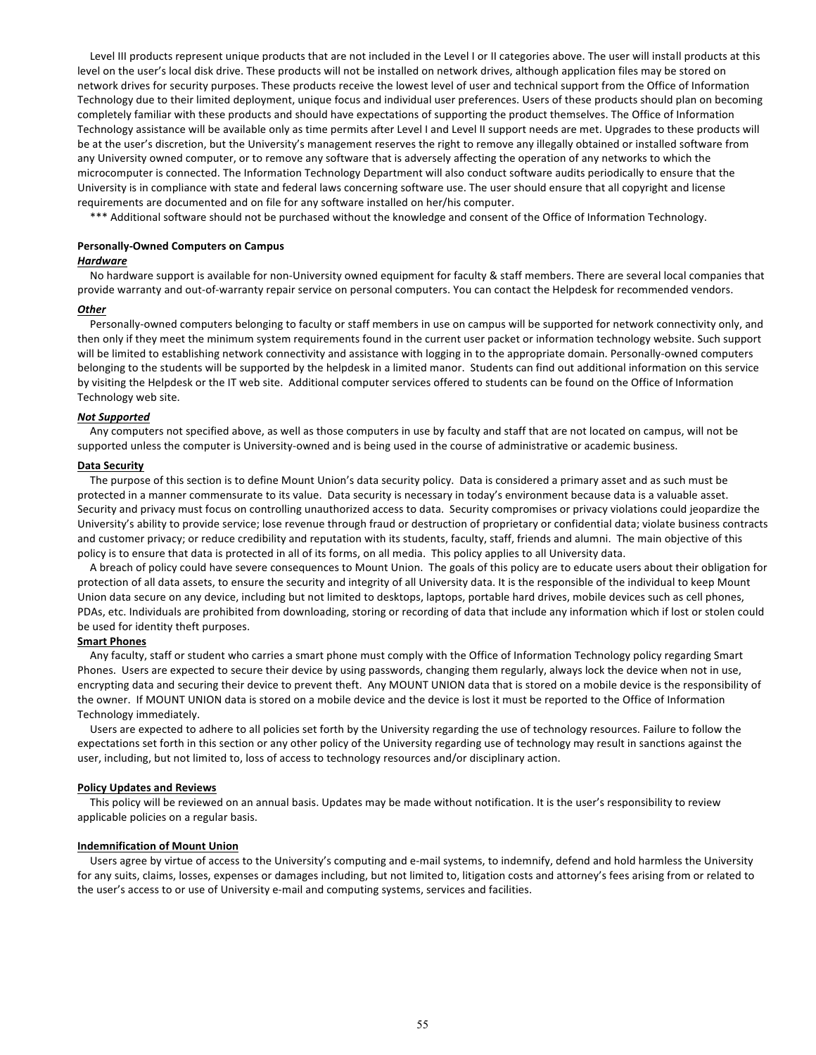Level III products represent unique products that are not included in the Level I or II categories above. The user will install products at this level on the user's local disk drive. These products will not be installed on network drives, although application files may be stored on network drives for security purposes. These products receive the lowest level of user and technical support from the Office of Information Technology due to their limited deployment, unique focus and individual user preferences. Users of these products should plan on becoming completely familiar with these products and should have expectations of supporting the product themselves. The Office of Information Technology assistance will be available only as time permits after Level I and Level II support needs are met. Upgrades to these products will be at the user's discretion, but the University's management reserves the right to remove any illegally obtained or installed software from any University owned computer, or to remove any software that is adversely affecting the operation of any networks to which the microcomputer is connected. The Information Technology Department will also conduct software audits periodically to ensure that the University is in compliance with state and federal laws concerning software use. The user should ensure that all copyright and license requirements are documented and on file for any software installed on her/his computer.

*** Additional software should not be purchased without the knowledge and consent of the Office of Information Technology.

**Personally-Owned Computers on Campus**

***Hardware***

No hardware support is available for non-University owned equipment for faculty & staff members. There are several local companies that provide warranty and out-of-warranty repair service on personal computers. You can contact the Helpdesk for recommended vendors.

***Other***

Personally-owned computers belonging to faculty or staff members in use on campus will be supported for network connectivity only, and then only if they meet the minimum system requirements found in the current user packet or information technology website. Such support will be limited to establishing network connectivity and assistance with logging in to the appropriate domain. Personally-owned computers belonging to the students will be supported by the helpdesk in a limited manor. Students can find out additional information on this service by visiting the Helpdesk or the IT web site. Additional computer services offered to students can be found on the Office of Information Technology web site.

***Not Supported***

Any computers not specified above, as well as those computers in use by faculty and staff that are not located on campus, will not be supported unless the computer is University-owned and is being used in the course of administrative or academic business.

**Data Security**

The purpose of this section is to define Mount Union's data security policy. Data is considered a primary asset and as such must be protected in a manner commensurate to its value. Data security is necessary in today's environment because data is a valuable asset. Security and privacy must focus on controlling unauthorized access to data. Security compromises or privacy violations could jeopardize the University's ability to provide service; lose revenue through fraud or destruction of proprietary or confidential data; violate business contracts and customer privacy; or reduce credibility and reputation with its students, faculty, staff, friends and alumni. The main objective of this policy is to ensure that data is protected in all of its forms, on all media. This policy applies to all University data.

A breach of policy could have severe consequences to Mount Union. The goals of this policy are to educate users about their obligation for protection of all data assets, to ensure the security and integrity of all University data. It is the responsible of the individual to keep Mount Union data secure on any device, including but not limited to desktops, laptops, portable hard drives, mobile devices such as cell phones, PDAs, etc. Individuals are prohibited from downloading, storing or recording of data that include any information which if lost or stolen could be used for identity theft purposes.

**Smart Phones**

Any faculty, staff or student who carries a smart phone must comply with the Office of Information Technology policy regarding Smart Phones. Users are expected to secure their device by using passwords, changing them regularly, always lock the device when not in use, encrypting data and securing their device to prevent theft. Any MOUNT UNION data that is stored on a mobile device is the responsibility of the owner. If MOUNT UNION data is stored on a mobile device and the device is lost it must be reported to the Office of Information Technology immediately.

Users are expected to adhere to all policies set forth by the University regarding the use of technology resources. Failure to follow the expectations set forth in this section or any other policy of the University regarding use of technology may result in sanctions against the user, including, but not limited to, loss of access to technology resources and/or disciplinary action.

**Policy Updates and Reviews**

This policy will be reviewed on an annual basis. Updates may be made without notification. It is the user's responsibility to review applicable policies on a regular basis.

**Indemnification of Mount Union**

Users agree by virtue of access to the University's computing and e-mail systems, to indemnify, defend and hold harmless the University for any suits, claims, losses, expenses or damages including, but not limited to, litigation costs and attorney's fees arising from or related to the user's access to or use of University e-mail and computing systems, services and facilities.